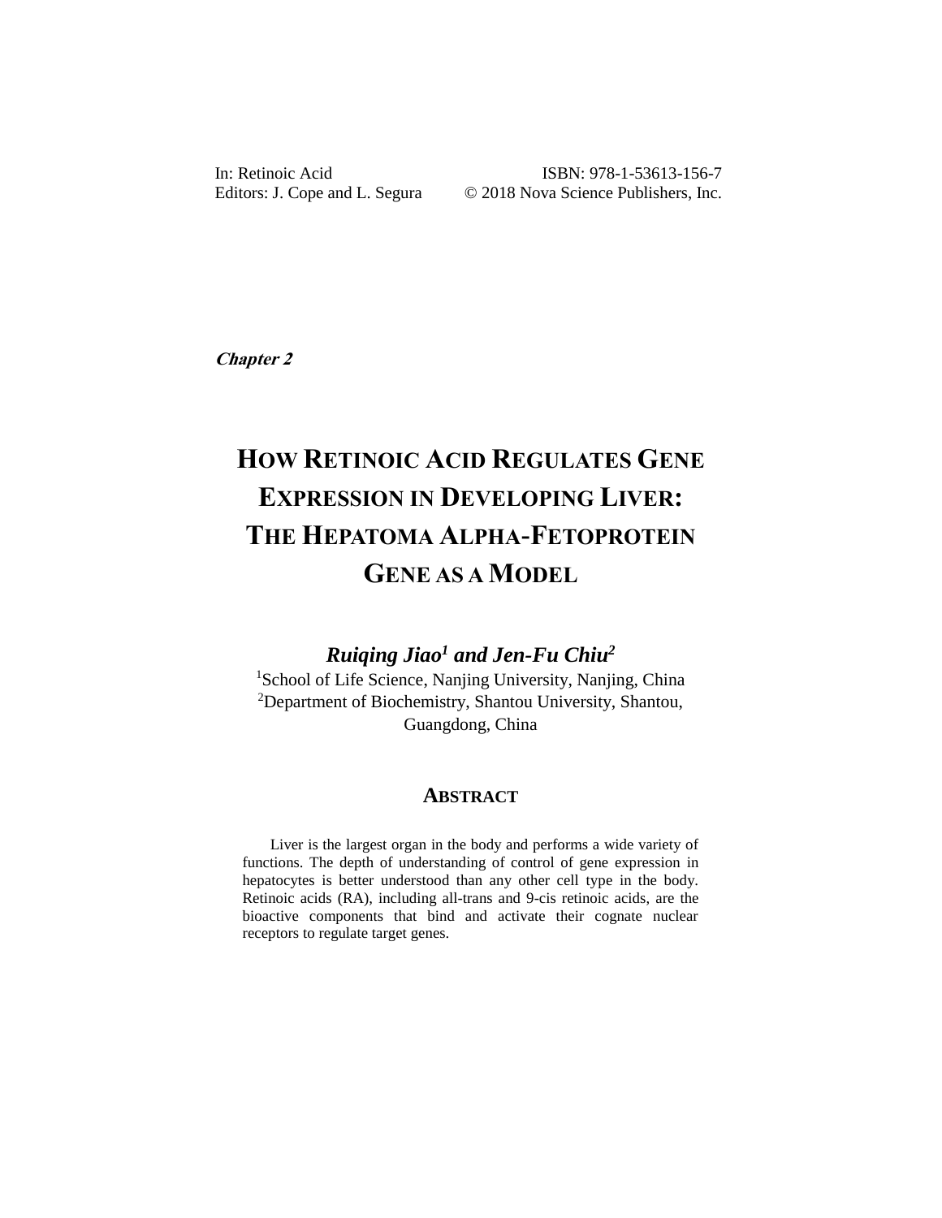In: Retinoic Acid
Editors: J. Cope and L. Segura

ISBN: 978-1-53613-156-7
© 2018 Nova Science Publishers, Inc.

***Chapter 2***

# HOW RETINOIC ACID REGULATES GENE EXPRESSION IN DEVELOPING LIVER: THE HEPATOMA ALPHA-FETOPROTEIN GENE AS A MODEL

***Ruiqing Jiao[1] and Jen-Fu Chiu[2]***

[1]School of Life Science, Nanjing University, Nanjing, China
[2]Department of Biochemistry, Shantou University, Shantou, Guangdong, China

## ABSTRACT

Liver is the largest organ in the body and performs a wide variety of functions. The depth of understanding of control of gene expression in hepatocytes is better understood than any other cell type in the body. Retinoic acids (RA), including all-trans and 9-cis retinoic acids, are the bioactive components that bind and activate their cognate nuclear receptors to regulate target genes.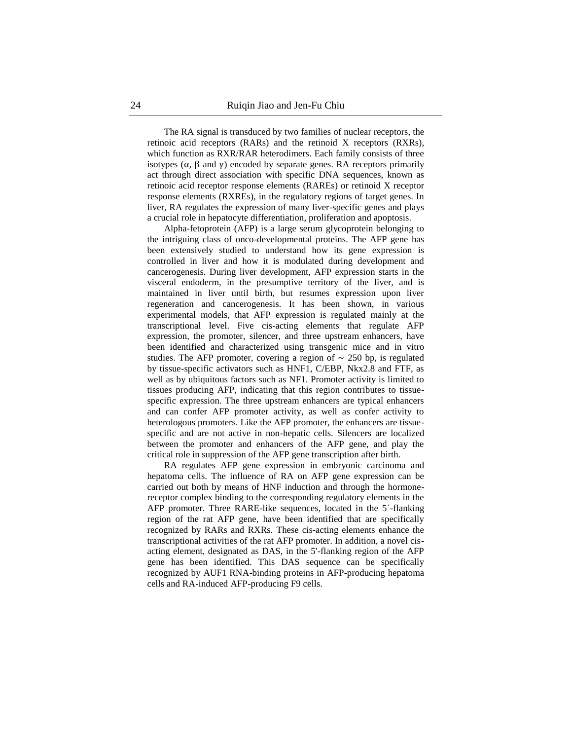The RA signal is transduced by two families of nuclear receptors, the retinoic acid receptors (RARs) and the retinoid X receptors (RXRs), which function as RXR/RAR heterodimers. Each family consists of three isotypes (α, β and γ) encoded by separate genes. RA receptors primarily act through direct association with specific DNA sequences, known as retinoic acid receptor response elements (RAREs) or retinoid X receptor response elements (RXREs), in the regulatory regions of target genes. In liver, RA regulates the expression of many liver-specific genes and plays a crucial role in hepatocyte differentiation, proliferation and apoptosis.

Alpha-fetoprotein (AFP) is a large serum glycoprotein belonging to the intriguing class of onco-developmental proteins. The AFP gene has been extensively studied to understand how its gene expression is controlled in liver and how it is modulated during development and cancerogenesis. During liver development, AFP expression starts in the visceral endoderm, in the presumptive territory of the liver, and is maintained in liver until birth, but resumes expression upon liver regeneration and cancerogenesis. It has been shown, in various experimental models, that AFP expression is regulated mainly at the transcriptional level. Five cis-acting elements that regulate AFP expression, the promoter, silencer, and three upstream enhancers, have been identified and characterized using transgenic mice and in vitro studies. The AFP promoter, covering a region of ∼ 250 bp, is regulated by tissue-specific activators such as HNF1, C/EBP, Nkx2.8 and FTF, as well as by ubiquitous factors such as NF1. Promoter activity is limited to tissues producing AFP, indicating that this region contributes to tissue-specific expression. The three upstream enhancers are typical enhancers and can confer AFP promoter activity, as well as confer activity to heterologous promoters. Like the AFP promoter, the enhancers are tissue-specific and are not active in non-hepatic cells. Silencers are localized between the promoter and enhancers of the AFP gene, and play the critical role in suppression of the AFP gene transcription after birth.

RA regulates AFP gene expression in embryonic carcinoma and hepatoma cells. The influence of RA on AFP gene expression can be carried out both by means of HNF induction and through the hormone-receptor complex binding to the corresponding regulatory elements in the AFP promoter. Three RARE-like sequences, located in the 5´-flanking region of the rat AFP gene, have been identified that are specifically recognized by RARs and RXRs. These cis-acting elements enhance the transcriptional activities of the rat AFP promoter. In addition, a novel cis-acting element, designated as DAS, in the 5'-flanking region of the AFP gene has been identified. This DAS sequence can be specifically recognized by AUF1 RNA-binding proteins in AFP-producing hepatoma cells and RA-induced AFP-producing F9 cells.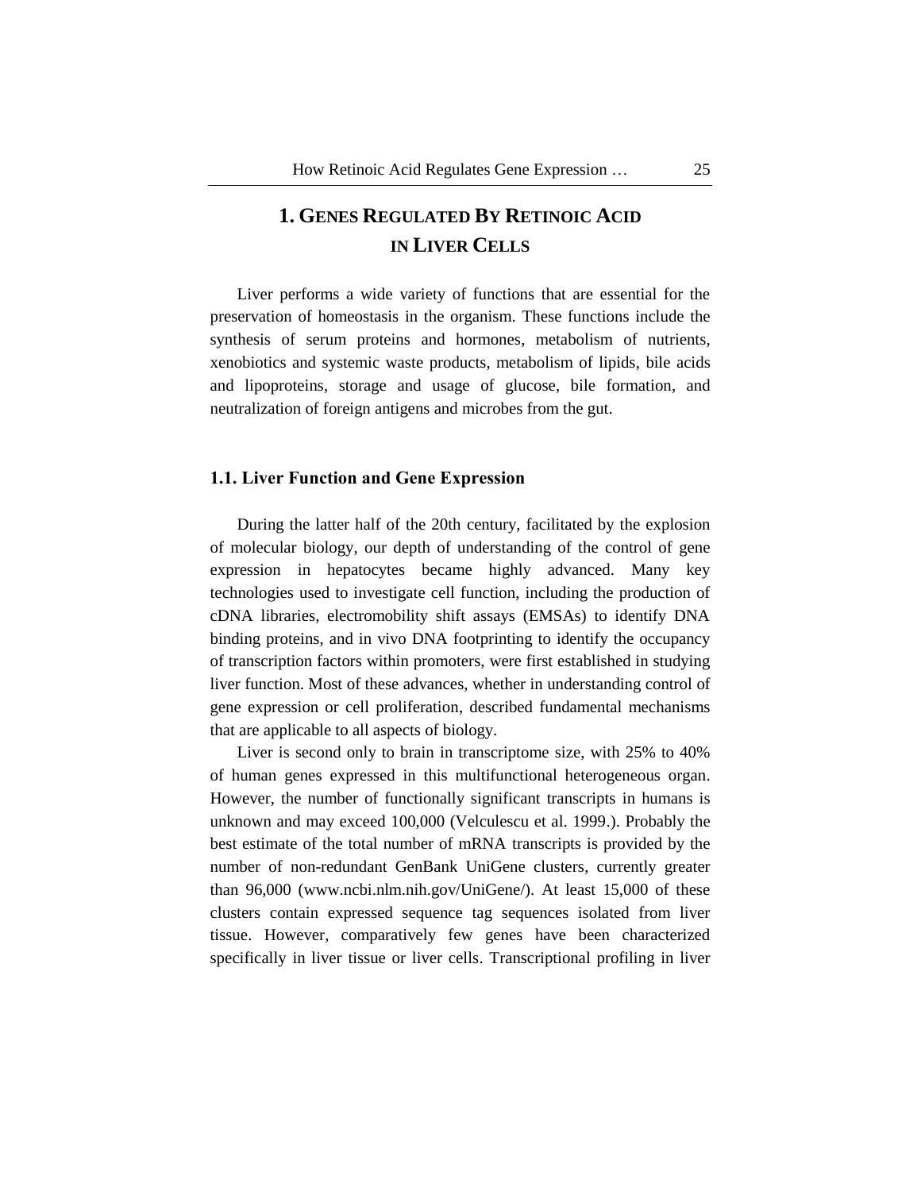# 1. Genes Regulated By Retinoic Acid in Liver Cells

Liver performs a wide variety of functions that are essential for the preservation of homeostasis in the organism. These functions include the synthesis of serum proteins and hormones, metabolism of nutrients, xenobiotics and systemic waste products, metabolism of lipids, bile acids and lipoproteins, storage and usage of glucose, bile formation, and neutralization of foreign antigens and microbes from the gut.

## 1.1. Liver Function and Gene Expression

During the latter half of the 20th century, facilitated by the explosion of molecular biology, our depth of understanding of the control of gene expression in hepatocytes became highly advanced. Many key technologies used to investigate cell function, including the production of cDNA libraries, electromobility shift assays (EMSAs) to identify DNA binding proteins, and in vivo DNA footprinting to identify the occupancy of transcription factors within promoters, were first established in studying liver function. Most of these advances, whether in understanding control of gene expression or cell proliferation, described fundamental mechanisms that are applicable to all aspects of biology.

Liver is second only to brain in transcriptome size, with 25% to 40% of human genes expressed in this multifunctional heterogeneous organ. However, the number of functionally significant transcripts in humans is unknown and may exceed 100,000 (Velculescu et al. 1999.). Probably the best estimate of the total number of mRNA transcripts is provided by the number of non-redundant GenBank UniGene clusters, currently greater than 96,000 (www.ncbi.nlm.nih.gov/UniGene/). At least 15,000 of these clusters contain expressed sequence tag sequences isolated from liver tissue. However, comparatively few genes have been characterized specifically in liver tissue or liver cells. Transcriptional profiling in liver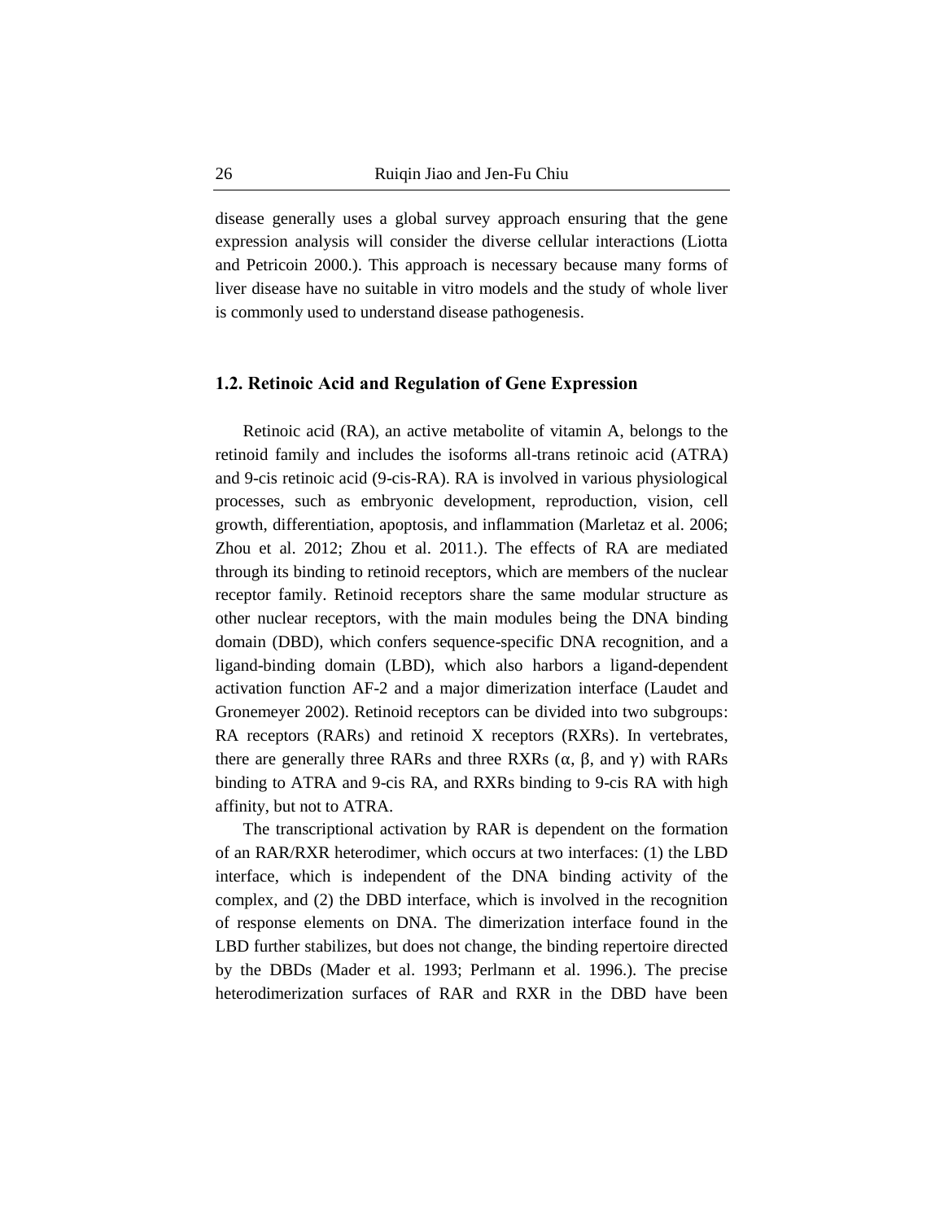disease generally uses a global survey approach ensuring that the gene expression analysis will consider the diverse cellular interactions (Liotta and Petricoin 2000.). This approach is necessary because many forms of liver disease have no suitable in vitro models and the study of whole liver is commonly used to understand disease pathogenesis.

### 1.2. Retinoic Acid and Regulation of Gene Expression

Retinoic acid (RA), an active metabolite of vitamin A, belongs to the retinoid family and includes the isoforms all-trans retinoic acid (ATRA) and 9-cis retinoic acid (9-cis-RA). RA is involved in various physiological processes, such as embryonic development, reproduction, vision, cell growth, differentiation, apoptosis, and inflammation (Marletaz et al. 2006; Zhou et al. 2012; Zhou et al. 2011.). The effects of RA are mediated through its binding to retinoid receptors, which are members of the nuclear receptor family. Retinoid receptors share the same modular structure as other nuclear receptors, with the main modules being the DNA binding domain (DBD), which confers sequence-specific DNA recognition, and a ligand-binding domain (LBD), which also harbors a ligand-dependent activation function AF-2 and a major dimerization interface (Laudet and Gronemeyer 2002). Retinoid receptors can be divided into two subgroups: RA receptors (RARs) and retinoid X receptors (RXRs). In vertebrates, there are generally three RARs and three RXRs (α, β, and γ) with RARs binding to ATRA and 9-cis RA, and RXRs binding to 9-cis RA with high affinity, but not to ATRA.

The transcriptional activation by RAR is dependent on the formation of an RAR/RXR heterodimer, which occurs at two interfaces: (1) the LBD interface, which is independent of the DNA binding activity of the complex, and (2) the DBD interface, which is involved in the recognition of response elements on DNA. The dimerization interface found in the LBD further stabilizes, but does not change, the binding repertoire directed by the DBDs (Mader et al. 1993; Perlmann et al. 1996.). The precise heterodimerization surfaces of RAR and RXR in the DBD have been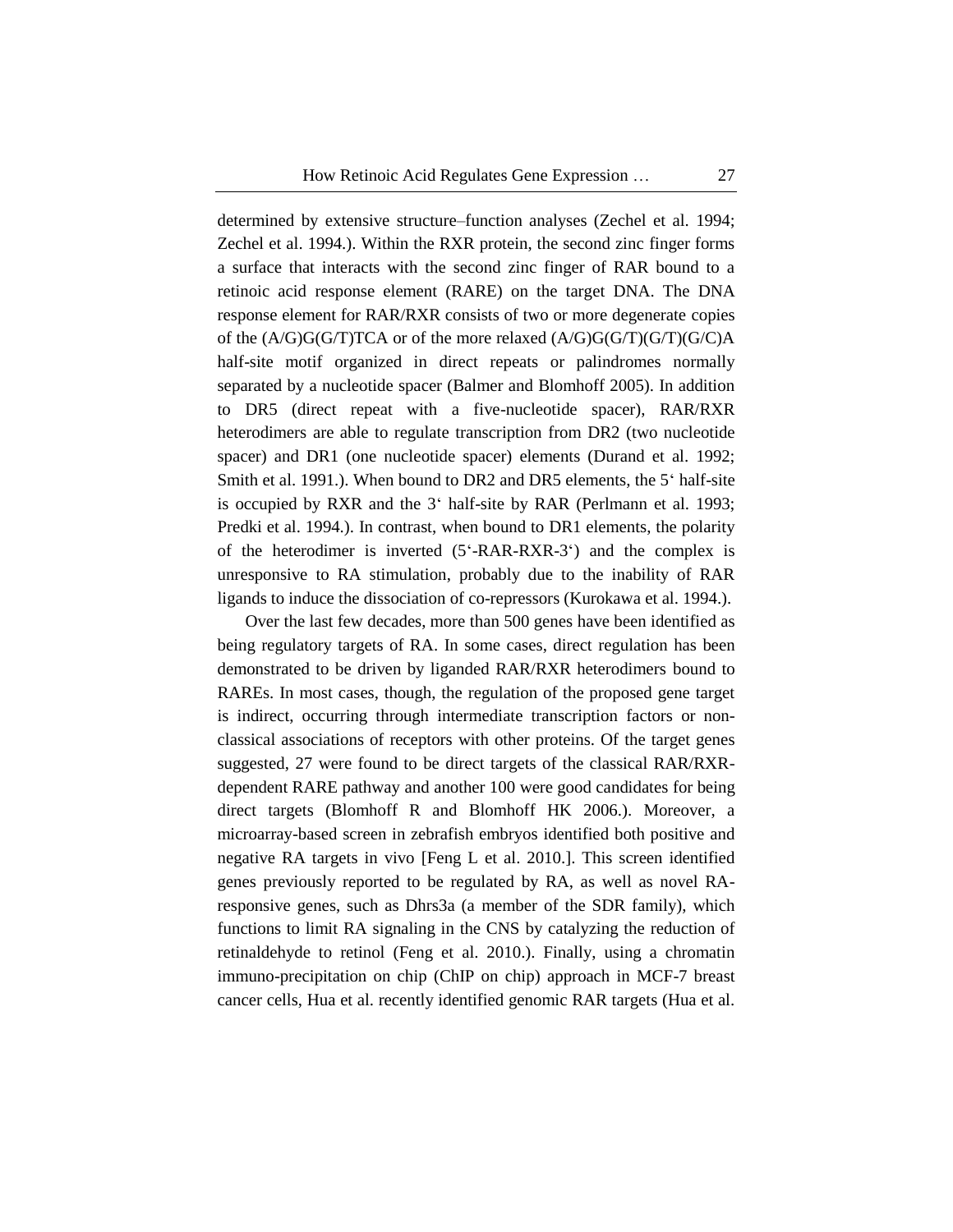determined by extensive structure–function analyses (Zechel et al. 1994; Zechel et al. 1994.). Within the RXR protein, the second zinc finger forms a surface that interacts with the second zinc finger of RAR bound to a retinoic acid response element (RARE) on the target DNA. The DNA response element for RAR/RXR consists of two or more degenerate copies of the (A/G)G(G/T)TCA or of the more relaxed (A/G)G(G/T)(G/T)(G/C)A half-site motif organized in direct repeats or palindromes normally separated by a nucleotide spacer (Balmer and Blomhoff 2005). In addition to DR5 (direct repeat with a five-nucleotide spacer), RAR/RXR heterodimers are able to regulate transcription from DR2 (two nucleotide spacer) and DR1 (one nucleotide spacer) elements (Durand et al. 1992; Smith et al. 1991.). When bound to DR2 and DR5 elements, the 5‘ half-site is occupied by RXR and the 3‘ half-site by RAR (Perlmann et al. 1993; Predki et al. 1994.). In contrast, when bound to DR1 elements, the polarity of the heterodimer is inverted (5‘-RAR-RXR-3‘) and the complex is unresponsive to RA stimulation, probably due to the inability of RAR ligands to induce the dissociation of co-repressors (Kurokawa et al. 1994.).

Over the last few decades, more than 500 genes have been identified as being regulatory targets of RA. In some cases, direct regulation has been demonstrated to be driven by liganded RAR/RXR heterodimers bound to RAREs. In most cases, though, the regulation of the proposed gene target is indirect, occurring through intermediate transcription factors or non-classical associations of receptors with other proteins. Of the target genes suggested, 27 were found to be direct targets of the classical RAR/RXR-dependent RARE pathway and another 100 were good candidates for being direct targets (Blomhoff R and Blomhoff HK 2006.). Moreover, a microarray-based screen in zebrafish embryos identified both positive and negative RA targets in vivo [Feng L et al. 2010.]. This screen identified genes previously reported to be regulated by RA, as well as novel RA-responsive genes, such as Dhrs3a (a member of the SDR family), which functions to limit RA signaling in the CNS by catalyzing the reduction of retinaldehyde to retinol (Feng et al. 2010.). Finally, using a chromatin immuno-precipitation on chip (ChIP on chip) approach in MCF-7 breast cancer cells, Hua et al. recently identified genomic RAR targets (Hua et al.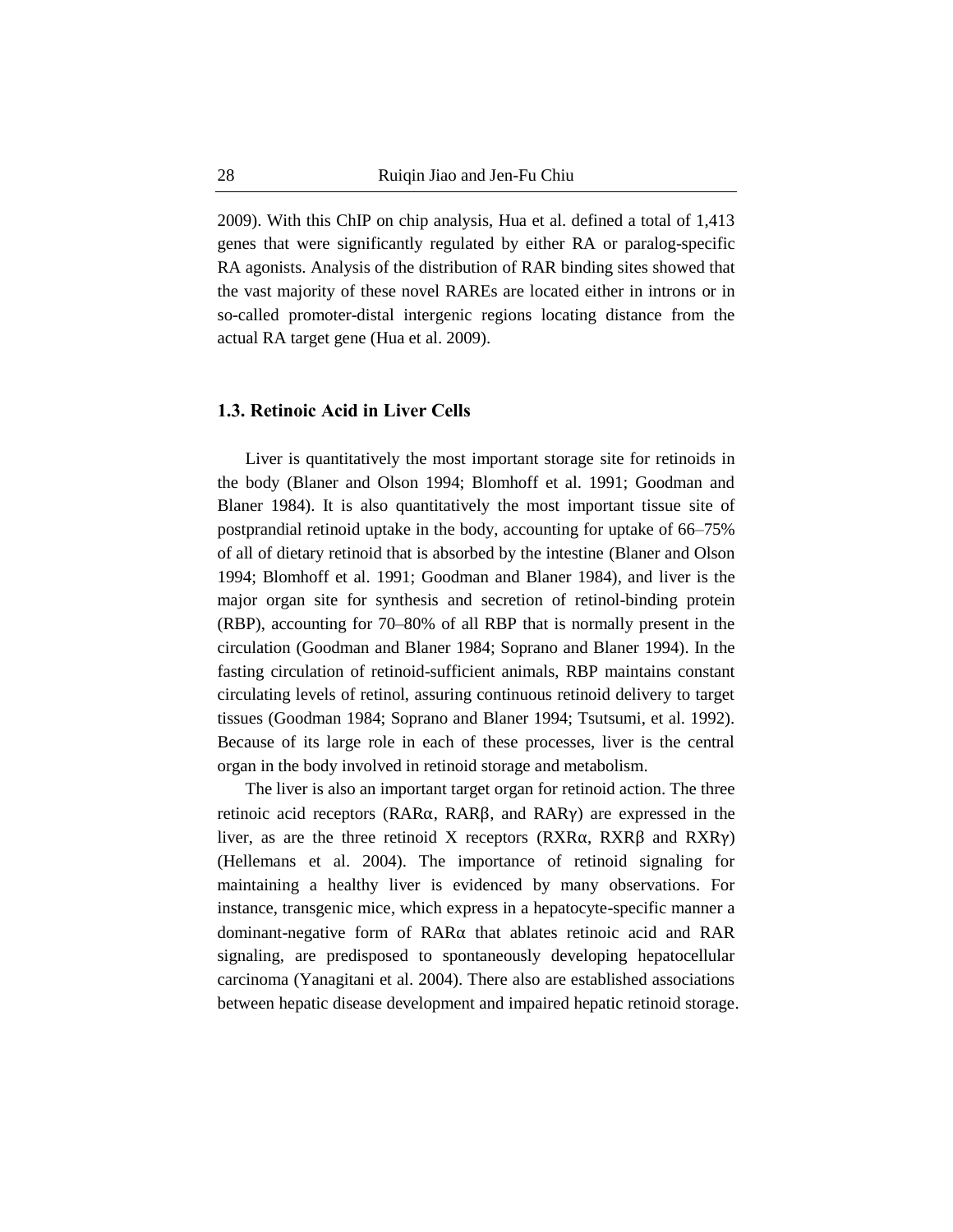2009). With this ChIP on chip analysis, Hua et al. defined a total of 1,413 genes that were significantly regulated by either RA or paralog-specific RA agonists. Analysis of the distribution of RAR binding sites showed that the vast majority of these novel RAREs are located either in introns or in so-called promoter-distal intergenic regions locating distance from the actual RA target gene (Hua et al. 2009).

### 1.3. Retinoic Acid in Liver Cells

Liver is quantitatively the most important storage site for retinoids in the body (Blaner and Olson 1994; Blomhoff et al. 1991; Goodman and Blaner 1984). It is also quantitatively the most important tissue site of postprandial retinoid uptake in the body, accounting for uptake of 66–75% of all of dietary retinoid that is absorbed by the intestine (Blaner and Olson 1994; Blomhoff et al. 1991; Goodman and Blaner 1984), and liver is the major organ site for synthesis and secretion of retinol-binding protein (RBP), accounting for 70–80% of all RBP that is normally present in the circulation (Goodman and Blaner 1984; Soprano and Blaner 1994). In the fasting circulation of retinoid-sufficient animals, RBP maintains constant circulating levels of retinol, assuring continuous retinoid delivery to target tissues (Goodman 1984; Soprano and Blaner 1994; Tsutsumi, et al. 1992). Because of its large role in each of these processes, liver is the central organ in the body involved in retinoid storage and metabolism.

The liver is also an important target organ for retinoid action. The three retinoic acid receptors (RARα, RARβ, and RARγ) are expressed in the liver, as are the three retinoid X receptors (RXRα, RXRβ and RXRγ) (Hellemans et al. 2004). The importance of retinoid signaling for maintaining a healthy liver is evidenced by many observations. For instance, transgenic mice, which express in a hepatocyte-specific manner a dominant-negative form of RARα that ablates retinoic acid and RAR signaling, are predisposed to spontaneously developing hepatocellular carcinoma (Yanagitani et al. 2004). There also are established associations between hepatic disease development and impaired hepatic retinoid storage.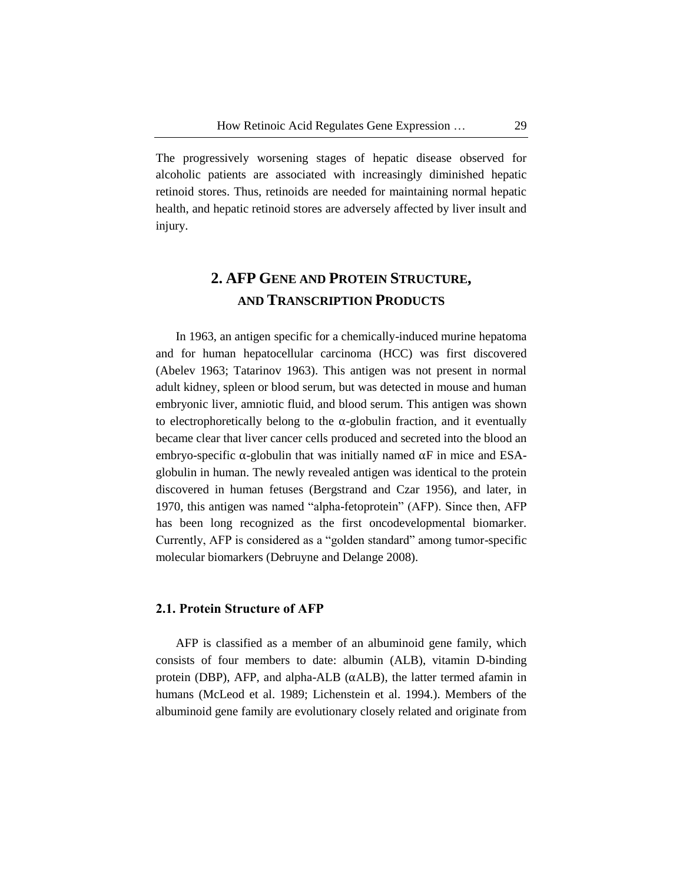The progressively worsening stages of hepatic disease observed for alcoholic patients are associated with increasingly diminished hepatic retinoid stores. Thus, retinoids are needed for maintaining normal hepatic health, and hepatic retinoid stores are adversely affected by liver insult and injury.

## 2. AFP Gene and Protein Structure, and Transcription Products

In 1963, an antigen specific for a chemically-induced murine hepatoma and for human hepatocellular carcinoma (HCC) was first discovered (Abelev 1963; Tatarinov 1963). This antigen was not present in normal adult kidney, spleen or blood serum, but was detected in mouse and human embryonic liver, amniotic fluid, and blood serum. This antigen was shown to electrophoretically belong to the α-globulin fraction, and it eventually became clear that liver cancer cells produced and secreted into the blood an embryo-specific α-globulin that was initially named αF in mice and ESA-globulin in human. The newly revealed antigen was identical to the protein discovered in human fetuses (Bergstrand and Czar 1956), and later, in 1970, this antigen was named "alpha-fetoprotein" (AFP). Since then, AFP has been long recognized as the first oncodevelopmental biomarker. Currently, AFP is considered as a "golden standard" among tumor-specific molecular biomarkers (Debruyne and Delange 2008).

### 2.1. Protein Structure of AFP

AFP is classified as a member of an albuminoid gene family, which consists of four members to date: albumin (ALB), vitamin D-binding protein (DBP), AFP, and alpha-ALB (αALB), the latter termed afamin in humans (McLeod et al. 1989; Lichenstein et al. 1994.). Members of the albuminoid gene family are evolutionary closely related and originate from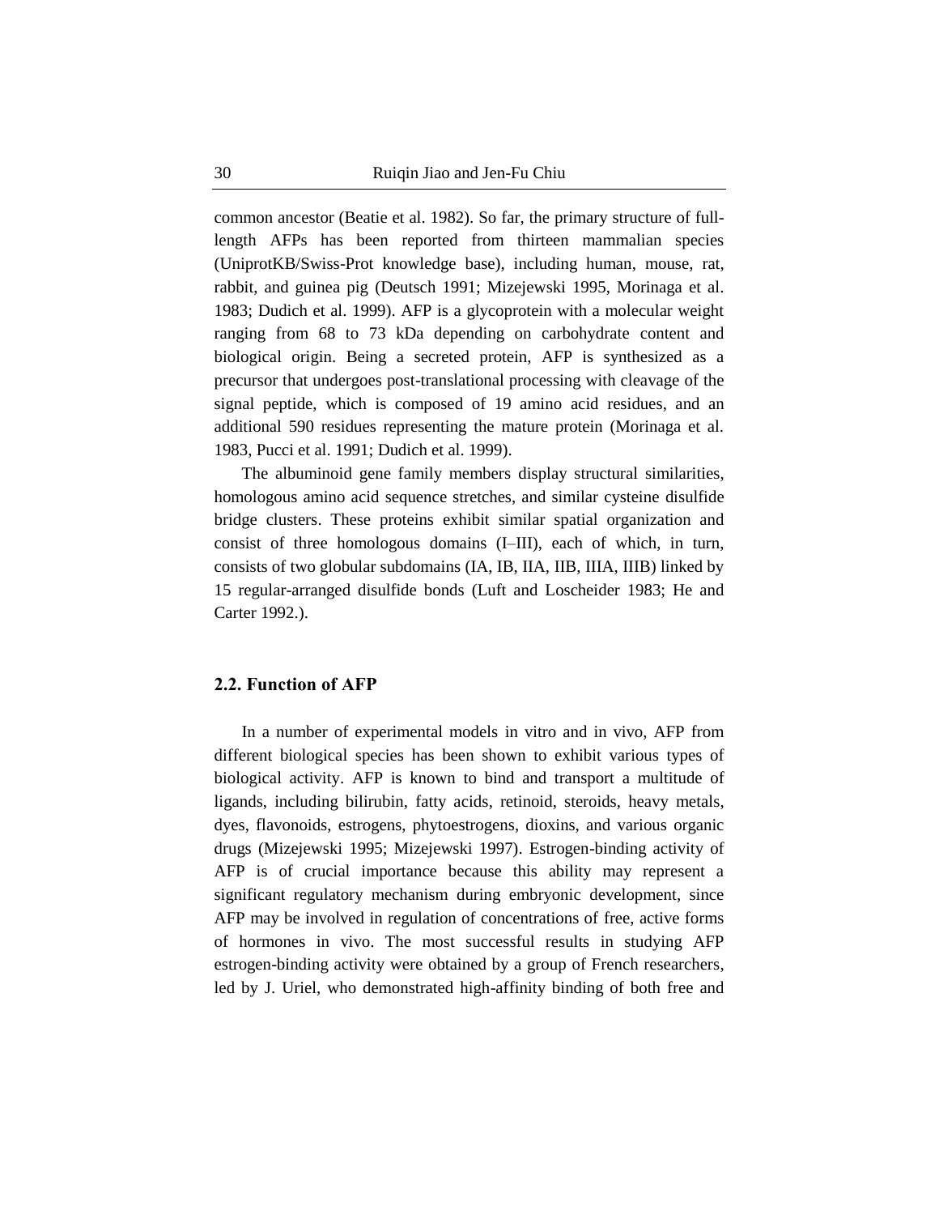common ancestor (Beatie et al. 1982). So far, the primary structure of full-length AFPs has been reported from thirteen mammalian species (UniprotKB/Swiss-Prot knowledge base), including human, mouse, rat, rabbit, and guinea pig (Deutsch 1991; Mizejewski 1995, Morinaga et al. 1983; Dudich et al. 1999). AFP is a glycoprotein with a molecular weight ranging from 68 to 73 kDa depending on carbohydrate content and biological origin. Being a secreted protein, AFP is synthesized as a precursor that undergoes post-translational processing with cleavage of the signal peptide, which is composed of 19 amino acid residues, and an additional 590 residues representing the mature protein (Morinaga et al. 1983, Pucci et al. 1991; Dudich et al. 1999).

The albuminoid gene family members display structural similarities, homologous amino acid sequence stretches, and similar cysteine disulfide bridge clusters. These proteins exhibit similar spatial organization and consist of three homologous domains (I–III), each of which, in turn, consists of two globular subdomains (IA, IB, IIA, IIB, IIIA, IIIB) linked by 15 regular-arranged disulfide bonds (Luft and Loscheider 1983; He and Carter 1992.).

## 2.2. Function of AFP

In a number of experimental models in vitro and in vivo, AFP from different biological species has been shown to exhibit various types of biological activity. AFP is known to bind and transport a multitude of ligands, including bilirubin, fatty acids, retinoid, steroids, heavy metals, dyes, flavonoids, estrogens, phytoestrogens, dioxins, and various organic drugs (Mizejewski 1995; Mizejewski 1997). Estrogen-binding activity of AFP is of crucial importance because this ability may represent a significant regulatory mechanism during embryonic development, since AFP may be involved in regulation of concentrations of free, active forms of hormones in vivo. The most successful results in studying AFP estrogen-binding activity were obtained by a group of French researchers, led by J. Uriel, who demonstrated high-affinity binding of both free and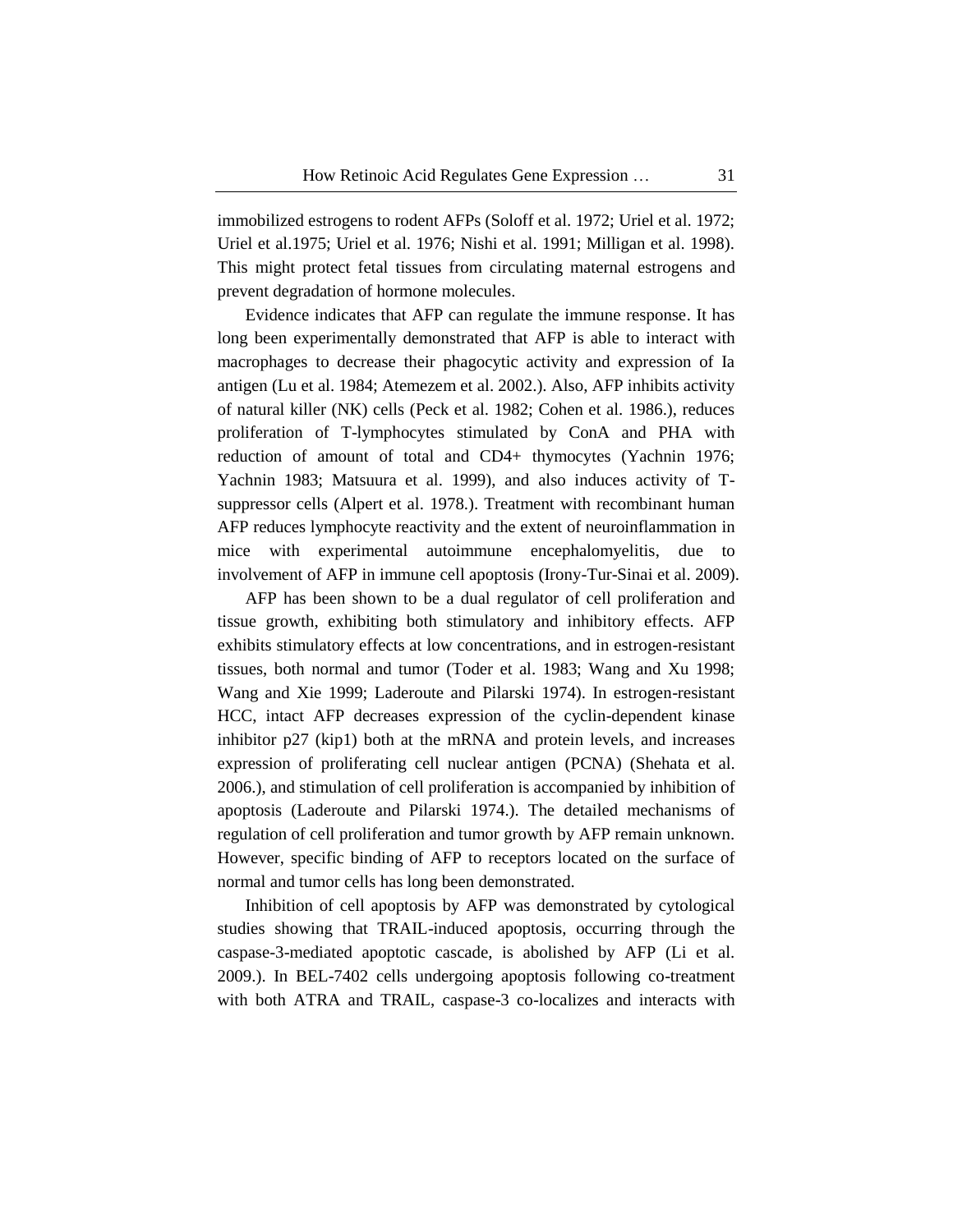immobilized estrogens to rodent AFPs (Soloff et al. 1972; Uriel et al. 1972; Uriel et al.1975; Uriel et al. 1976; Nishi et al. 1991; Milligan et al. 1998). This might protect fetal tissues from circulating maternal estrogens and prevent degradation of hormone molecules.

Evidence indicates that AFP can regulate the immune response. It has long been experimentally demonstrated that AFP is able to interact with macrophages to decrease their phagocytic activity and expression of Ia antigen (Lu et al. 1984; Atemezem et al. 2002.). Also, AFP inhibits activity of natural killer (NK) cells (Peck et al. 1982; Cohen et al. 1986.), reduces proliferation of T-lymphocytes stimulated by ConA and PHA with reduction of amount of total and CD4+ thymocytes (Yachnin 1976; Yachnin 1983; Matsuura et al. 1999), and also induces activity of T-suppressor cells (Alpert et al. 1978.). Treatment with recombinant human AFP reduces lymphocyte reactivity and the extent of neuroinflammation in mice with experimental autoimmune encephalomyelitis, due to involvement of AFP in immune cell apoptosis (Irony-Tur-Sinai et al. 2009).

AFP has been shown to be a dual regulator of cell proliferation and tissue growth, exhibiting both stimulatory and inhibitory effects. AFP exhibits stimulatory effects at low concentrations, and in estrogen-resistant tissues, both normal and tumor (Toder et al. 1983; Wang and Xu 1998; Wang and Xie 1999; Laderoute and Pilarski 1974). In estrogen-resistant HCC, intact AFP decreases expression of the cyclin-dependent kinase inhibitor p27 (kip1) both at the mRNA and protein levels, and increases expression of proliferating cell nuclear antigen (PCNA) (Shehata et al. 2006.), and stimulation of cell proliferation is accompanied by inhibition of apoptosis (Laderoute and Pilarski 1974.). The detailed mechanisms of regulation of cell proliferation and tumor growth by AFP remain unknown. However, specific binding of AFP to receptors located on the surface of normal and tumor cells has long been demonstrated.

Inhibition of cell apoptosis by AFP was demonstrated by cytological studies showing that TRAIL-induced apoptosis, occurring through the caspase-3-mediated apoptotic cascade, is abolished by AFP (Li et al. 2009.). In BEL-7402 cells undergoing apoptosis following co-treatment with both ATRA and TRAIL, caspase-3 co-localizes and interacts with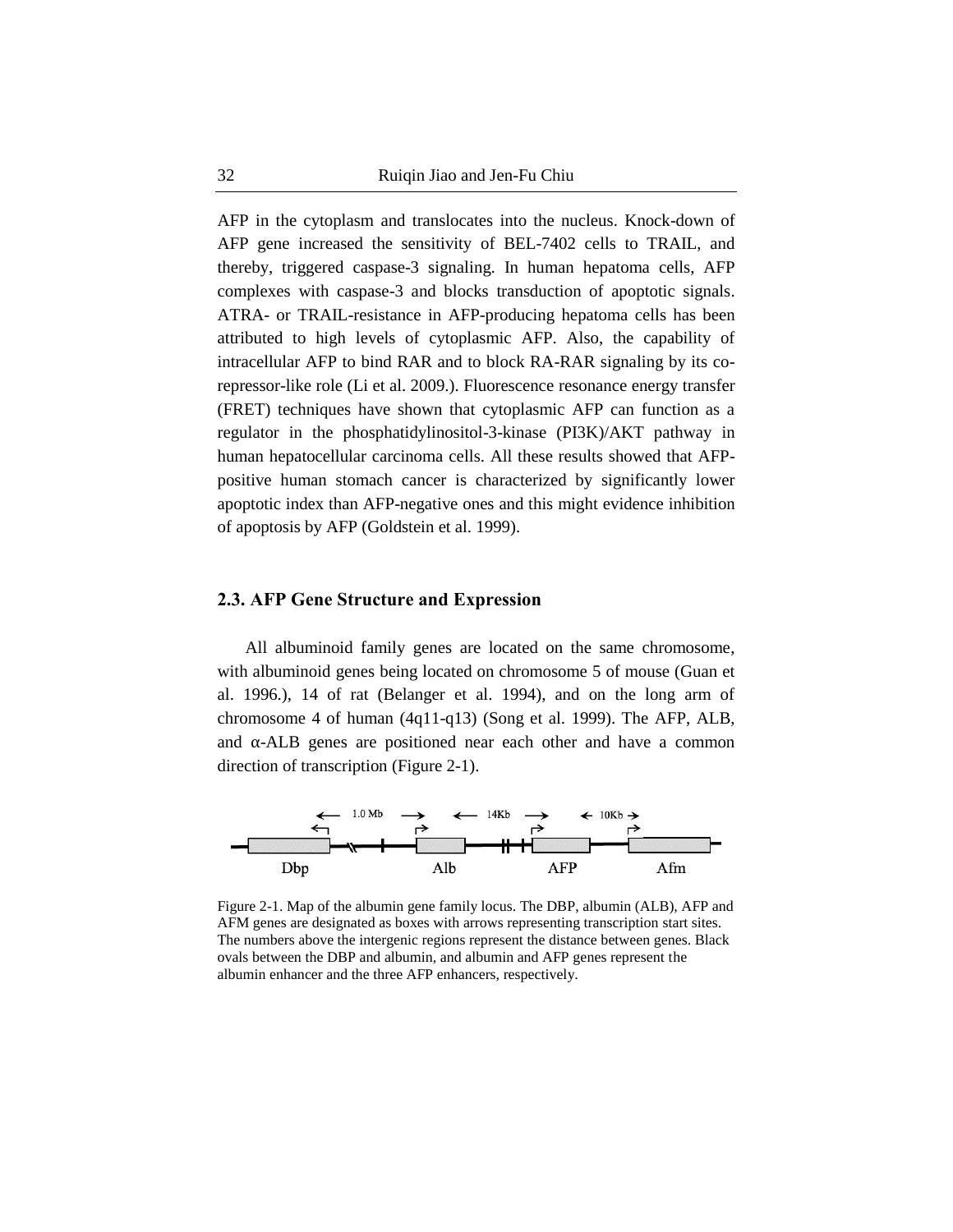AFP in the cytoplasm and translocates into the nucleus. Knock-down of AFP gene increased the sensitivity of BEL-7402 cells to TRAIL, and thereby, triggered caspase-3 signaling. In human hepatoma cells, AFP complexes with caspase-3 and blocks transduction of apoptotic signals. ATRA- or TRAIL-resistance in AFP-producing hepatoma cells has been attributed to high levels of cytoplasmic AFP. Also, the capability of intracellular AFP to bind RAR and to block RA-RAR signaling by its co-repressor-like role (Li et al. 2009.). Fluorescence resonance energy transfer (FRET) techniques have shown that cytoplasmic AFP can function as a regulator in the phosphatidylinositol-3-kinase (PI3K)/AKT pathway in human hepatocellular carcinoma cells. All these results showed that AFP-positive human stomach cancer is characterized by significantly lower apoptotic index than AFP-negative ones and this might evidence inhibition of apoptosis by AFP (Goldstein et al. 1999).

## 2.3. AFP Gene Structure and Expression

All albuminoid family genes are located on the same chromosome, with albuminoid genes being located on chromosome 5 of mouse (Guan et al. 1996.), 14 of rat (Belanger et al. 1994), and on the long arm of chromosome 4 of human (4q11-q13) (Song et al. 1999). The AFP, ALB, and α-ALB genes are positioned near each other and have a common direction of transcription (Figure 2-1).

Figure 2-1. Map of the albumin gene family locus. The DBP, albumin (ALB), AFP and AFM genes are designated as boxes with arrows representing transcription start sites. The numbers above the intergenic regions represent the distance between genes. Black ovals between the DBP and albumin, and albumin and AFP genes represent the albumin enhancer and the three AFP enhancers, respectively.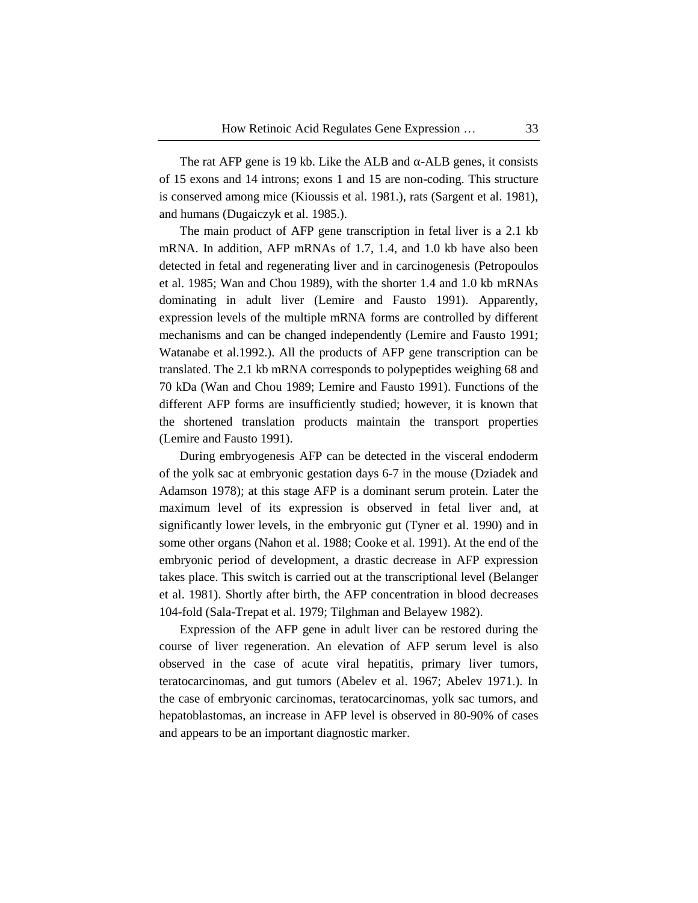The rat AFP gene is 19 kb. Like the ALB and α-ALB genes, it consists of 15 exons and 14 introns; exons 1 and 15 are non-coding. This structure is conserved among mice (Kioussis et al. 1981.), rats (Sargent et al. 1981), and humans (Dugaiczyk et al. 1985.).

The main product of AFP gene transcription in fetal liver is a 2.1 kb mRNA. In addition, AFP mRNAs of 1.7, 1.4, and 1.0 kb have also been detected in fetal and regenerating liver and in carcinogenesis (Petropoulos et al. 1985; Wan and Chou 1989), with the shorter 1.4 and 1.0 kb mRNAs dominating in adult liver (Lemire and Fausto 1991). Apparently, expression levels of the multiple mRNA forms are controlled by different mechanisms and can be changed independently (Lemire and Fausto 1991; Watanabe et al.1992.). All the products of AFP gene transcription can be translated. The 2.1 kb mRNA corresponds to polypeptides weighing 68 and 70 kDa (Wan and Chou 1989; Lemire and Fausto 1991). Functions of the different AFP forms are insufficiently studied; however, it is known that the shortened translation products maintain the transport properties (Lemire and Fausto 1991).

During embryogenesis AFP can be detected in the visceral endoderm of the yolk sac at embryonic gestation days 6-7 in the mouse (Dziadek and Adamson 1978); at this stage AFP is a dominant serum protein. Later the maximum level of its expression is observed in fetal liver and, at significantly lower levels, in the embryonic gut (Tyner et al. 1990) and in some other organs (Nahon et al. 1988; Cooke et al. 1991). At the end of the embryonic period of development, a drastic decrease in AFP expression takes place. This switch is carried out at the transcriptional level (Belanger et al. 1981). Shortly after birth, the AFP concentration in blood decreases 104-fold (Sala-Trepat et al. 1979; Tilghman and Belayew 1982).

Expression of the AFP gene in adult liver can be restored during the course of liver regeneration. An elevation of AFP serum level is also observed in the case of acute viral hepatitis, primary liver tumors, teratocarcinomas, and gut tumors (Abelev et al. 1967; Abelev 1971.). In the case of embryonic carcinomas, teratocarcinomas, yolk sac tumors, and hepatoblastomas, an increase in AFP level is observed in 80-90% of cases and appears to be an important diagnostic marker.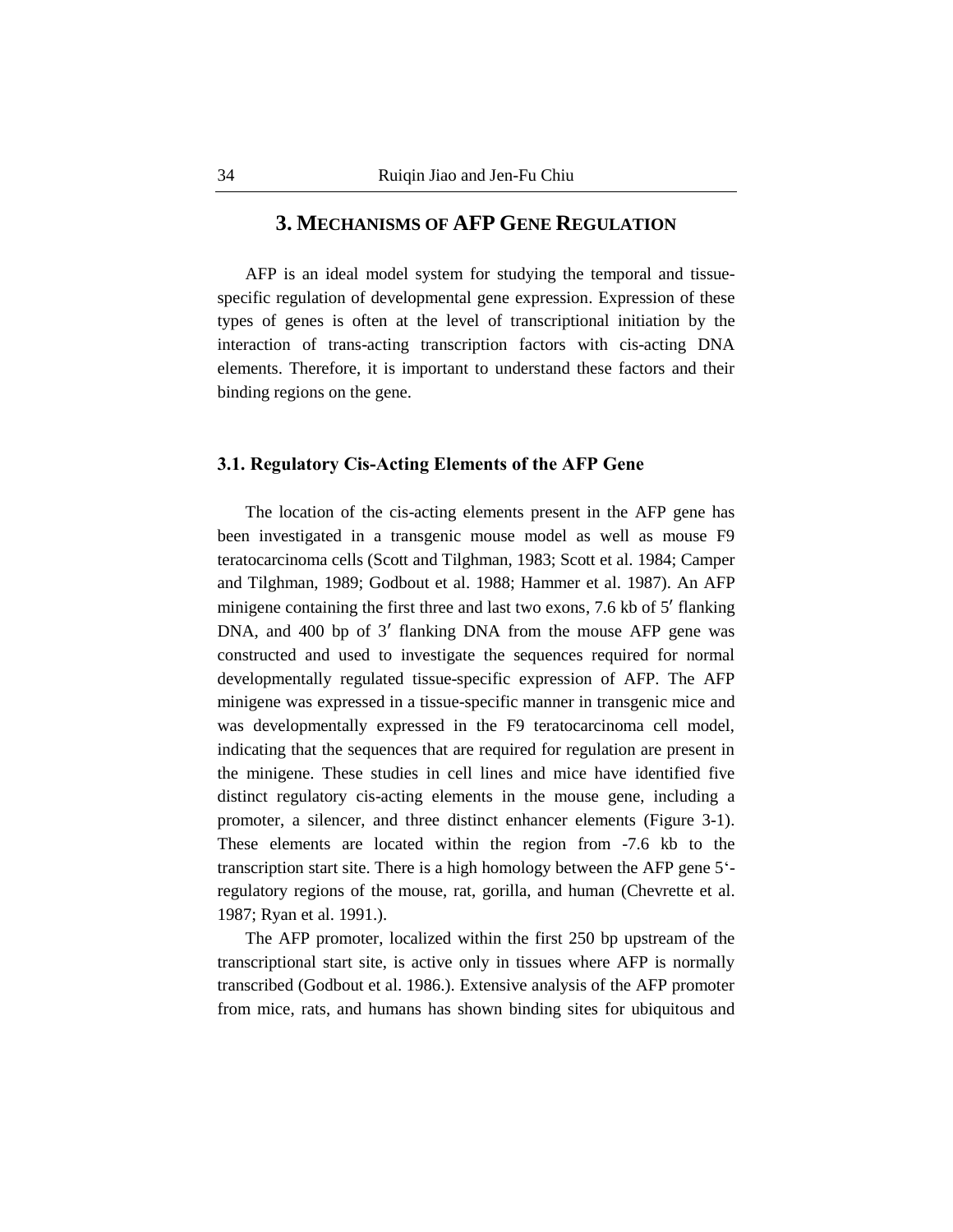## 3. Mechanisms of AFP Gene Regulation

AFP is an ideal model system for studying the temporal and tissue-specific regulation of developmental gene expression. Expression of these types of genes is often at the level of transcriptional initiation by the interaction of trans-acting transcription factors with cis-acting DNA elements. Therefore, it is important to understand these factors and their binding regions on the gene.

### 3.1. Regulatory Cis-Acting Elements of the AFP Gene

The location of the cis-acting elements present in the AFP gene has been investigated in a transgenic mouse model as well as mouse F9 teratocarcinoma cells (Scott and Tilghman, 1983; Scott et al. 1984; Camper and Tilghman, 1989; Godbout et al. 1988; Hammer et al. 1987). An AFP minigene containing the first three and last two exons, 7.6 kb of 5′ flanking DNA, and 400 bp of 3′ flanking DNA from the mouse AFP gene was constructed and used to investigate the sequences required for normal developmentally regulated tissue-specific expression of AFP. The AFP minigene was expressed in a tissue-specific manner in transgenic mice and was developmentally expressed in the F9 teratocarcinoma cell model, indicating that the sequences that are required for regulation are present in the minigene. These studies in cell lines and mice have identified five distinct regulatory cis-acting elements in the mouse gene, including a promoter, a silencer, and three distinct enhancer elements (Figure 3-1). These elements are located within the region from -7.6 kb to the transcription start site. There is a high homology between the AFP gene 5'-regulatory regions of the mouse, rat, gorilla, and human (Chevrette et al. 1987; Ryan et al. 1991.).

The AFP promoter, localized within the first 250 bp upstream of the transcriptional start site, is active only in tissues where AFP is normally transcribed (Godbout et al. 1986.). Extensive analysis of the AFP promoter from mice, rats, and humans has shown binding sites for ubiquitous and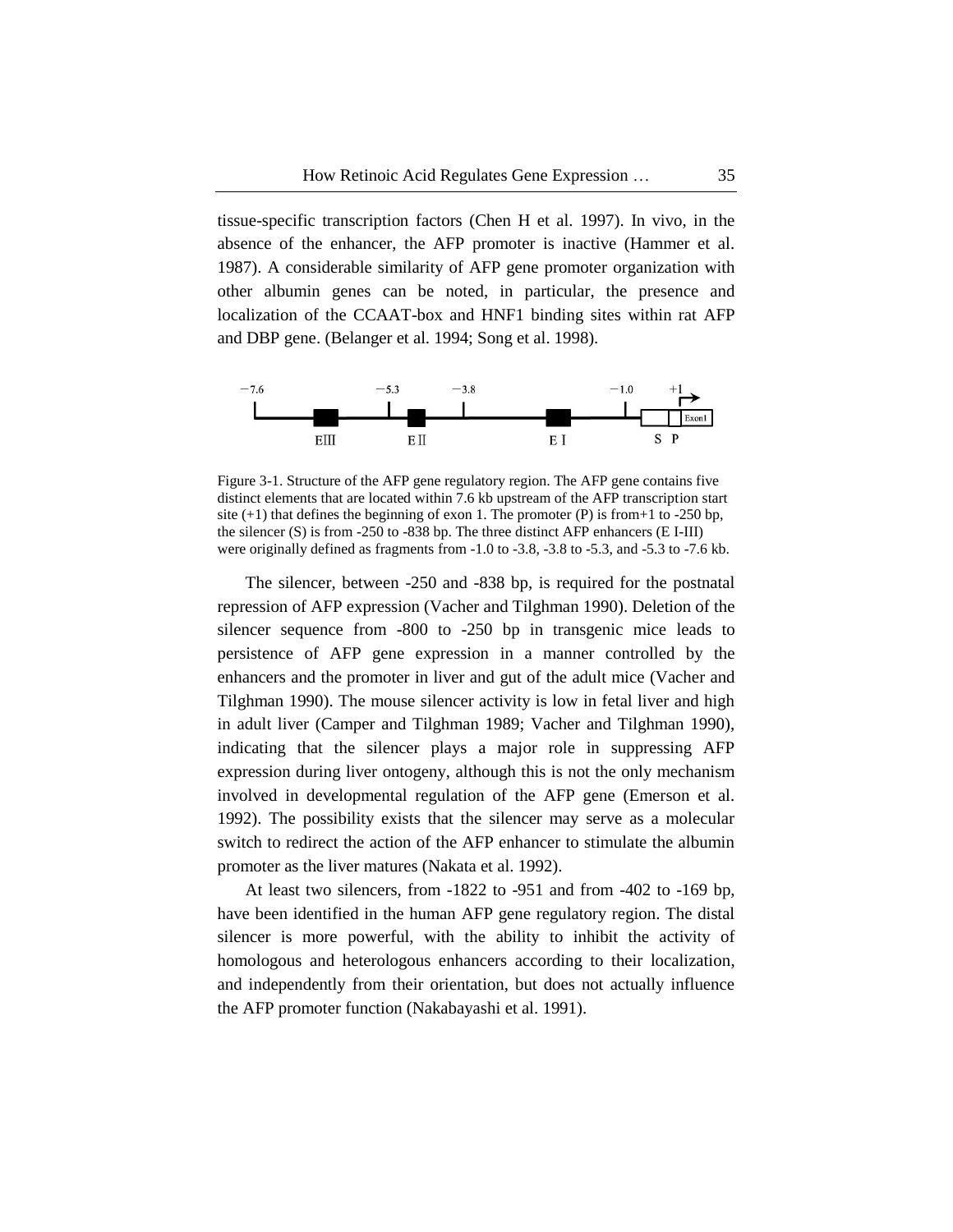tissue-specific transcription factors (Chen H et al. 1997). In vivo, in the absence of the enhancer, the AFP promoter is inactive (Hammer et al. 1987). A considerable similarity of AFP gene promoter organization with other albumin genes can be noted, in particular, the presence and localization of the CCAAT-box and HNF1 binding sites within rat AFP and DBP gene. (Belanger et al. 1994; Song et al. 1998).

Figure 3-1. Structure of the AFP gene regulatory region. The AFP gene contains five distinct elements that are located within 7.6 kb upstream of the AFP transcription start site (+1) that defines the beginning of exon 1. The promoter (P) is from+1 to -250 bp, the silencer (S) is from -250 to -838 bp. The three distinct AFP enhancers (E I-III) were originally defined as fragments from -1.0 to -3.8, -3.8 to -5.3, and -5.3 to -7.6 kb.

The silencer, between -250 and -838 bp, is required for the postnatal repression of AFP expression (Vacher and Tilghman 1990). Deletion of the silencer sequence from -800 to -250 bp in transgenic mice leads to persistence of AFP gene expression in a manner controlled by the enhancers and the promoter in liver and gut of the adult mice (Vacher and Tilghman 1990). The mouse silencer activity is low in fetal liver and high in adult liver (Camper and Tilghman 1989; Vacher and Tilghman 1990), indicating that the silencer plays a major role in suppressing AFP expression during liver ontogeny, although this is not the only mechanism involved in developmental regulation of the AFP gene (Emerson et al. 1992). The possibility exists that the silencer may serve as a molecular switch to redirect the action of the AFP enhancer to stimulate the albumin promoter as the liver matures (Nakata et al. 1992).

At least two silencers, from -1822 to -951 and from -402 to -169 bp, have been identified in the human AFP gene regulatory region. The distal silencer is more powerful, with the ability to inhibit the activity of homologous and heterologous enhancers according to their localization, and independently from their orientation, but does not actually influence the AFP promoter function (Nakabayashi et al. 1991).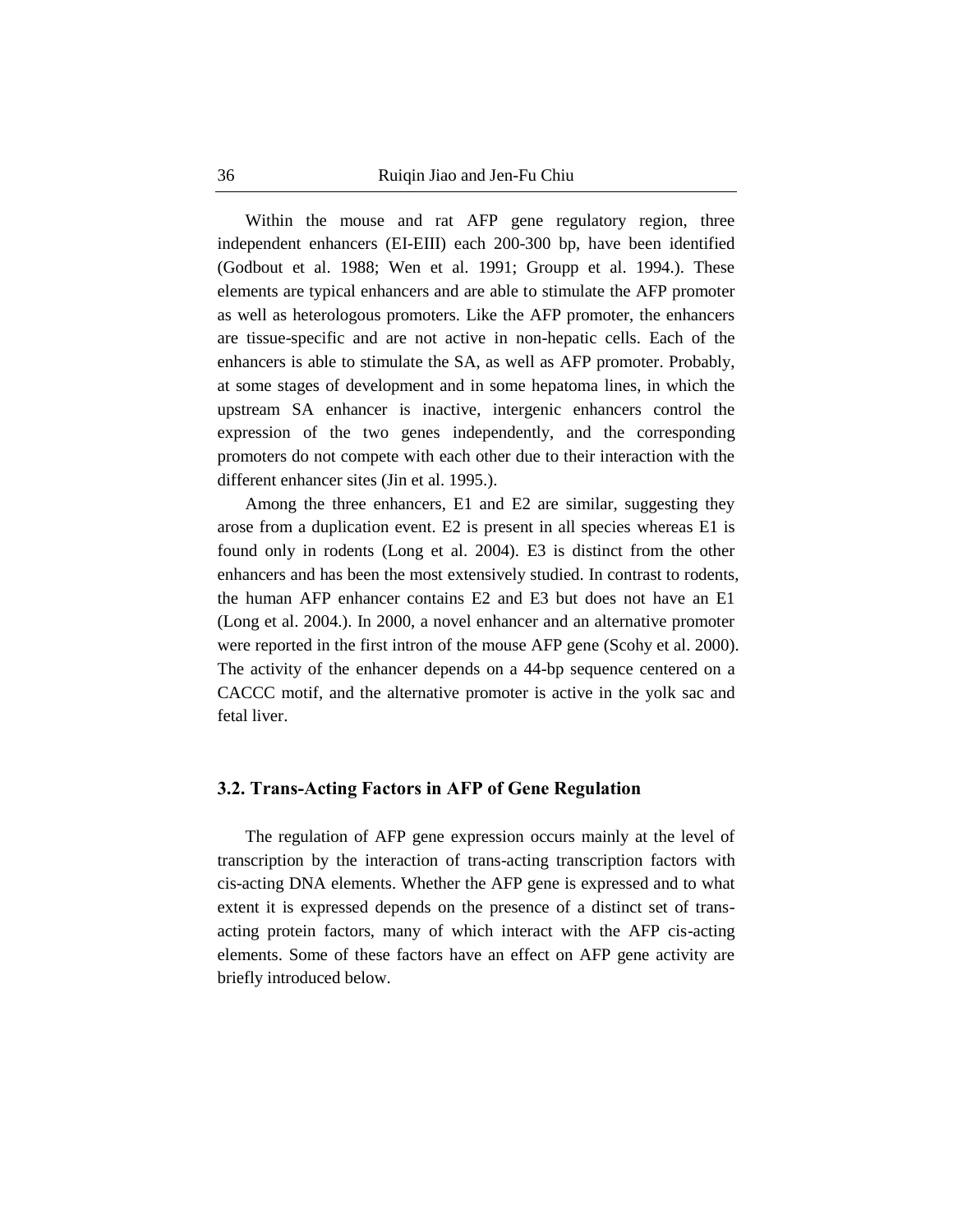Within the mouse and rat AFP gene regulatory region, three independent enhancers (EI-EIII) each 200-300 bp, have been identified (Godbout et al. 1988; Wen et al. 1991; Groupp et al. 1994.). These elements are typical enhancers and are able to stimulate the AFP promoter as well as heterologous promoters. Like the AFP promoter, the enhancers are tissue-specific and are not active in non-hepatic cells. Each of the enhancers is able to stimulate the SA, as well as AFP promoter. Probably, at some stages of development and in some hepatoma lines, in which the upstream SA enhancer is inactive, intergenic enhancers control the expression of the two genes independently, and the corresponding promoters do not compete with each other due to their interaction with the different enhancer sites (Jin et al. 1995.).

Among the three enhancers, E1 and E2 are similar, suggesting they arose from a duplication event. E2 is present in all species whereas E1 is found only in rodents (Long et al. 2004). E3 is distinct from the other enhancers and has been the most extensively studied. In contrast to rodents, the human AFP enhancer contains E2 and E3 but does not have an E1 (Long et al. 2004.). In 2000, a novel enhancer and an alternative promoter were reported in the first intron of the mouse AFP gene (Scohy et al. 2000). The activity of the enhancer depends on a 44-bp sequence centered on a CACCC motif, and the alternative promoter is active in the yolk sac and fetal liver.

### 3.2. Trans-Acting Factors in AFP of Gene Regulation

The regulation of AFP gene expression occurs mainly at the level of transcription by the interaction of trans-acting transcription factors with cis-acting DNA elements. Whether the AFP gene is expressed and to what extent it is expressed depends on the presence of a distinct set of trans-acting protein factors, many of which interact with the AFP cis-acting elements. Some of these factors have an effect on AFP gene activity are briefly introduced below.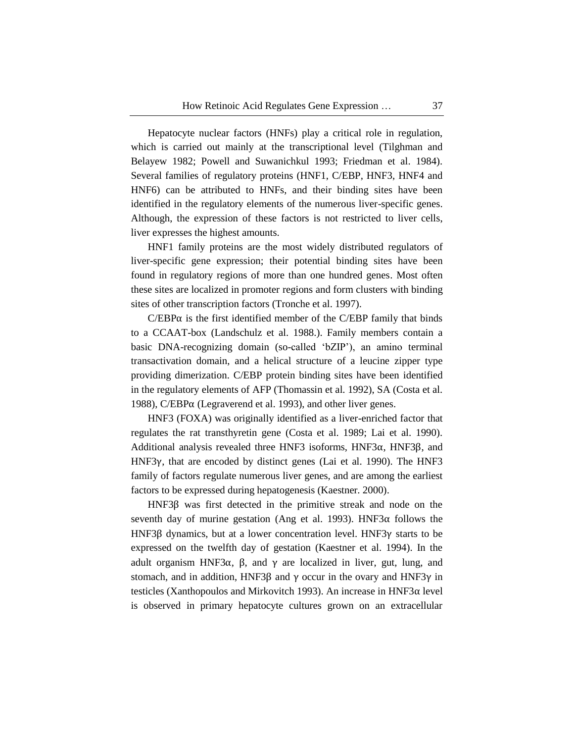Hepatocyte nuclear factors (HNFs) play a critical role in regulation, which is carried out mainly at the transcriptional level (Tilghman and Belayew 1982; Powell and Suwanichkul 1993; Friedman et al. 1984). Several families of regulatory proteins (HNF1, C/EBP, HNF3, HNF4 and HNF6) can be attributed to HNFs, and their binding sites have been identified in the regulatory elements of the numerous liver-specific genes. Although, the expression of these factors is not restricted to liver cells, liver expresses the highest amounts.

HNF1 family proteins are the most widely distributed regulators of liver-specific gene expression; their potential binding sites have been found in regulatory regions of more than one hundred genes. Most often these sites are localized in promoter regions and form clusters with binding sites of other transcription factors (Tronche et al. 1997).

C/EBPα is the first identified member of the C/EBP family that binds to a CCAAT-box (Landschulz et al. 1988.). Family members contain a basic DNA-recognizing domain (so-called 'bZIP'), an amino terminal transactivation domain, and a helical structure of a leucine zipper type providing dimerization. C/EBP protein binding sites have been identified in the regulatory elements of AFP (Thomassin et al. 1992), SA (Costa et al. 1988), C/EBPα (Legraverend et al. 1993), and other liver genes.

HNF3 (FOXA) was originally identified as a liver-enriched factor that regulates the rat transthyretin gene (Costa et al. 1989; Lai et al. 1990). Additional analysis revealed three HNF3 isoforms, HNF3α, HNF3β, and HNF3γ, that are encoded by distinct genes (Lai et al. 1990). The HNF3 family of factors regulate numerous liver genes, and are among the earliest factors to be expressed during hepatogenesis (Kaestner. 2000).

HNF3β was first detected in the primitive streak and node on the seventh day of murine gestation (Ang et al. 1993). HNF3α follows the HNF3β dynamics, but at a lower concentration level. HNF3γ starts to be expressed on the twelfth day of gestation (Kaestner et al. 1994). In the adult organism HNF3α, β, and γ are localized in liver, gut, lung, and stomach, and in addition, HNF3β and γ occur in the ovary and HNF3γ in testicles (Xanthopoulos and Mirkovitch 1993). An increase in HNF3α level is observed in primary hepatocyte cultures grown on an extracellular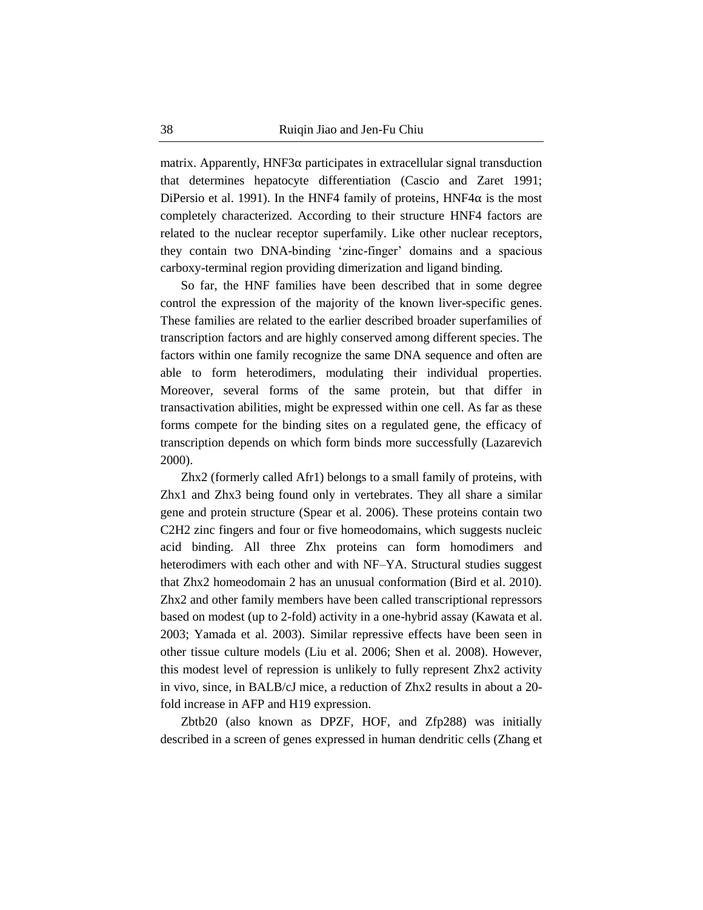matrix. Apparently, HNF3α participates in extracellular signal transduction that determines hepatocyte differentiation (Cascio and Zaret 1991; DiPersio et al. 1991). In the HNF4 family of proteins, HNF4α is the most completely characterized. According to their structure HNF4 factors are related to the nuclear receptor superfamily. Like other nuclear receptors, they contain two DNA-binding 'zinc-finger' domains and a spacious carboxy-terminal region providing dimerization and ligand binding.

So far, the HNF families have been described that in some degree control the expression of the majority of the known liver-specific genes. These families are related to the earlier described broader superfamilies of transcription factors and are highly conserved among different species. The factors within one family recognize the same DNA sequence and often are able to form heterodimers, modulating their individual properties. Moreover, several forms of the same protein, but that differ in transactivation abilities, might be expressed within one cell. As far as these forms compete for the binding sites on a regulated gene, the efficacy of transcription depends on which form binds more successfully (Lazarevich 2000).

Zhx2 (formerly called Afr1) belongs to a small family of proteins, with Zhx1 and Zhx3 being found only in vertebrates. They all share a similar gene and protein structure (Spear et al. 2006). These proteins contain two C2H2 zinc fingers and four or five homeodomains, which suggests nucleic acid binding. All three Zhx proteins can form homodimers and heterodimers with each other and with NF–YA. Structural studies suggest that Zhx2 homeodomain 2 has an unusual conformation (Bird et al. 2010). Zhx2 and other family members have been called transcriptional repressors based on modest (up to 2-fold) activity in a one-hybrid assay (Kawata et al. 2003; Yamada et al. 2003). Similar repressive effects have been seen in other tissue culture models (Liu et al. 2006; Shen et al. 2008). However, this modest level of repression is unlikely to fully represent Zhx2 activity in vivo, since, in BALB/cJ mice, a reduction of Zhx2 results in about a 20-fold increase in AFP and H19 expression.

Zbtb20 (also known as DPZF, HOF, and Zfp288) was initially described in a screen of genes expressed in human dendritic cells (Zhang et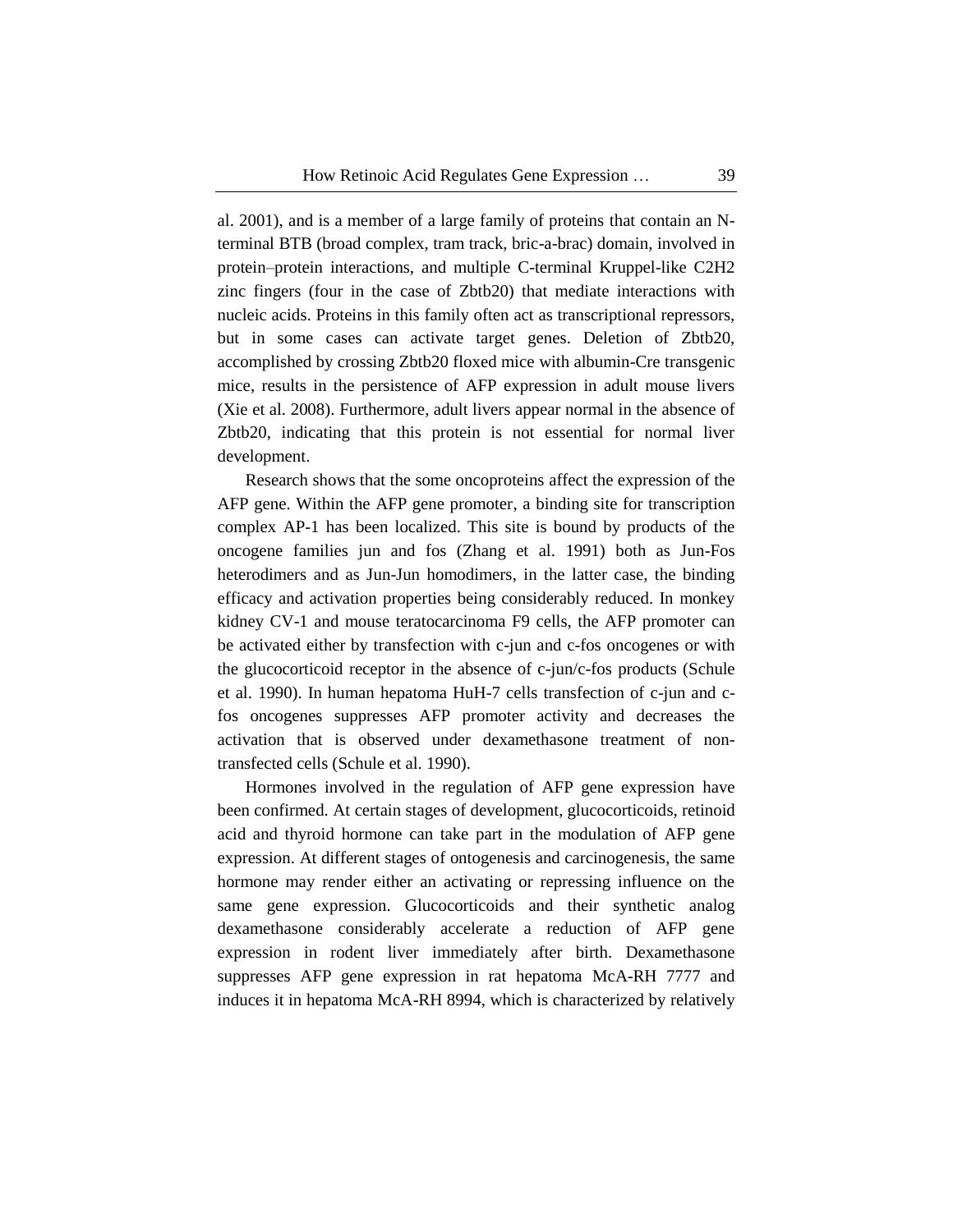al. 2001), and is a member of a large family of proteins that contain an N-terminal BTB (broad complex, tram track, bric-a-brac) domain, involved in protein–protein interactions, and multiple C-terminal Kruppel-like C2H2 zinc fingers (four in the case of Zbtb20) that mediate interactions with nucleic acids. Proteins in this family often act as transcriptional repressors, but in some cases can activate target genes. Deletion of Zbtb20, accomplished by crossing Zbtb20 floxed mice with albumin-Cre transgenic mice, results in the persistence of AFP expression in adult mouse livers (Xie et al. 2008). Furthermore, adult livers appear normal in the absence of Zbtb20, indicating that this protein is not essential for normal liver development.

Research shows that the some oncoproteins affect the expression of the AFP gene. Within the AFP gene promoter, a binding site for transcription complex AP-1 has been localized. This site is bound by products of the oncogene families jun and fos (Zhang et al. 1991) both as Jun-Fos heterodimers and as Jun-Jun homodimers, in the latter case, the binding efficacy and activation properties being considerably reduced. In monkey kidney CV-1 and mouse teratocarcinoma F9 cells, the AFP promoter can be activated either by transfection with c-jun and c-fos oncogenes or with the glucocorticoid receptor in the absence of c-jun/c-fos products (Schule et al. 1990). In human hepatoma HuH-7 cells transfection of c-jun and c-fos oncogenes suppresses AFP promoter activity and decreases the activation that is observed under dexamethasone treatment of non-transfected cells (Schule et al. 1990).

Hormones involved in the regulation of AFP gene expression have been confirmed. At certain stages of development, glucocorticoids, retinoid acid and thyroid hormone can take part in the modulation of AFP gene expression. At different stages of ontogenesis and carcinogenesis, the same hormone may render either an activating or repressing influence on the same gene expression. Glucocorticoids and their synthetic analog dexamethasone considerably accelerate a reduction of AFP gene expression in rodent liver immediately after birth. Dexamethasone suppresses AFP gene expression in rat hepatoma McA-RH 7777 and induces it in hepatoma McA-RH 8994, which is characterized by relatively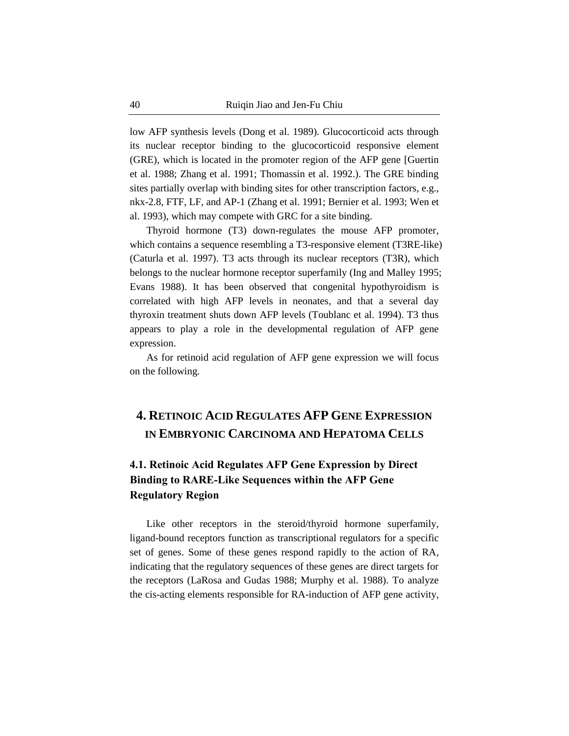low AFP synthesis levels (Dong et al. 1989). Glucocorticoid acts through its nuclear receptor binding to the glucocorticoid responsive element (GRE), which is located in the promoter region of the AFP gene [Guertin et al. 1988; Zhang et al. 1991; Thomassin et al. 1992.). The GRE binding sites partially overlap with binding sites for other transcription factors, e.g., nkx-2.8, FTF, LF, and AP-1 (Zhang et al. 1991; Bernier et al. 1993; Wen et al. 1993), which may compete with GRC for a site binding.

Thyroid hormone (T3) down-regulates the mouse AFP promoter, which contains a sequence resembling a T3-responsive element (T3RE-like) (Caturla et al. 1997). T3 acts through its nuclear receptors (T3R), which belongs to the nuclear hormone receptor superfamily (Ing and Malley 1995; Evans 1988). It has been observed that congenital hypothyroidism is correlated with high AFP levels in neonates, and that a several day thyroxin treatment shuts down AFP levels (Toublanc et al. 1994). T3 thus appears to play a role in the developmental regulation of AFP gene expression.

As for retinoid acid regulation of AFP gene expression we will focus on the following.

## 4. Retinoic Acid Regulates AFP Gene Expression in Embryonic Carcinoma and Hepatoma Cells

### 4.1. Retinoic Acid Regulates AFP Gene Expression by Direct Binding to RARE-Like Sequences within the AFP Gene Regulatory Region

Like other receptors in the steroid/thyroid hormone superfamily, ligand-bound receptors function as transcriptional regulators for a specific set of genes. Some of these genes respond rapidly to the action of RA, indicating that the regulatory sequences of these genes are direct targets for the receptors (LaRosa and Gudas 1988; Murphy et al. 1988). To analyze the cis-acting elements responsible for RA-induction of AFP gene activity,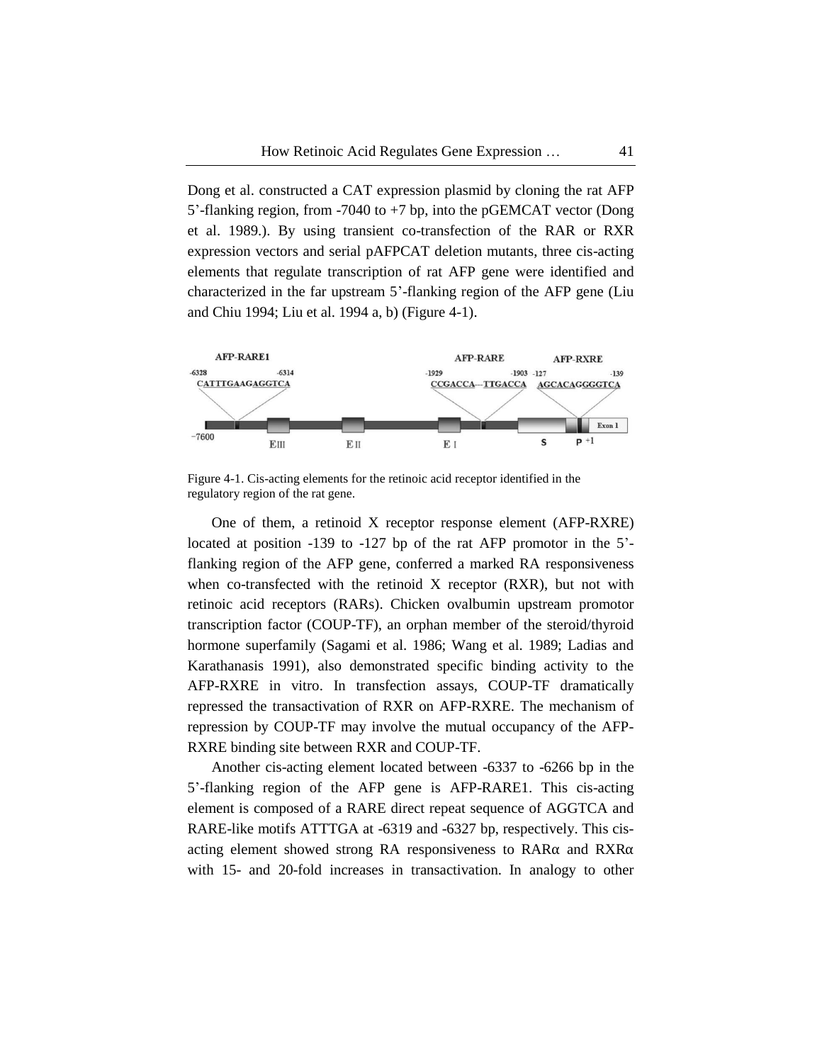Dong et al. constructed a CAT expression plasmid by cloning the rat AFP 5'-flanking region, from -7040 to +7 bp, into the pGEMCAT vector (Dong et al. 1989.). By using transient co-transfection of the RAR or RXR expression vectors and serial pAFPCAT deletion mutants, three cis-acting elements that regulate transcription of rat AFP gene were identified and characterized in the far upstream 5'-flanking region of the AFP gene (Liu and Chiu 1994; Liu et al. 1994 a, b) (Figure 4-1).

Figure 4-1. Cis-acting elements for the retinoic acid receptor identified in the regulatory region of the rat gene.

One of them, a retinoid X receptor response element (AFP-RXRE) located at position -139 to -127 bp of the rat AFP promotor in the 5'-flanking region of the AFP gene, conferred a marked RA responsiveness when co-transfected with the retinoid X receptor (RXR), but not with retinoic acid receptors (RARs). Chicken ovalbumin upstream promotor transcription factor (COUP-TF), an orphan member of the steroid/thyroid hormone superfamily (Sagami et al. 1986; Wang et al. 1989; Ladias and Karathanasis 1991), also demonstrated specific binding activity to the AFP-RXRE in vitro. In transfection assays, COUP-TF dramatically repressed the transactivation of RXR on AFP-RXRE. The mechanism of repression by COUP-TF may involve the mutual occupancy of the AFP-RXRE binding site between RXR and COUP-TF.

Another cis-acting element located between -6337 to -6266 bp in the 5'-flanking region of the AFP gene is AFP-RARE1. This cis-acting element is composed of a RARE direct repeat sequence of AGGTCA and RARE-like motifs ATTTGA at -6319 and -6327 bp, respectively. This cis-acting element showed strong RA responsiveness to RARα and RXRα with 15- and 20-fold increases in transactivation. In analogy to other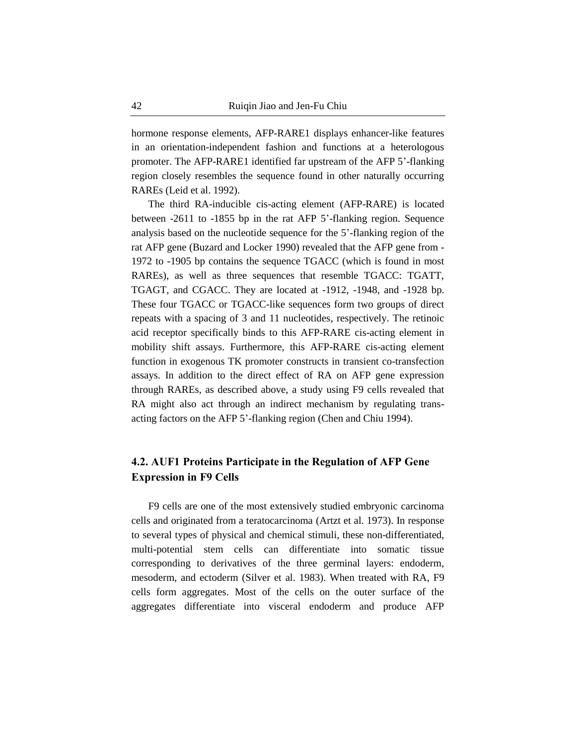hormone response elements, AFP-RARE1 displays enhancer-like features in an orientation-independent fashion and functions at a heterologous promoter. The AFP-RARE1 identified far upstream of the AFP 5'-flanking region closely resembles the sequence found in other naturally occurring RAREs (Leid et al. 1992).

The third RA-inducible cis-acting element (AFP-RARE) is located between -2611 to -1855 bp in the rat AFP 5'-flanking region. Sequence analysis based on the nucleotide sequence for the 5'-flanking region of the rat AFP gene (Buzard and Locker 1990) revealed that the AFP gene from -1972 to -1905 bp contains the sequence TGACC (which is found in most RAREs), as well as three sequences that resemble TGACC: TGATT, TGAGT, and CGACC. They are located at -1912, -1948, and -1928 bp. These four TGACC or TGACC-like sequences form two groups of direct repeats with a spacing of 3 and 11 nucleotides, respectively. The retinoic acid receptor specifically binds to this AFP-RARE cis-acting element in mobility shift assays. Furthermore, this AFP-RARE cis-acting element function in exogenous TK promoter constructs in transient co-transfection assays. In addition to the direct effect of RA on AFP gene expression through RAREs, as described above, a study using F9 cells revealed that RA might also act through an indirect mechanism by regulating trans-acting factors on the AFP 5'-flanking region (Chen and Chiu 1994).

## 4.2. AUF1 Proteins Participate in the Regulation of AFP Gene Expression in F9 Cells

F9 cells are one of the most extensively studied embryonic carcinoma cells and originated from a teratocarcinoma (Artzt et al. 1973). In response to several types of physical and chemical stimuli, these non-differentiated, multi-potential stem cells can differentiate into somatic tissue corresponding to derivatives of the three germinal layers: endoderm, mesoderm, and ectoderm (Silver et al. 1983). When treated with RA, F9 cells form aggregates. Most of the cells on the outer surface of the aggregates differentiate into visceral endoderm and produce AFP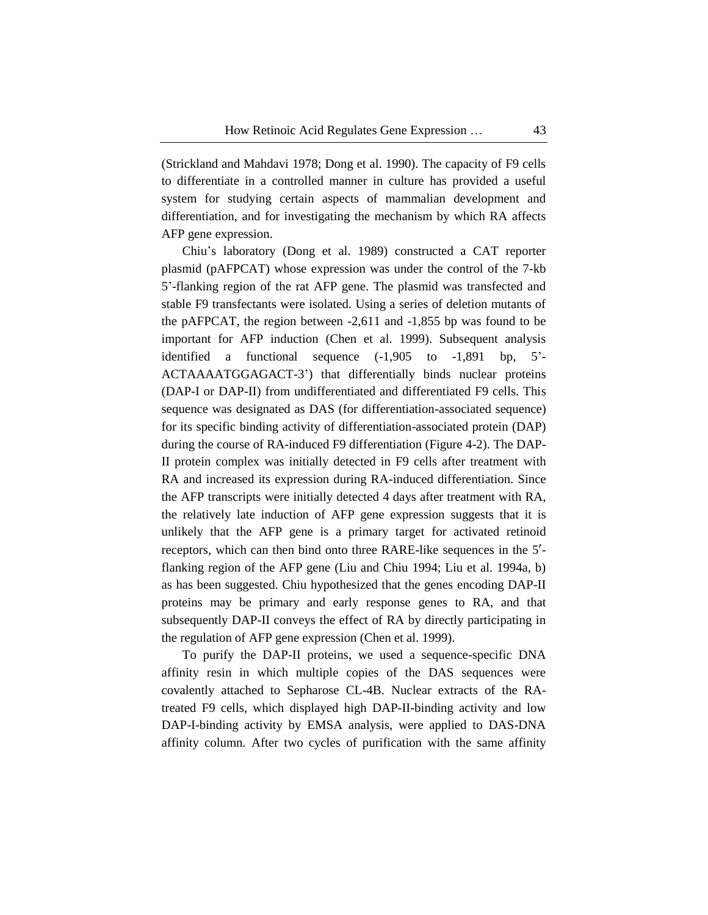(Strickland and Mahdavi 1978; Dong et al. 1990). The capacity of F9 cells to differentiate in a controlled manner in culture has provided a useful system for studying certain aspects of mammalian development and differentiation, and for investigating the mechanism by which RA affects AFP gene expression.

Chiu's laboratory (Dong et al. 1989) constructed a CAT reporter plasmid (pAFPCAT) whose expression was under the control of the 7-kb 5'-flanking region of the rat AFP gene. The plasmid was transfected and stable F9 transfectants were isolated. Using a series of deletion mutants of the pAFPCAT, the region between -2,611 and -1,855 bp was found to be important for AFP induction (Chen et al. 1999). Subsequent analysis identified a functional sequence (-1,905 to -1,891 bp, 5'-ACTAAAATGGAGACT-3') that differentially binds nuclear proteins (DAP-I or DAP-II) from undifferentiated and differentiated F9 cells. This sequence was designated as DAS (for differentiation-associated sequence) for its specific binding activity of differentiation-associated protein (DAP) during the course of RA-induced F9 differentiation (Figure 4-2). The DAP-II protein complex was initially detected in F9 cells after treatment with RA and increased its expression during RA-induced differentiation. Since the AFP transcripts were initially detected 4 days after treatment with RA, the relatively late induction of AFP gene expression suggests that it is unlikely that the AFP gene is a primary target for activated retinoid receptors, which can then bind onto three RARE-like sequences in the 5′-flanking region of the AFP gene (Liu and Chiu 1994; Liu et al. 1994a, b) as has been suggested. Chiu hypothesized that the genes encoding DAP-II proteins may be primary and early response genes to RA, and that subsequently DAP-II conveys the effect of RA by directly participating in the regulation of AFP gene expression (Chen et al. 1999).

To purify the DAP-II proteins, we used a sequence-specific DNA affinity resin in which multiple copies of the DAS sequences were covalently attached to Sepharose CL-4B. Nuclear extracts of the RA-treated F9 cells, which displayed high DAP-II-binding activity and low DAP-I-binding activity by EMSA analysis, were applied to DAS-DNA affinity column. After two cycles of purification with the same affinity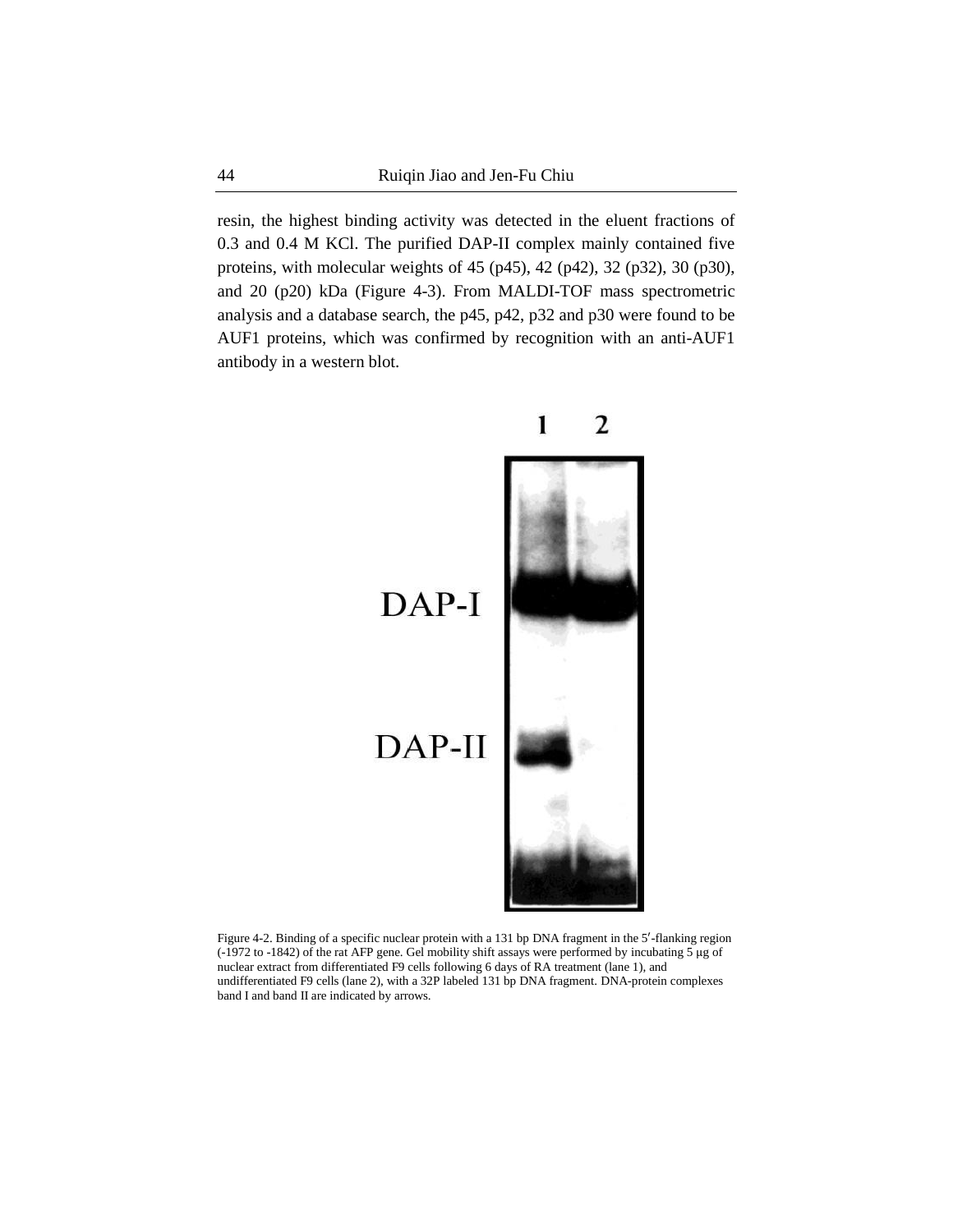resin, the highest binding activity was detected in the eluent fractions of 0.3 and 0.4 M KCl. The purified DAP-II complex mainly contained five proteins, with molecular weights of 45 (p45), 42 (p42), 32 (p32), 30 (p30), and 20 (p20) kDa (Figure 4-3). From MALDI-TOF mass spectrometric analysis and a database search, the p45, p42, p32 and p30 were found to be AUF1 proteins, which was confirmed by recognition with an anti-AUF1 antibody in a western blot.

Figure 4-2. Binding of a specific nuclear protein with a 131 bp DNA fragment in the 5′-flanking region (-1972 to -1842) of the rat AFP gene. Gel mobility shift assays were performed by incubating 5 µg of nuclear extract from differentiated F9 cells following 6 days of RA treatment (lane 1), and undifferentiated F9 cells (lane 2), with a 32P labeled 131 bp DNA fragment. DNA-protein complexes band I and band II are indicated by arrows.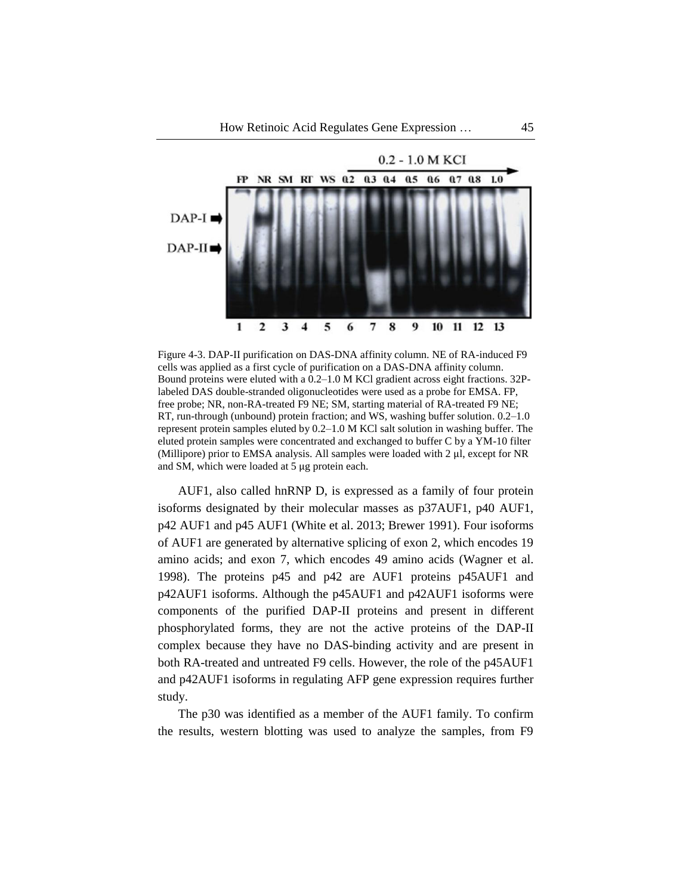Figure 4-3. DAP-II purification on DAS-DNA affinity column. NE of RA-induced F9 cells was applied as a first cycle of purification on a DAS-DNA affinity column. Bound proteins were eluted with a 0.2–1.0 M KCl gradient across eight fractions. 32P-labeled DAS double-stranded oligonucleotides were used as a probe for EMSA. FP, free probe; NR, non-RA-treated F9 NE; SM, starting material of RA-treated F9 NE; RT, run-through (unbound) protein fraction; and WS, washing buffer solution. 0.2–1.0 represent protein samples eluted by 0.2–1.0 M KCl salt solution in washing buffer. The eluted protein samples were concentrated and exchanged to buffer C by a YM-10 filter (Millipore) prior to EMSA analysis. All samples were loaded with 2 µl, except for NR and SM, which were loaded at 5 µg protein each.

AUF1, also called hnRNP D, is expressed as a family of four protein isoforms designated by their molecular masses as p37AUF1, p40 AUF1, p42 AUF1 and p45 AUF1 (White et al. 2013; Brewer 1991). Four isoforms of AUF1 are generated by alternative splicing of exon 2, which encodes 19 amino acids; and exon 7, which encodes 49 amino acids (Wagner et al. 1998). The proteins p45 and p42 are AUF1 proteins p45AUF1 and p42AUF1 isoforms. Although the p45AUF1 and p42AUF1 isoforms were components of the purified DAP-II proteins and present in different phosphorylated forms, they are not the active proteins of the DAP-II complex because they have no DAS-binding activity and are present in both RA-treated and untreated F9 cells. However, the role of the p45AUF1 and p42AUF1 isoforms in regulating AFP gene expression requires further study.

The p30 was identified as a member of the AUF1 family. To confirm the results, western blotting was used to analyze the samples, from F9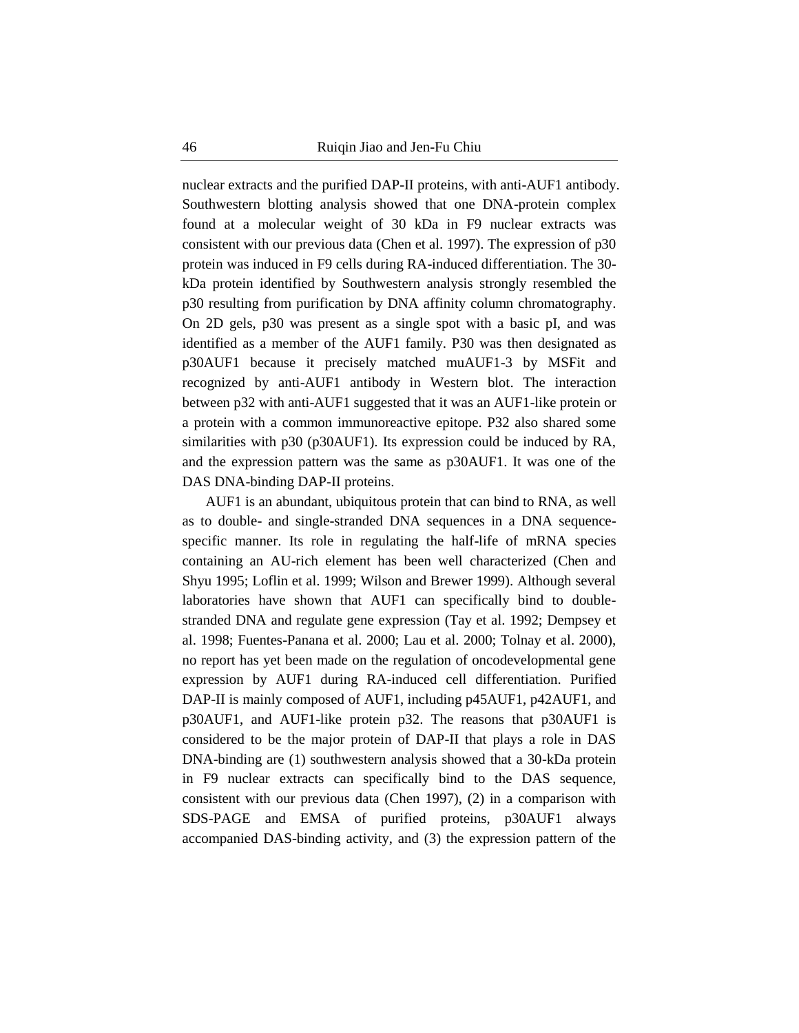nuclear extracts and the purified DAP-II proteins, with anti-AUF1 antibody. Southwestern blotting analysis showed that one DNA-protein complex found at a molecular weight of 30 kDa in F9 nuclear extracts was consistent with our previous data (Chen et al. 1997). The expression of p30 protein was induced in F9 cells during RA-induced differentiation. The 30-kDa protein identified by Southwestern analysis strongly resembled the p30 resulting from purification by DNA affinity column chromatography. On 2D gels, p30 was present as a single spot with a basic pI, and was identified as a member of the AUF1 family. P30 was then designated as p30AUF1 because it precisely matched muAUF1-3 by MSFit and recognized by anti-AUF1 antibody in Western blot. The interaction between p32 with anti-AUF1 suggested that it was an AUF1-like protein or a protein with a common immunoreactive epitope. P32 also shared some similarities with p30 (p30AUF1). Its expression could be induced by RA, and the expression pattern was the same as p30AUF1. It was one of the DAS DNA-binding DAP-II proteins.

AUF1 is an abundant, ubiquitous protein that can bind to RNA, as well as to double- and single-stranded DNA sequences in a DNA sequence-specific manner. Its role in regulating the half-life of mRNA species containing an AU-rich element has been well characterized (Chen and Shyu 1995; Loflin et al. 1999; Wilson and Brewer 1999). Although several laboratories have shown that AUF1 can specifically bind to double-stranded DNA and regulate gene expression (Tay et al. 1992; Dempsey et al. 1998; Fuentes-Panana et al. 2000; Lau et al. 2000; Tolnay et al. 2000), no report has yet been made on the regulation of oncodevelopmental gene expression by AUF1 during RA-induced cell differentiation. Purified DAP-II is mainly composed of AUF1, including p45AUF1, p42AUF1, and p30AUF1, and AUF1-like protein p32. The reasons that p30AUF1 is considered to be the major protein of DAP-II that plays a role in DAS DNA-binding are (1) southwestern analysis showed that a 30-kDa protein in F9 nuclear extracts can specifically bind to the DAS sequence, consistent with our previous data (Chen 1997), (2) in a comparison with SDS-PAGE and EMSA of purified proteins, p30AUF1 always accompanied DAS-binding activity, and (3) the expression pattern of the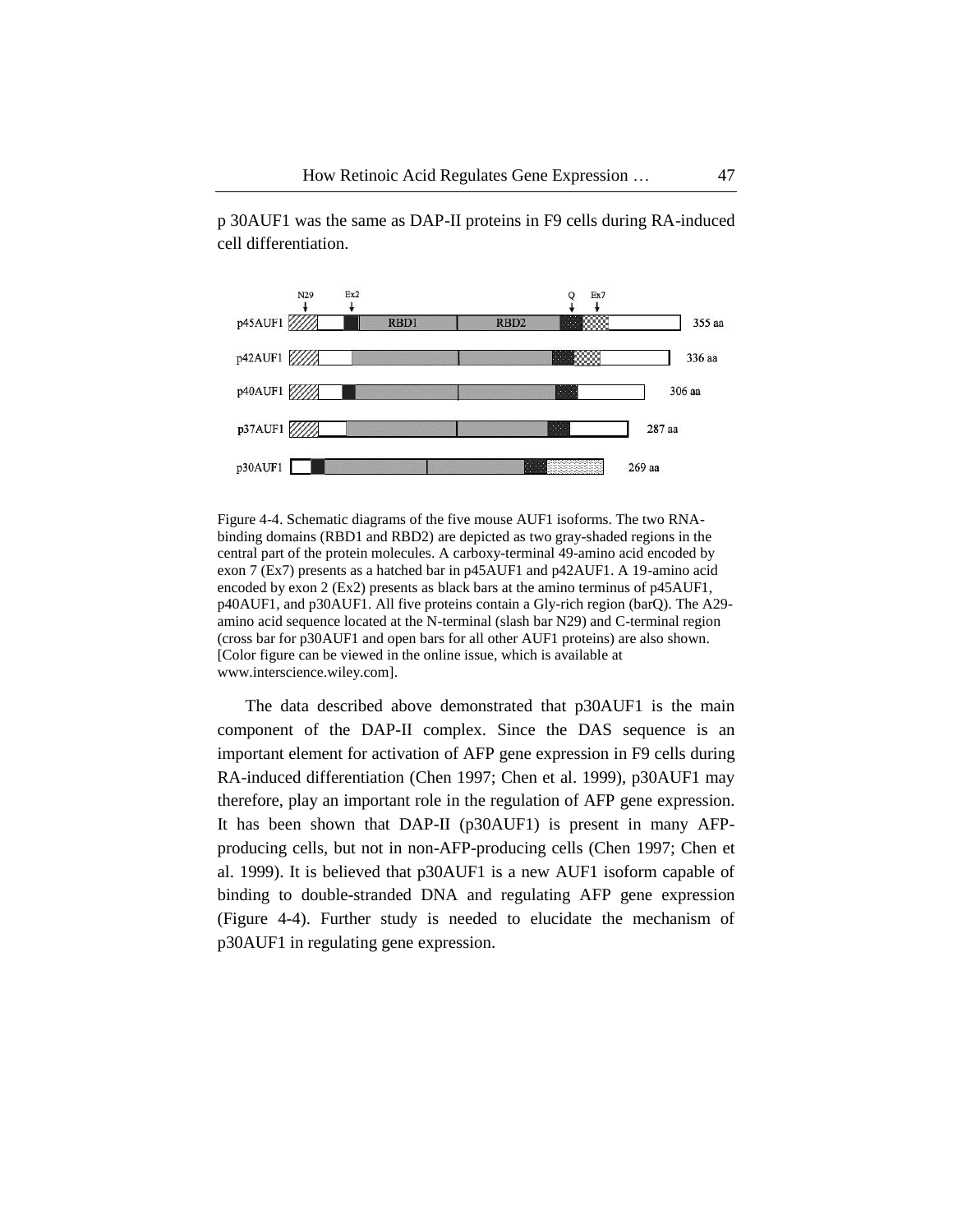p 30AUF1 was the same as DAP-II proteins in F9 cells during RA-induced cell differentiation.

Figure 4-4. Schematic diagrams of the five mouse AUF1 isoforms. The two RNA-binding domains (RBD1 and RBD2) are depicted as two gray-shaded regions in the central part of the protein molecules. A carboxy-terminal 49-amino acid encoded by exon 7 (Ex7) presents as a hatched bar in p45AUF1 and p42AUF1. A 19-amino acid encoded by exon 2 (Ex2) presents as black bars at the amino terminus of p45AUF1, p40AUF1, and p30AUF1. All five proteins contain a Gly-rich region (barQ). The A29-amino acid sequence located at the N-terminal (slash bar N29) and C-terminal region (cross bar for p30AUF1 and open bars for all other AUF1 proteins) are also shown. [Color figure can be viewed in the online issue, which is available at www.interscience.wiley.com].

The data described above demonstrated that p30AUF1 is the main component of the DAP-II complex. Since the DAS sequence is an important element for activation of AFP gene expression in F9 cells during RA-induced differentiation (Chen 1997; Chen et al. 1999), p30AUF1 may therefore, play an important role in the regulation of AFP gene expression. It has been shown that DAP-II (p30AUF1) is present in many AFP-producing cells, but not in non-AFP-producing cells (Chen 1997; Chen et al. 1999). It is believed that p30AUF1 is a new AUF1 isoform capable of binding to double-stranded DNA and regulating AFP gene expression (Figure 4-4). Further study is needed to elucidate the mechanism of p30AUF1 in regulating gene expression.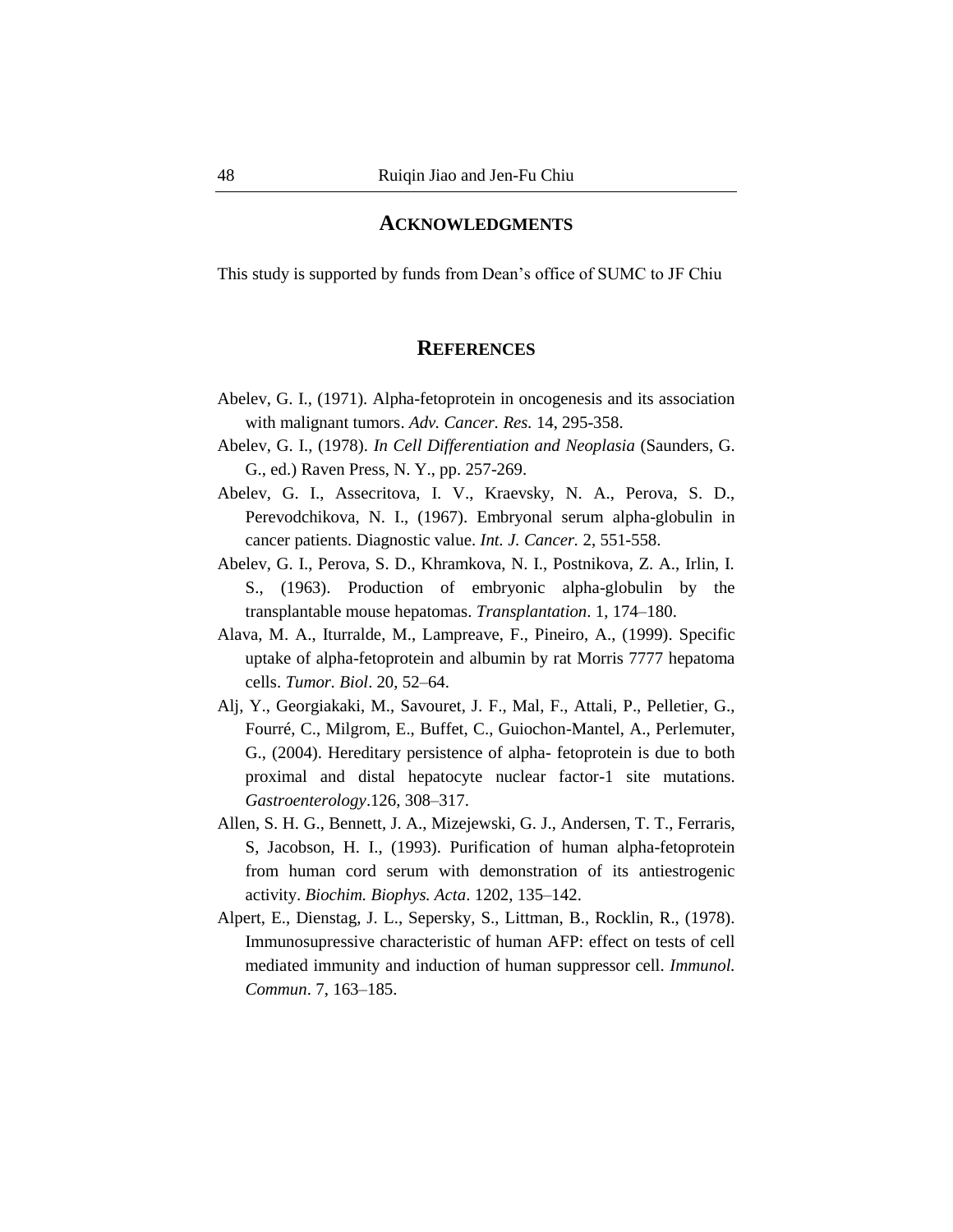## ACKNOWLEDGMENTS

This study is supported by funds from Dean's office of SUMC to JF Chiu

## REFERENCES

Abelev, G. I., (1971). Alpha-fetoprotein in oncogenesis and its association with malignant tumors. *Adv. Cancer. Res.* 14, 295-358.

Abelev, G. I., (1978). *In Cell Differentiation and Neoplasia* (Saunders, G. G., ed.) Raven Press, N. Y., pp. 257-269.

Abelev, G. I., Assecritova, I. V., Kraevsky, N. A., Perova, S. D., Perevodchikova, N. I., (1967). Embryonal serum alpha-globulin in cancer patients. Diagnostic value. *Int. J. Cancer.* 2, 551-558.

Abelev, G. I., Perova, S. D., Khramkova, N. I., Postnikova, Z. A., Irlin, I. S., (1963). Production of embryonic alpha-globulin by the transplantable mouse hepatomas. *Transplantation*. 1, 174–180.

Alava, M. A., Iturralde, M., Lampreave, F., Pineiro, A., (1999). Specific uptake of alpha-fetoprotein and albumin by rat Morris 7777 hepatoma cells. *Tumor. Biol*. 20, 52–64.

Alj, Y., Georgiakaki, M., Savouret, J. F., Mal, F., Attali, P., Pelletier, G., Fourré, C., Milgrom, E., Buffet, C., Guiochon-Mantel, A., Perlemuter, G., (2004). Hereditary persistence of alpha- fetoprotein is due to both proximal and distal hepatocyte nuclear factor-1 site mutations. *Gastroenterology*.126, 308–317.

Allen, S. H. G., Bennett, J. A., Mizejewski, G. J., Andersen, T. T., Ferraris, S, Jacobson, H. I., (1993). Purification of human alpha-fetoprotein from human cord serum with demonstration of its antiestrogenic activity. *Biochim. Biophys. Acta*. 1202, 135–142.

Alpert, E., Dienstag, J. L., Sepersky, S., Littman, B., Rocklin, R., (1978). Immunosupressive characteristic of human AFP: effect on tests of cell mediated immunity and induction of human suppressor cell. *Immunol. Commun*. 7, 163–185.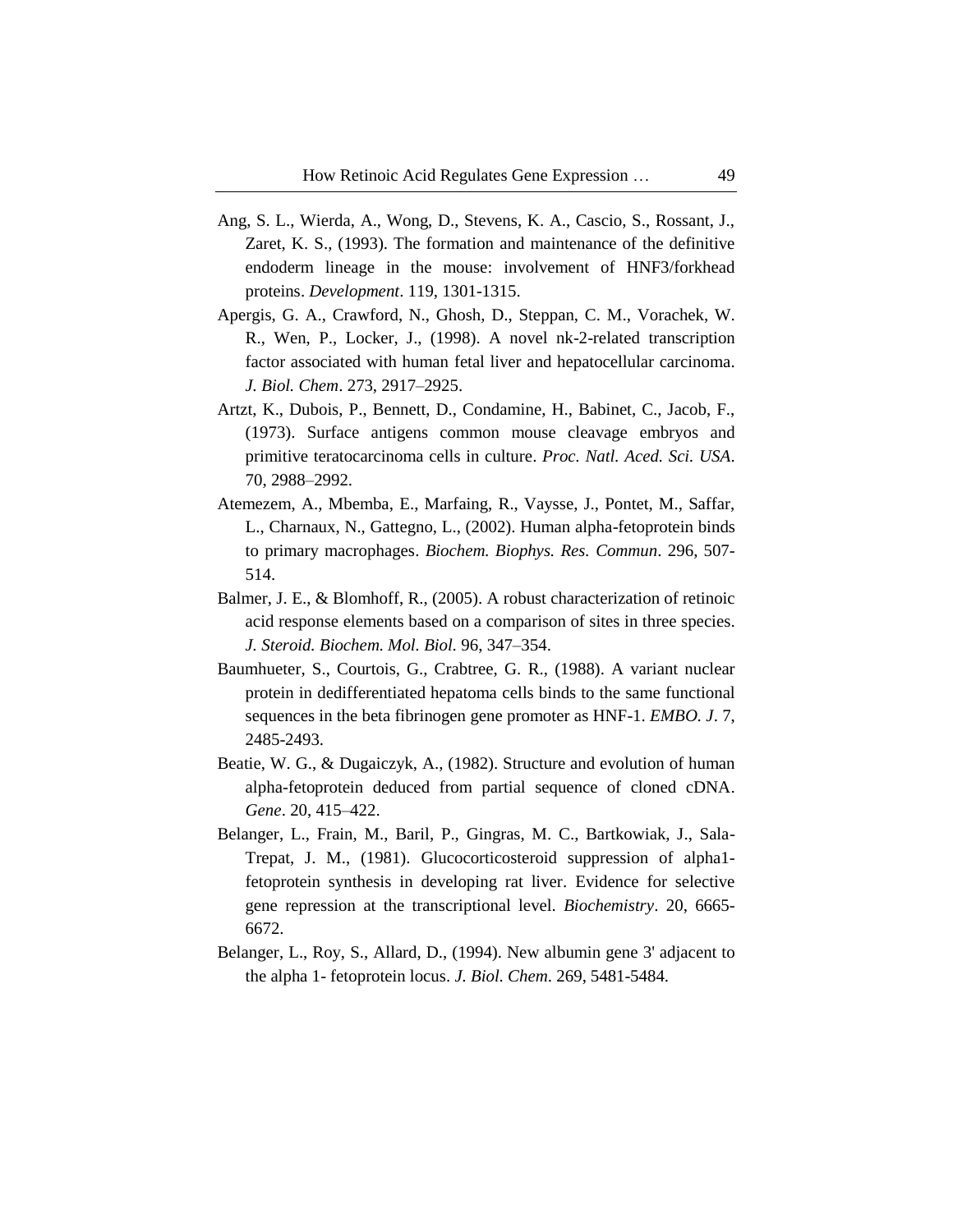Ang, S. L., Wierda, A., Wong, D., Stevens, K. A., Cascio, S., Rossant, J., Zaret, K. S., (1993). The formation and maintenance of the definitive endoderm lineage in the mouse: involvement of HNF3/forkhead proteins. *Development*. 119, 1301-1315.

Apergis, G. A., Crawford, N., Ghosh, D., Steppan, C. M., Vorachek, W. R., Wen, P., Locker, J., (1998). A novel nk-2-related transcription factor associated with human fetal liver and hepatocellular carcinoma. *J. Biol. Chem*. 273, 2917–2925.

Artzt, K., Dubois, P., Bennett, D., Condamine, H., Babinet, C., Jacob, F., (1973). Surface antigens common mouse cleavage embryos and primitive teratocarcinoma cells in culture. *Proc. Natl. Aced. Sci. USA*. 70, 2988–2992.

Atemezem, A., Mbemba, E., Marfaing, R., Vaysse, J., Pontet, M., Saffar, L., Charnaux, N., Gattegno, L., (2002). Human alpha-fetoprotein binds to primary macrophages. *Biochem. Biophys. Res. Commun*. 296, 507-514.

Balmer, J. E., & Blomhoff, R., (2005). A robust characterization of retinoic acid response elements based on a comparison of sites in three species. *J. Steroid. Biochem. Mol. Biol.* 96, 347–354.

Baumhueter, S., Courtois, G., Crabtree, G. R., (1988). A variant nuclear protein in dedifferentiated hepatoma cells binds to the same functional sequences in the beta fibrinogen gene promoter as HNF-1. *EMBO. J*. 7, 2485-2493.

Beatie, W. G., & Dugaiczyk, A., (1982). Structure and evolution of human alpha-fetoprotein deduced from partial sequence of cloned cDNA. *Gene*. 20, 415–422.

Belanger, L., Frain, M., Baril, P., Gingras, M. C., Bartkowiak, J., Sala-Trepat, J. M., (1981). Glucocorticosteroid suppression of alpha1-fetoprotein synthesis in developing rat liver. Evidence for selective gene repression at the transcriptional level. *Biochemistry*. 20, 6665-6672.

Belanger, L., Roy, S., Allard, D., (1994). New albumin gene 3' adjacent to the alpha 1- fetoprotein locus. *J. Biol. Chem*. 269, 5481-5484.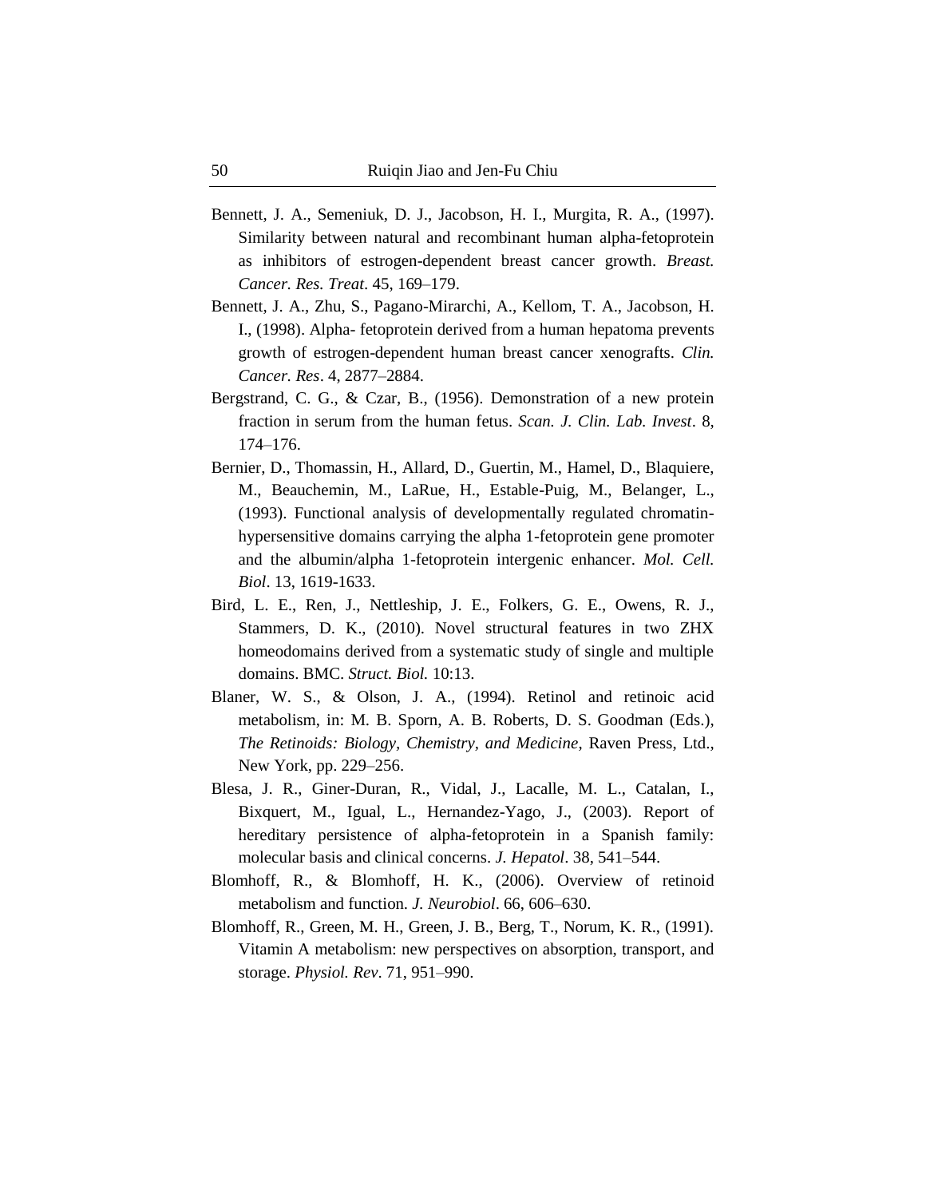Bennett, J. A., Semeniuk, D. J., Jacobson, H. I., Murgita, R. A., (1997). Similarity between natural and recombinant human alpha-fetoprotein as inhibitors of estrogen-dependent breast cancer growth. *Breast. Cancer. Res. Treat*. 45, 169–179.

Bennett, J. A., Zhu, S., Pagano-Mirarchi, A., Kellom, T. A., Jacobson, H. I., (1998). Alpha- fetoprotein derived from a human hepatoma prevents growth of estrogen-dependent human breast cancer xenografts. *Clin. Cancer. Res*. 4, 2877–2884.

Bergstrand, C. G., & Czar, B., (1956). Demonstration of a new protein fraction in serum from the human fetus. *Scan. J. Clin. Lab. Invest*. 8, 174–176.

Bernier, D., Thomassin, H., Allard, D., Guertin, M., Hamel, D., Blaquiere, M., Beauchemin, M., LaRue, H., Estable-Puig, M., Belanger, L., (1993). Functional analysis of developmentally regulated chromatin-hypersensitive domains carrying the alpha 1-fetoprotein gene promoter and the albumin/alpha 1-fetoprotein intergenic enhancer. *Mol. Cell. Biol*. 13, 1619-1633.

Bird, L. E., Ren, J., Nettleship, J. E., Folkers, G. E., Owens, R. J., Stammers, D. K., (2010). Novel structural features in two ZHX homeodomains derived from a systematic study of single and multiple domains. BMC. *Struct. Biol.* 10:13.

Blaner, W. S., & Olson, J. A., (1994). Retinol and retinoic acid metabolism, in: M. B. Sporn, A. B. Roberts, D. S. Goodman (Eds.), *The Retinoids: Biology, Chemistry, and Medicine*, Raven Press, Ltd., New York, pp. 229–256.

Blesa, J. R., Giner-Duran, R., Vidal, J., Lacalle, M. L., Catalan, I., Bixquert, M., Igual, L., Hernandez-Yago, J., (2003). Report of hereditary persistence of alpha-fetoprotein in a Spanish family: molecular basis and clinical concerns. *J. Hepatol*. 38, 541–544.

Blomhoff, R., & Blomhoff, H. K., (2006). Overview of retinoid metabolism and function. *J. Neurobiol*. 66, 606–630.

Blomhoff, R., Green, M. H., Green, J. B., Berg, T., Norum, K. R., (1991). Vitamin A metabolism: new perspectives on absorption, transport, and storage. *Physiol. Rev*. 71, 951–990.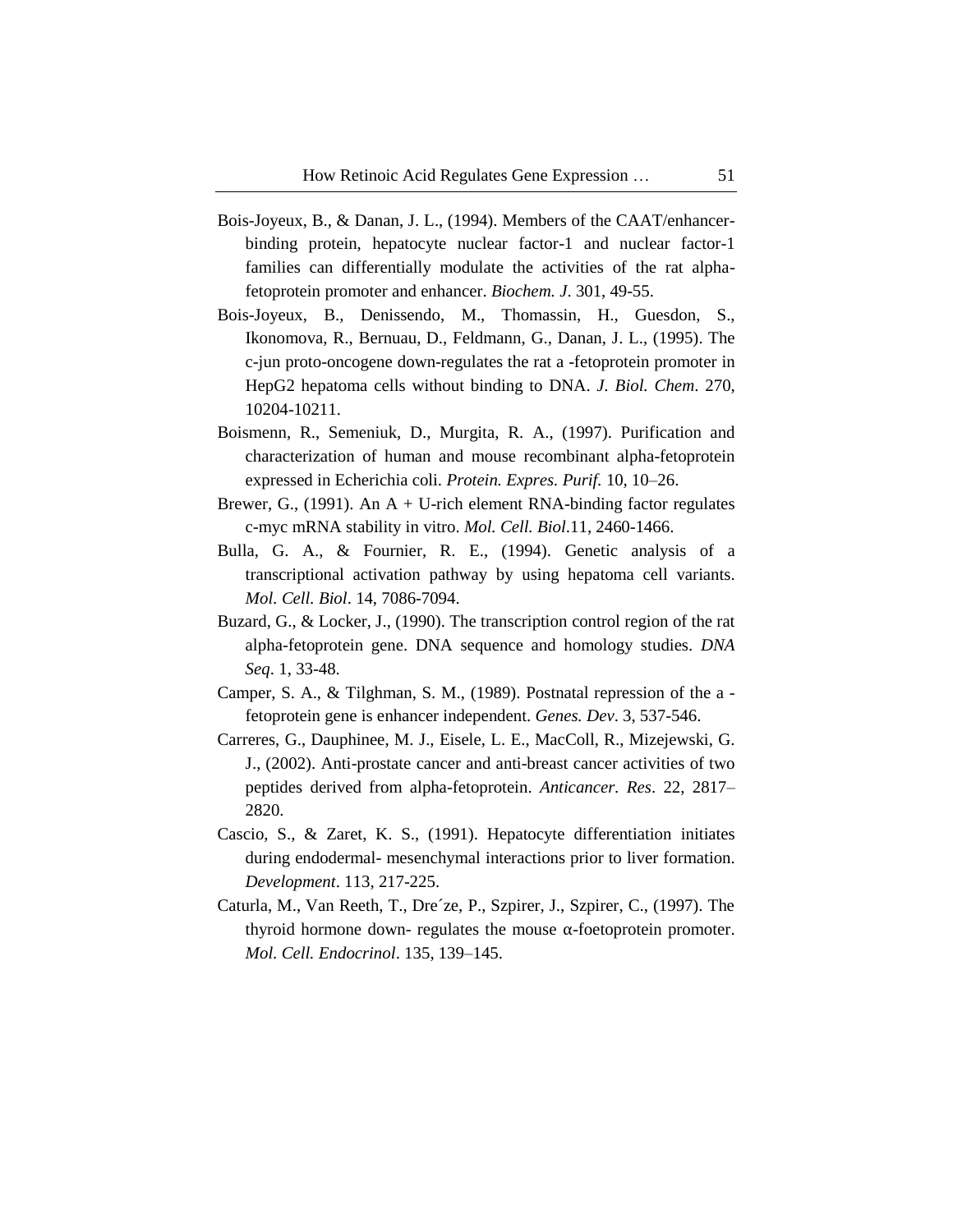Bois-Joyeux, B., & Danan, J. L., (1994). Members of the CAAT/enhancer-binding protein, hepatocyte nuclear factor-1 and nuclear factor-1 families can differentially modulate the activities of the rat alpha-fetoprotein promoter and enhancer. *Biochem. J*. 301, 49-55.

Bois-Joyeux, B., Denissendo, M., Thomassin, H., Guesdon, S., Ikonomova, R., Bernuau, D., Feldmann, G., Danan, J. L., (1995). The c-jun proto-oncogene down-regulates the rat a -fetoprotein promoter in HepG2 hepatoma cells without binding to DNA. *J. Biol. Chem*. 270, 10204-10211.

Boismenn, R., Semeniuk, D., Murgita, R. A., (1997). Purification and characterization of human and mouse recombinant alpha-fetoprotein expressed in Echerichia coli. *Protein. Expres. Purif.* 10, 10–26.

Brewer, G., (1991). An A + U-rich element RNA-binding factor regulates c-myc mRNA stability in vitro. *Mol. Cell. Biol*.11, 2460-1466.

Bulla, G. A., & Fournier, R. E., (1994). Genetic analysis of a transcriptional activation pathway by using hepatoma cell variants. *Mol. Cell. Biol*. 14, 7086-7094.

Buzard, G., & Locker, J., (1990). The transcription control region of the rat alpha-fetoprotein gene. DNA sequence and homology studies. *DNA Seq*. 1, 33-48.

Camper, S. A., & Tilghman, S. M., (1989). Postnatal repression of the a -fetoprotein gene is enhancer independent. *Genes. Dev*. 3, 537-546.

Carreres, G., Dauphinee, M. J., Eisele, L. E., MacColl, R., Mizejewski, G. J., (2002). Anti-prostate cancer and anti-breast cancer activities of two peptides derived from alpha-fetoprotein. *Anticancer. Res*. 22, 2817–2820.

Cascio, S., & Zaret, K. S., (1991). Hepatocyte differentiation initiates during endodermal- mesenchymal interactions prior to liver formation. *Development*. 113, 217-225.

Caturla, M., Van Reeth, T., Dre´ze, P., Szpirer, J., Szpirer, C., (1997). The thyroid hormone down- regulates the mouse α-foetoprotein promoter. *Mol. Cell. Endocrinol*. 135, 139–145.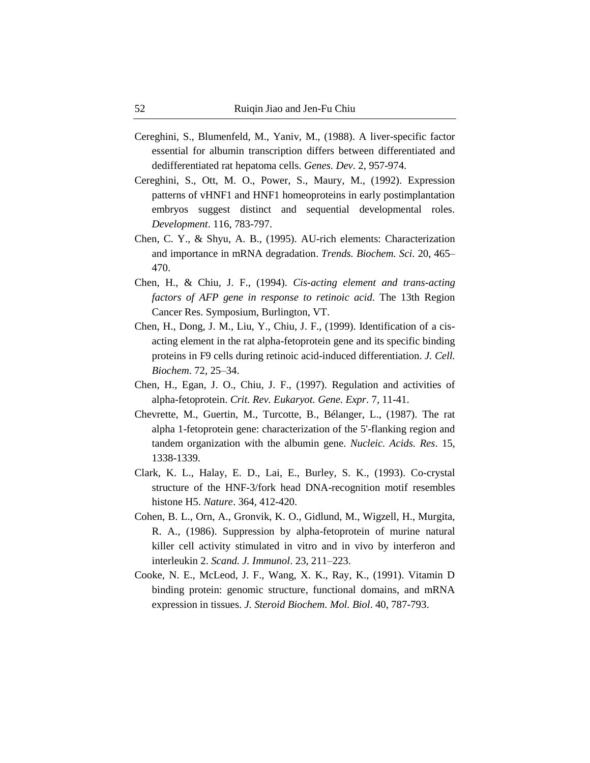Cereghini, S., Blumenfeld, M., Yaniv, M., (1988). A liver-specific factor essential for albumin transcription differs between differentiated and dedifferentiated rat hepatoma cells. *Genes. Dev*. 2, 957-974.

Cereghini, S., Ott, M. O., Power, S., Maury, M., (1992). Expression patterns of vHNF1 and HNF1 homeoproteins in early postimplantation embryos suggest distinct and sequential developmental roles. *Development*. 116, 783-797.

Chen, C. Y., & Shyu, A. B., (1995). AU-rich elements: Characterization and importance in mRNA degradation. *Trends. Biochem. Sci*. 20, 465–470.

Chen, H., & Chiu, J. F., (1994). *Cis-acting element and trans-acting factors of AFP gene in response to retinoic acid*. The 13th Region Cancer Res. Symposium, Burlington, VT.

Chen, H., Dong, J. M., Liu, Y., Chiu, J. F., (1999). Identification of a cis-acting element in the rat alpha-fetoprotein gene and its specific binding proteins in F9 cells during retinoic acid-induced differentiation. *J. Cell. Biochem*. 72, 25–34.

Chen, H., Egan, J. O., Chiu, J. F., (1997). Regulation and activities of alpha-fetoprotein. *Crit. Rev. Eukaryot. Gene. Expr*. 7, 11-41.

Chevrette, M., Guertin, M., Turcotte, B., Bélanger, L., (1987). The rat alpha 1-fetoprotein gene: characterization of the 5'-flanking region and tandem organization with the albumin gene. *Nucleic. Acids. Res*. 15, 1338-1339.

Clark, K. L., Halay, E. D., Lai, E., Burley, S. K., (1993). Co-crystal structure of the HNF-3/fork head DNA-recognition motif resembles histone H5. *Nature*. 364, 412-420.

Cohen, B. L., Orn, A., Gronvik, K. O., Gidlund, M., Wigzell, H., Murgita, R. A., (1986). Suppression by alpha-fetoprotein of murine natural killer cell activity stimulated in vitro and in vivo by interferon and interleukin 2. *Scand. J. Immunol*. 23, 211–223.

Cooke, N. E., McLeod, J. F., Wang, X. K., Ray, K., (1991). Vitamin D binding protein: genomic structure, functional domains, and mRNA expression in tissues. *J. Steroid Biochem. Mol. Biol*. 40, 787-793.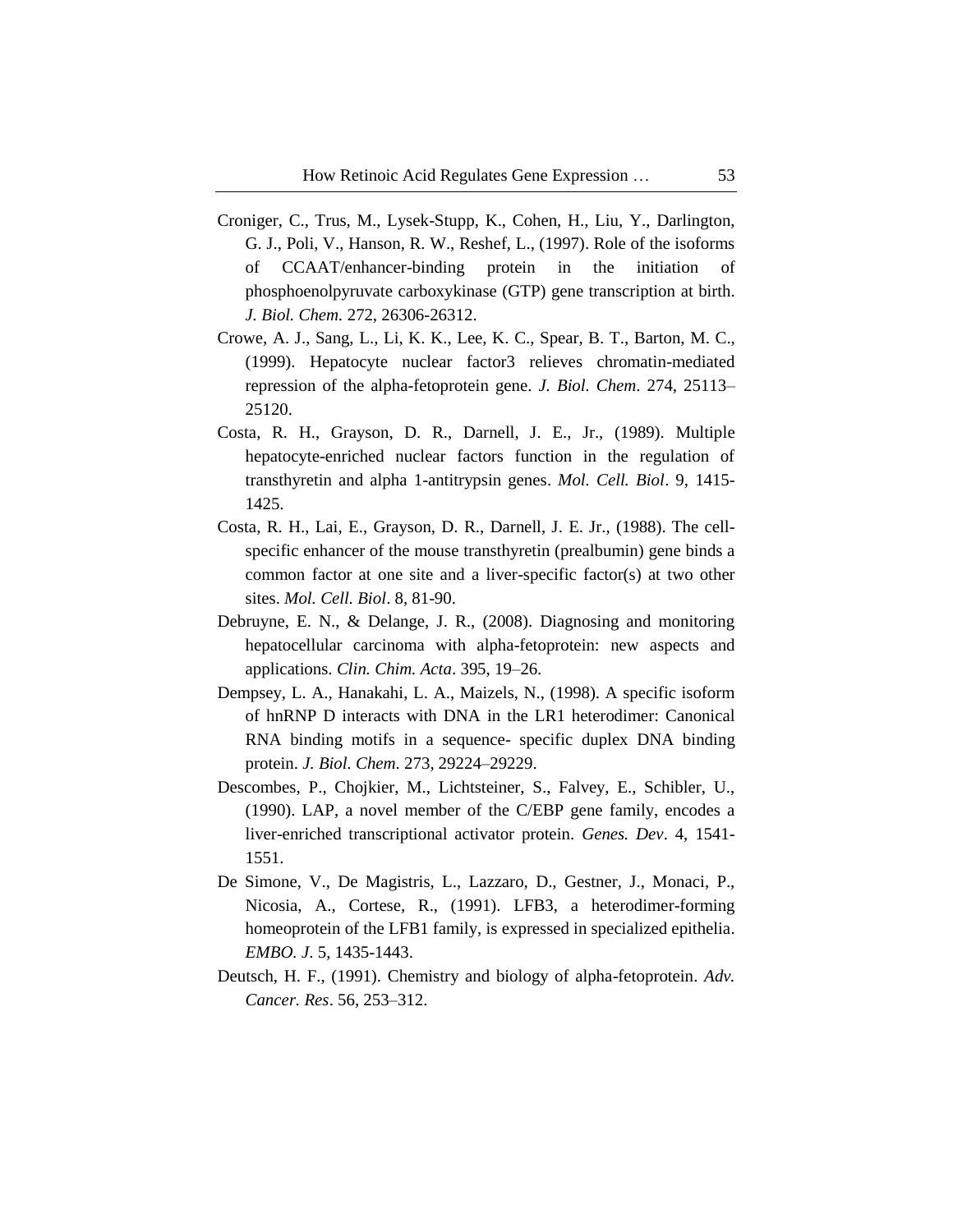Croniger, C., Trus, M., Lysek-Stupp, K., Cohen, H., Liu, Y., Darlington, G. J., Poli, V., Hanson, R. W., Reshef, L., (1997). Role of the isoforms of CCAAT/enhancer-binding protein in the initiation of phosphoenolpyruvate carboxykinase (GTP) gene transcription at birth. *J. Biol. Chem.* 272, 26306-26312.

Crowe, A. J., Sang, L., Li, K. K., Lee, K. C., Spear, B. T., Barton, M. C., (1999). Hepatocyte nuclear factor3 relieves chromatin-mediated repression of the alpha-fetoprotein gene. *J. Biol. Chem*. 274, 25113–25120.

Costa, R. H., Grayson, D. R., Darnell, J. E., Jr., (1989). Multiple hepatocyte-enriched nuclear factors function in the regulation of transthyretin and alpha 1-antitrypsin genes. *Mol. Cell. Biol*. 9, 1415-1425.

Costa, R. H., Lai, E., Grayson, D. R., Darnell, J. E. Jr., (1988). The cell-specific enhancer of the mouse transthyretin (prealbumin) gene binds a common factor at one site and a liver-specific factor(s) at two other sites. *Mol. Cell. Biol*. 8, 81-90.

Debruyne, E. N., & Delange, J. R., (2008). Diagnosing and monitoring hepatocellular carcinoma with alpha-fetoprotein: new aspects and applications. *Clin. Chim. Acta*. 395, 19–26.

Dempsey, L. A., Hanakahi, L. A., Maizels, N., (1998). A specific isoform of hnRNP D interacts with DNA in the LR1 heterodimer: Canonical RNA binding motifs in a sequence- specific duplex DNA binding protein. *J. Biol. Chem*. 273, 29224–29229.

Descombes, P., Chojkier, M., Lichtsteiner, S., Falvey, E., Schibler, U., (1990). LAP, a novel member of the C/EBP gene family, encodes a liver-enriched transcriptional activator protein. *Genes. Dev*. 4, 1541-1551.

De Simone, V., De Magistris, L., Lazzaro, D., Gestner, J., Monaci, P., Nicosia, A., Cortese, R., (1991). LFB3, a heterodimer-forming homeoprotein of the LFB1 family, is expressed in specialized epithelia. *EMBO. J*. 5, 1435-1443.

Deutsch, H. F., (1991). Chemistry and biology of alpha-fetoprotein. *Adv. Cancer. Res*. 56, 253–312.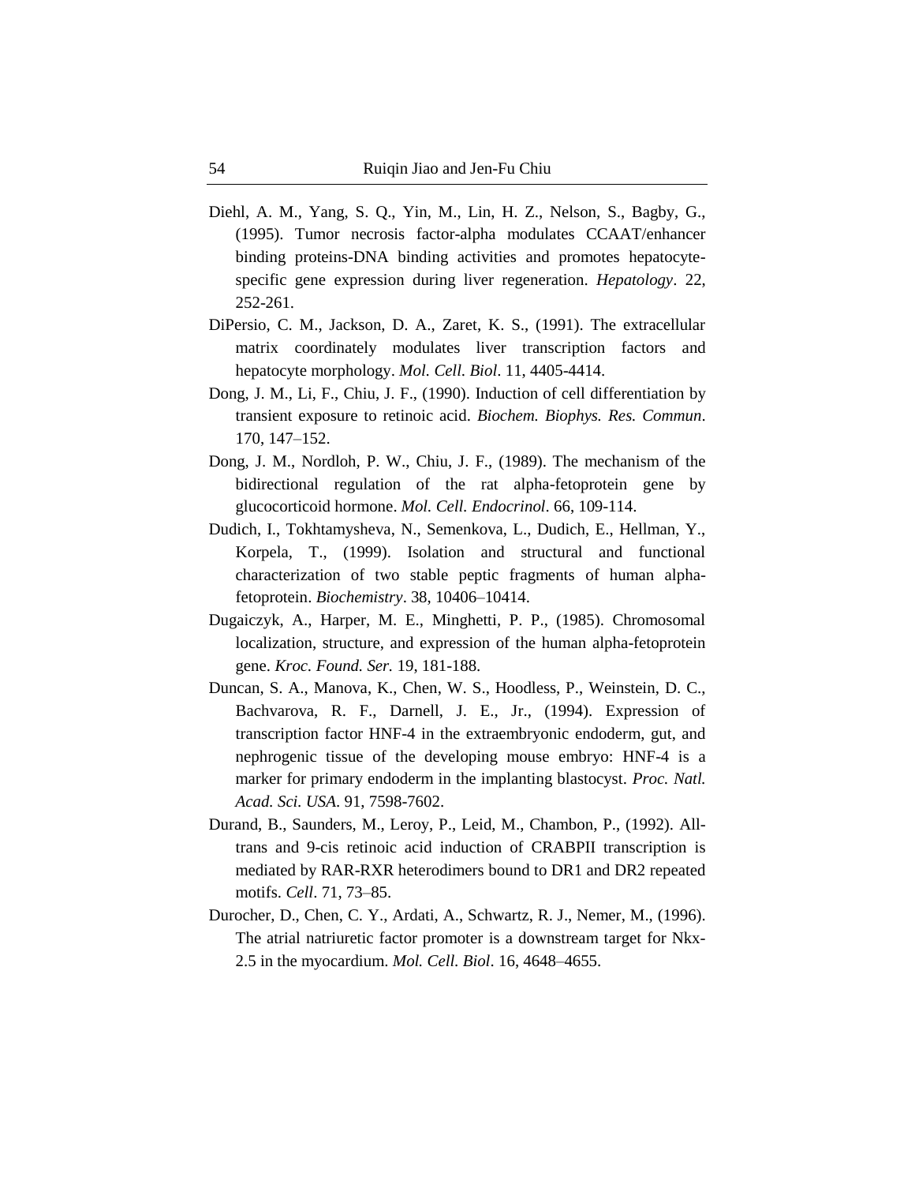Diehl, A. M., Yang, S. Q., Yin, M., Lin, H. Z., Nelson, S., Bagby, G., (1995). Tumor necrosis factor-alpha modulates CCAAT/enhancer binding proteins-DNA binding activities and promotes hepatocyte-specific gene expression during liver regeneration. *Hepatology*. 22, 252-261.

DiPersio, C. M., Jackson, D. A., Zaret, K. S., (1991). The extracellular matrix coordinately modulates liver transcription factors and hepatocyte morphology. *Mol. Cell. Biol*. 11, 4405-4414.

Dong, J. M., Li, F., Chiu, J. F., (1990). Induction of cell differentiation by transient exposure to retinoic acid. *Biochem. Biophys. Res. Commun*. 170, 147–152.

Dong, J. M., Nordloh, P. W., Chiu, J. F., (1989). The mechanism of the bidirectional regulation of the rat alpha-fetoprotein gene by glucocorticoid hormone. *Mol. Cell. Endocrinol*. 66, 109-114.

Dudich, I., Tokhtamysheva, N., Semenkova, L., Dudich, E., Hellman, Y., Korpela, T., (1999). Isolation and structural and functional characterization of two stable peptic fragments of human alpha-fetoprotein. *Biochemistry*. 38, 10406–10414.

Dugaiczyk, A., Harper, M. E., Minghetti, P. P., (1985). Chromosomal localization, structure, and expression of the human alpha-fetoprotein gene. *Kroc. Found. Ser.* 19, 181-188.

Duncan, S. A., Manova, K., Chen, W. S., Hoodless, P., Weinstein, D. C., Bachvarova, R. F., Darnell, J. E., Jr., (1994). Expression of transcription factor HNF-4 in the extraembryonic endoderm, gut, and nephrogenic tissue of the developing mouse embryo: HNF-4 is a marker for primary endoderm in the implanting blastocyst. *Proc. Natl. Acad. Sci. USA*. 91, 7598-7602.

Durand, B., Saunders, M., Leroy, P., Leid, M., Chambon, P., (1992). All-trans and 9-cis retinoic acid induction of CRABPII transcription is mediated by RAR-RXR heterodimers bound to DR1 and DR2 repeated motifs. *Cell*. 71, 73–85.

Durocher, D., Chen, C. Y., Ardati, A., Schwartz, R. J., Nemer, M., (1996). The atrial natriuretic factor promoter is a downstream target for Nkx-2.5 in the myocardium. *Mol. Cell. Biol*. 16, 4648–4655.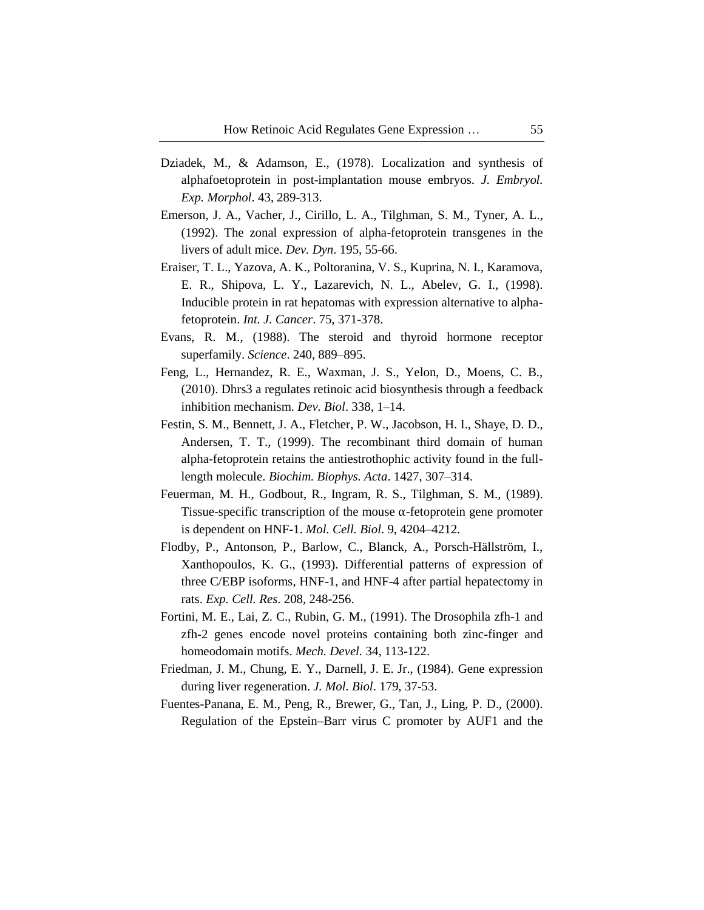Dziadek, M., & Adamson, E., (1978). Localization and synthesis of alphafoetoprotein in post-implantation mouse embryos. *J. Embryol. Exp. Morphol*. 43, 289-313.

Emerson, J. A., Vacher, J., Cirillo, L. A., Tilghman, S. M., Tyner, A. L., (1992). The zonal expression of alpha-fetoprotein transgenes in the livers of adult mice. *Dev. Dyn*. 195, 55-66.

Eraiser, T. L., Yazova, A. K., Poltoranina, V. S., Kuprina, N. I., Karamova, E. R., Shipova, L. Y., Lazarevich, N. L., Abelev, G. I., (1998). Inducible protein in rat hepatomas with expression alternative to alpha-fetoprotein. *Int. J. Cancer*. 75, 371-378.

Evans, R. M., (1988). The steroid and thyroid hormone receptor superfamily. *Science*. 240, 889–895.

Feng, L., Hernandez, R. E., Waxman, J. S., Yelon, D., Moens, C. B., (2010). Dhrs3 a regulates retinoic acid biosynthesis through a feedback inhibition mechanism. *Dev. Biol*. 338, 1–14.

Festin, S. M., Bennett, J. A., Fletcher, P. W., Jacobson, H. I., Shaye, D. D., Andersen, T. T., (1999). The recombinant third domain of human alpha-fetoprotein retains the antiestrothophic activity found in the full-length molecule. *Biochim. Biophys. Acta*. 1427, 307–314.

Feuerman, M. H., Godbout, R., Ingram, R. S., Tilghman, S. M., (1989). Tissue-specific transcription of the mouse α-fetoprotein gene promoter is dependent on HNF-1. *Mol. Cell. Biol*. 9, 4204–4212.

Flodby, P., Antonson, P., Barlow, C., Blanck, A., Porsch-Hällström, I., Xanthopoulos, K. G., (1993). Differential patterns of expression of three C/EBP isoforms, HNF-1, and HNF-4 after partial hepatectomy in rats. *Exp. Cell. Res*. 208, 248-256.

Fortini, M. E., Lai, Z. C., Rubin, G. M., (1991). The Drosophila zfh-1 and zfh-2 genes encode novel proteins containing both zinc-finger and homeodomain motifs. *Mech. Devel.* 34, 113-122.

Friedman, J. M., Chung, E. Y., Darnell, J. E. Jr., (1984). Gene expression during liver regeneration. *J. Mol. Biol*. 179, 37-53.

Fuentes-Panana, E. M., Peng, R., Brewer, G., Tan, J., Ling, P. D., (2000). Regulation of the Epstein–Barr virus C promoter by AUF1 and the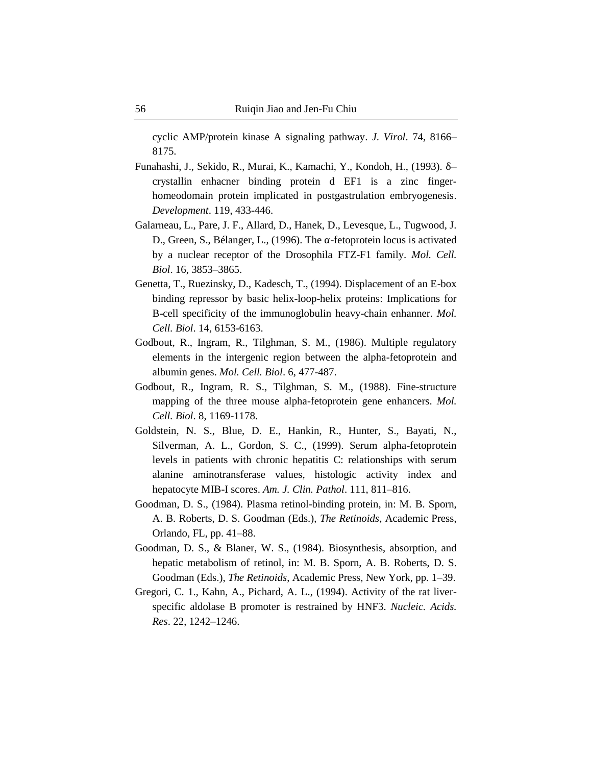cyclic AMP/protein kinase A signaling pathway. *J. Virol*. 74, 8166–8175.

Funahashi, J., Sekido, R., Murai, K., Kamachi, Y., Kondoh, H., (1993). δ–crystallin enhacner binding protein d EF1 is a zinc finger-homeodomain protein implicated in postgastrulation embryogenesis. *Development*. 119, 433-446.

Galarneau, L., Pare, J. F., Allard, D., Hanek, D., Levesque, L., Tugwood, J. D., Green, S., Bélanger, L., (1996). The α-fetoprotein locus is activated by a nuclear receptor of the Drosophila FTZ-F1 family. *Mol. Cell. Biol*. 16, 3853–3865.

Genetta, T., Ruezinsky, D., Kadesch, T., (1994). Displacement of an E-box binding repressor by basic helix-loop-helix proteins: Implications for B-cell specificity of the immunoglobulin heavy-chain enhanner. *Mol. Cell. Biol*. 14, 6153-6163.

Godbout, R., Ingram, R., Tilghman, S. M., (1986). Multiple regulatory elements in the intergenic region between the alpha-fetoprotein and albumin genes. *Mol. Cell. Biol*. 6, 477-487.

Godbout, R., Ingram, R. S., Tilghman, S. M., (1988). Fine-structure mapping of the three mouse alpha-fetoprotein gene enhancers. *Mol. Cell. Biol*. 8, 1169-1178.

Goldstein, N. S., Blue, D. E., Hankin, R., Hunter, S., Bayati, N., Silverman, A. L., Gordon, S. C., (1999). Serum alpha-fetoprotein levels in patients with chronic hepatitis C: relationships with serum alanine aminotransferase values, histologic activity index and hepatocyte MIB-I scores. *Am. J. Clin. Pathol*. 111, 811–816.

Goodman, D. S., (1984). Plasma retinol-binding protein, in: M. B. Sporn, A. B. Roberts, D. S. Goodman (Eds.), *The Retinoids*, Academic Press, Orlando, FL, pp. 41–88.

Goodman, D. S., & Blaner, W. S., (1984). Biosynthesis, absorption, and hepatic metabolism of retinol, in: M. B. Sporn, A. B. Roberts, D. S. Goodman (Eds.), *The Retinoids*, Academic Press, New York, pp. 1–39.

Gregori, C. 1., Kahn, A., Pichard, A. L., (1994). Activity of the rat liver-specific aldolase B promoter is restrained by HNF3. *Nucleic. Acids. Res*. 22, 1242–1246.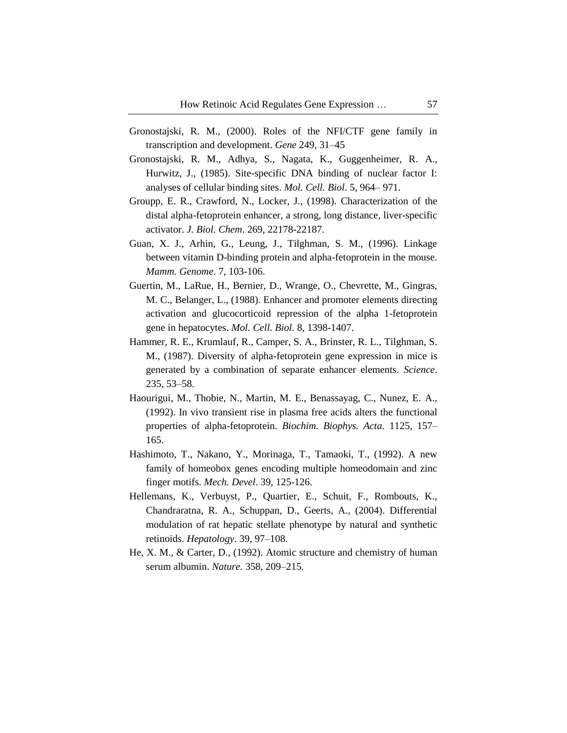Gronostajski, R. M., (2000). Roles of the NFI/CTF gene family in transcription and development. *Gene* 249, 31–45

Gronostajski, R. M., Adhya, S., Nagata, K., Guggenheimer, R. A., Hurwitz, J., (1985). Site-specific DNA binding of nuclear factor I: analyses of cellular binding sites. *Mol. Cell. Biol*. 5, 964– 971.

Groupp, E. R., Crawford, N., Locker, J., (1998). Characterization of the distal alpha-fetoprotein enhancer, a strong, long distance, liver-specific activator. *J. Biol. Chem*. 269, 22178-22187.

Guan, X. J., Arhin, G., Leung, J., Tilghman, S. M., (1996). Linkage between vitamin D-binding protein and alpha-fetoprotein in the mouse. *Mamm. Genome*. 7, 103-106.

Guertin, M., LaRue, H., Bernier, D., Wrange, O., Chevrette, M., Gingras, M. C., Belanger, L., (1988). Enhancer and promoter elements directing activation and glucocorticoid repression of the alpha 1-fetoprotein gene in hepatocytes. *Mol. Cell. Biol*. 8, 1398-1407.

Hammer, R. E., Krumlauf, R., Camper, S. A., Brinster, R. L., Tilghman, S. M., (1987). Diversity of alpha-fetoprotein gene expression in mice is generated by a combination of separate enhancer elements. *Science*. 235, 53–58.

Haourigui, M., Thobie, N., Martin, M. E., Benassayag, C., Nunez, E. A., (1992). In vivo transient rise in plasma free acids alters the functional properties of alpha-fetoprotein. *Biochim. Biophys. Acta*. 1125, 157–165.

Hashimoto, T., Nakano, Y., Morinaga, T., Tamaoki, T., (1992). A new family of homeobox genes encoding multiple homeodomain and zinc finger motifs. *Mech. Devel*. 39, 125-126.

Hellemans, K., Verbuyst, P., Quartier, E., Schuit, F., Rombouts, K., Chandraratna, R. A., Schuppan, D., Geerts, A., (2004). Differential modulation of rat hepatic stellate phenotype by natural and synthetic retinoids. *Hepatology*. 39, 97–108.

He, X. M., & Carter, D., (1992). Atomic structure and chemistry of human serum albumin. *Nature.* 358, 209–215.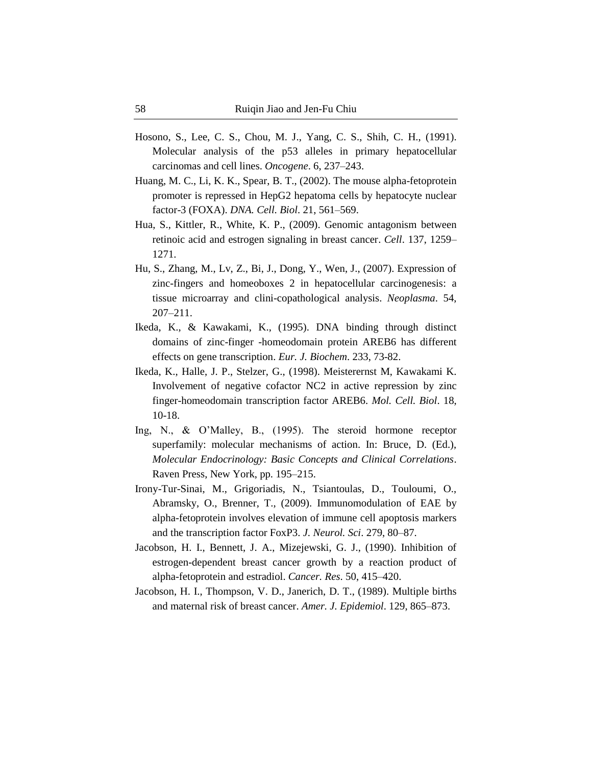Hosono, S., Lee, C. S., Chou, M. J., Yang, C. S., Shih, C. H., (1991). Molecular analysis of the p53 alleles in primary hepatocellular carcinomas and cell lines. *Oncogene*. 6, 237–243.

Huang, M. C., Li, K. K., Spear, B. T., (2002). The mouse alpha-fetoprotein promoter is repressed in HepG2 hepatoma cells by hepatocyte nuclear factor-3 (FOXA). *DNA. Cell. Biol*. 21, 561–569.

Hua, S., Kittler, R., White, K. P., (2009). Genomic antagonism between retinoic acid and estrogen signaling in breast cancer. *Cell*. 137, 1259–1271.

Hu, S., Zhang, M., Lv, Z., Bi, J., Dong, Y., Wen, J., (2007). Expression of zinc-fingers and homeoboxes 2 in hepatocellular carcinogenesis: a tissue microarray and clini-copathological analysis. *Neoplasma*. 54, 207–211.

Ikeda, K., & Kawakami, K., (1995). DNA binding through distinct domains of zinc-finger -homeodomain protein AREB6 has different effects on gene transcription. *Eur. J. Biochem*. 233, 73-82.

Ikeda, K., Halle, J. P., Stelzer, G., (1998). Meisterernst M, Kawakami K. Involvement of negative cofactor NC2 in active repression by zinc finger-homeodomain transcription factor AREB6. *Mol. Cell. Biol*. 18, 10-18.

Ing, N., & O'Malley, B., (1995). The steroid hormone receptor superfamily: molecular mechanisms of action. In: Bruce, D. (Ed.), *Molecular Endocrinology: Basic Concepts and Clinical Correlations*. Raven Press, New York, pp. 195–215.

Irony-Tur-Sinai, M., Grigoriadis, N., Tsiantoulas, D., Touloumi, O., Abramsky, O., Brenner, T., (2009). Immunomodulation of EAE by alpha-fetoprotein involves elevation of immune cell apoptosis markers and the transcription factor FoxP3. *J. Neurol. Sci*. 279, 80–87.

Jacobson, H. I., Bennett, J. A., Mizejewski, G. J., (1990). Inhibition of estrogen-dependent breast cancer growth by a reaction product of alpha-fetoprotein and estradiol. *Cancer. Res*. 50, 415–420.

Jacobson, H. I., Thompson, V. D., Janerich, D. T., (1989). Multiple births and maternal risk of breast cancer. *Amer. J. Epidemiol*. 129, 865–873.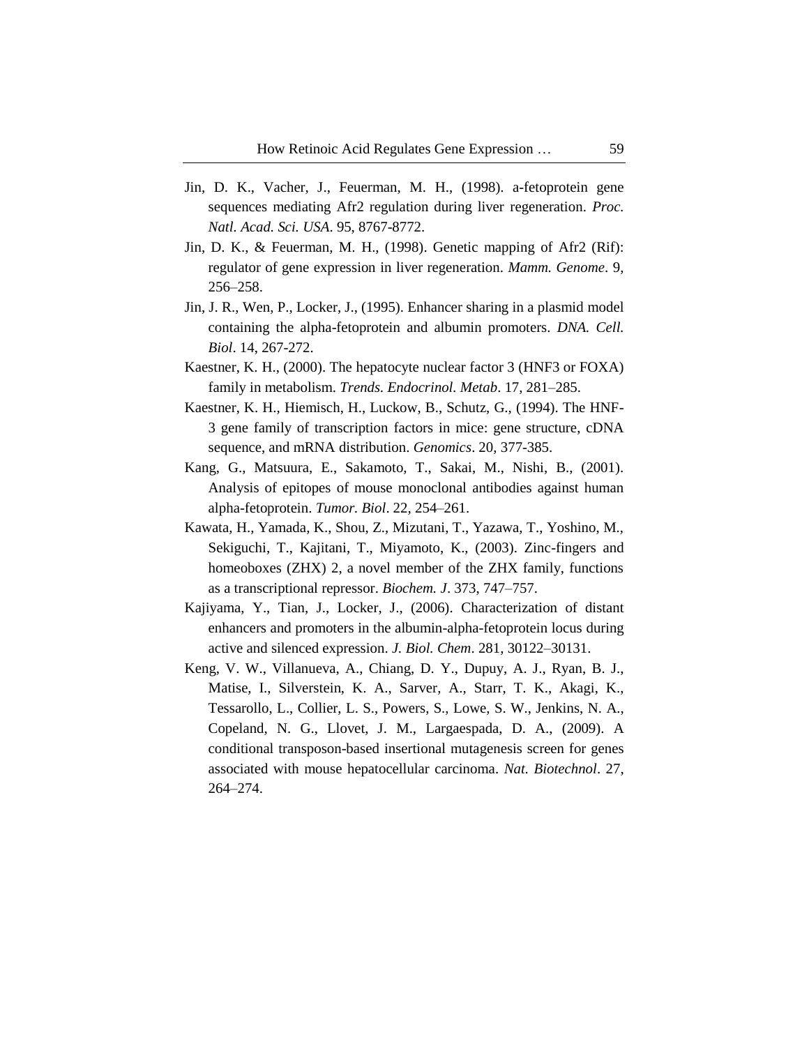Jin, D. K., Vacher, J., Feuerman, M. H., (1998). a-fetoprotein gene sequences mediating Afr2 regulation during liver regeneration. *Proc. Natl. Acad. Sci. USA*. 95, 8767-8772.

Jin, D. K., & Feuerman, M. H., (1998). Genetic mapping of Afr2 (Rif): regulator of gene expression in liver regeneration. *Mamm. Genome*. 9, 256–258.

Jin, J. R., Wen, P., Locker, J., (1995). Enhancer sharing in a plasmid model containing the alpha-fetoprotein and albumin promoters. *DNA. Cell. Biol*. 14, 267-272.

Kaestner, K. H., (2000). The hepatocyte nuclear factor 3 (HNF3 or FOXA) family in metabolism. *Trends. Endocrinol. Metab*. 17, 281–285.

Kaestner, K. H., Hiemisch, H., Luckow, B., Schutz, G., (1994). The HNF-3 gene family of transcription factors in mice: gene structure, cDNA sequence, and mRNA distribution. *Genomics*. 20, 377-385.

Kang, G., Matsuura, E., Sakamoto, T., Sakai, M., Nishi, B., (2001). Analysis of epitopes of mouse monoclonal antibodies against human alpha-fetoprotein. *Tumor. Biol*. 22, 254–261.

Kawata, H., Yamada, K., Shou, Z., Mizutani, T., Yazawa, T., Yoshino, M., Sekiguchi, T., Kajitani, T., Miyamoto, K., (2003). Zinc-fingers and homeoboxes (ZHX) 2, a novel member of the ZHX family, functions as a transcriptional repressor. *Biochem. J*. 373, 747–757.

Kajiyama, Y., Tian, J., Locker, J., (2006). Characterization of distant enhancers and promoters in the albumin-alpha-fetoprotein locus during active and silenced expression. *J. Biol. Chem*. 281, 30122–30131.

Keng, V. W., Villanueva, A., Chiang, D. Y., Dupuy, A. J., Ryan, B. J., Matise, I., Silverstein, K. A., Sarver, A., Starr, T. K., Akagi, K., Tessarollo, L., Collier, L. S., Powers, S., Lowe, S. W., Jenkins, N. A., Copeland, N. G., Llovet, J. M., Largaespada, D. A., (2009). A conditional transposon-based insertional mutagenesis screen for genes associated with mouse hepatocellular carcinoma. *Nat. Biotechnol*. 27, 264–274.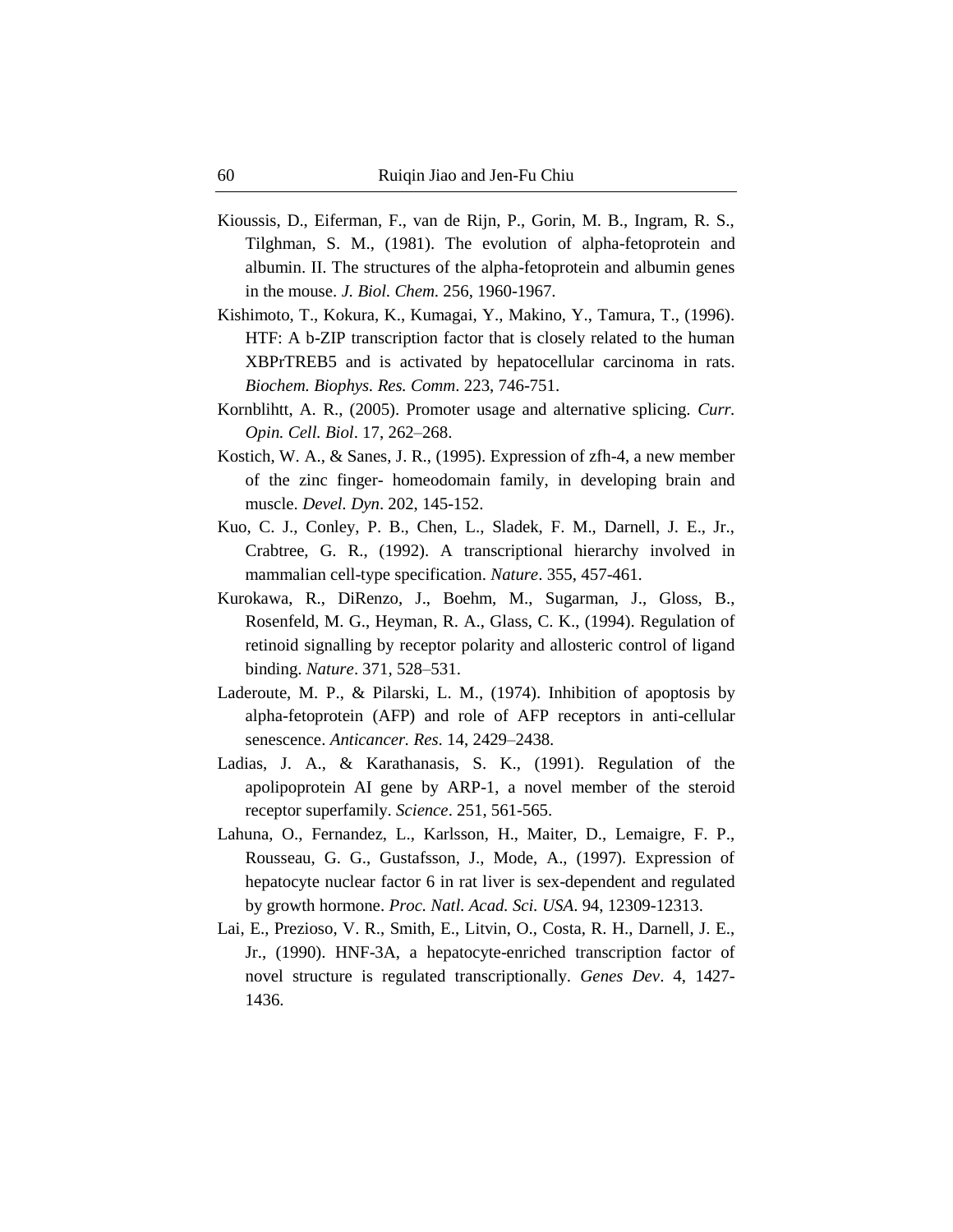Kioussis, D., Eiferman, F., van de Rijn, P., Gorin, M. B., Ingram, R. S., Tilghman, S. M., (1981). The evolution of alpha-fetoprotein and albumin. II. The structures of the alpha-fetoprotein and albumin genes in the mouse. *J. Biol. Chem.* 256, 1960-1967.

Kishimoto, T., Kokura, K., Kumagai, Y., Makino, Y., Tamura, T., (1996). HTF: A b-ZIP transcription factor that is closely related to the human XBPrTREB5 and is activated by hepatocellular carcinoma in rats. *Biochem. Biophys. Res. Comm*. 223, 746-751.

Kornblihtt, A. R., (2005). Promoter usage and alternative splicing. *Curr. Opin. Cell. Biol*. 17, 262–268.

Kostich, W. A., & Sanes, J. R., (1995). Expression of zfh-4, a new member of the zinc finger- homeodomain family, in developing brain and muscle. *Devel. Dyn*. 202, 145-152.

Kuo, C. J., Conley, P. B., Chen, L., Sladek, F. M., Darnell, J. E., Jr., Crabtree, G. R., (1992). A transcriptional hierarchy involved in mammalian cell-type specification. *Nature*. 355, 457-461.

Kurokawa, R., DiRenzo, J., Boehm, M., Sugarman, J., Gloss, B., Rosenfeld, M. G., Heyman, R. A., Glass, C. K., (1994). Regulation of retinoid signalling by receptor polarity and allosteric control of ligand binding. *Nature*. 371, 528–531.

Laderoute, M. P., & Pilarski, L. M., (1974). Inhibition of apoptosis by alpha-fetoprotein (AFP) and role of AFP receptors in anti-cellular senescence. *Anticancer. Res*. 14, 2429–2438.

Ladias, J. A., & Karathanasis, S. K., (1991). Regulation of the apolipoprotein AI gene by ARP-1, a novel member of the steroid receptor superfamily. *Science*. 251, 561-565.

Lahuna, O., Fernandez, L., Karlsson, H., Maiter, D., Lemaigre, F. P., Rousseau, G. G., Gustafsson, J., Mode, A., (1997). Expression of hepatocyte nuclear factor 6 in rat liver is sex-dependent and regulated by growth hormone. *Proc. Natl. Acad. Sci. USA*. 94, 12309-12313.

Lai, E., Prezioso, V. R., Smith, E., Litvin, O., Costa, R. H., Darnell, J. E., Jr., (1990). HNF-3A, a hepatocyte-enriched transcription factor of novel structure is regulated transcriptionally. *Genes Dev*. 4, 1427-1436.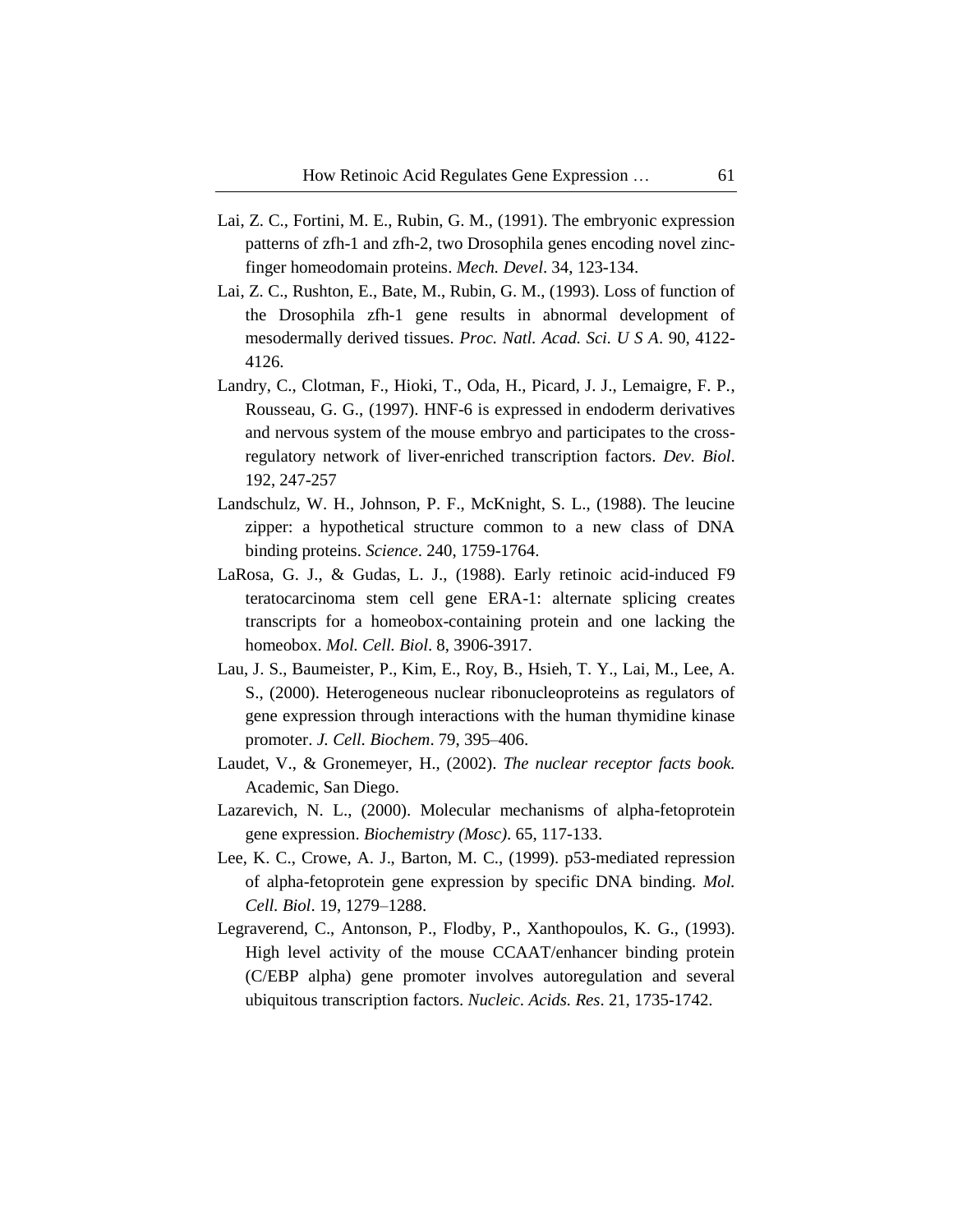Lai, Z. C., Fortini, M. E., Rubin, G. M., (1991). The embryonic expression patterns of zfh-1 and zfh-2, two Drosophila genes encoding novel zinc-finger homeodomain proteins. *Mech. Devel*. 34, 123-134.

Lai, Z. C., Rushton, E., Bate, M., Rubin, G. M., (1993). Loss of function of the Drosophila zfh-1 gene results in abnormal development of mesodermally derived tissues. *Proc. Natl. Acad. Sci. U S A*. 90, 4122-4126.

Landry, C., Clotman, F., Hioki, T., Oda, H., Picard, J. J., Lemaigre, F. P., Rousseau, G. G., (1997). HNF-6 is expressed in endoderm derivatives and nervous system of the mouse embryo and participates to the cross-regulatory network of liver-enriched transcription factors. *Dev. Biol*. 192, 247-257

Landschulz, W. H., Johnson, P. F., McKnight, S. L., (1988). The leucine zipper: a hypothetical structure common to a new class of DNA binding proteins. *Science*. 240, 1759-1764.

LaRosa, G. J., & Gudas, L. J., (1988). Early retinoic acid-induced F9 teratocarcinoma stem cell gene ERA-1: alternate splicing creates transcripts for a homeobox-containing protein and one lacking the homeobox. *Mol. Cell. Biol*. 8, 3906-3917.

Lau, J. S., Baumeister, P., Kim, E., Roy, B., Hsieh, T. Y., Lai, M., Lee, A. S., (2000). Heterogeneous nuclear ribonucleoproteins as regulators of gene expression through interactions with the human thymidine kinase promoter. *J. Cell. Biochem*. 79, 395–406.

Laudet, V., & Gronemeyer, H., (2002). *The nuclear receptor facts book.* Academic, San Diego.

Lazarevich, N. L., (2000). Molecular mechanisms of alpha-fetoprotein gene expression. *Biochemistry (Mosc)*. 65, 117-133.

Lee, K. C., Crowe, A. J., Barton, M. C., (1999). p53-mediated repression of alpha-fetoprotein gene expression by specific DNA binding. *Mol. Cell. Biol*. 19, 1279–1288.

Legraverend, C., Antonson, P., Flodby, P., Xanthopoulos, K. G., (1993). High level activity of the mouse CCAAT/enhancer binding protein (C/EBP alpha) gene promoter involves autoregulation and several ubiquitous transcription factors. *Nucleic. Acids. Res*. 21, 1735-1742.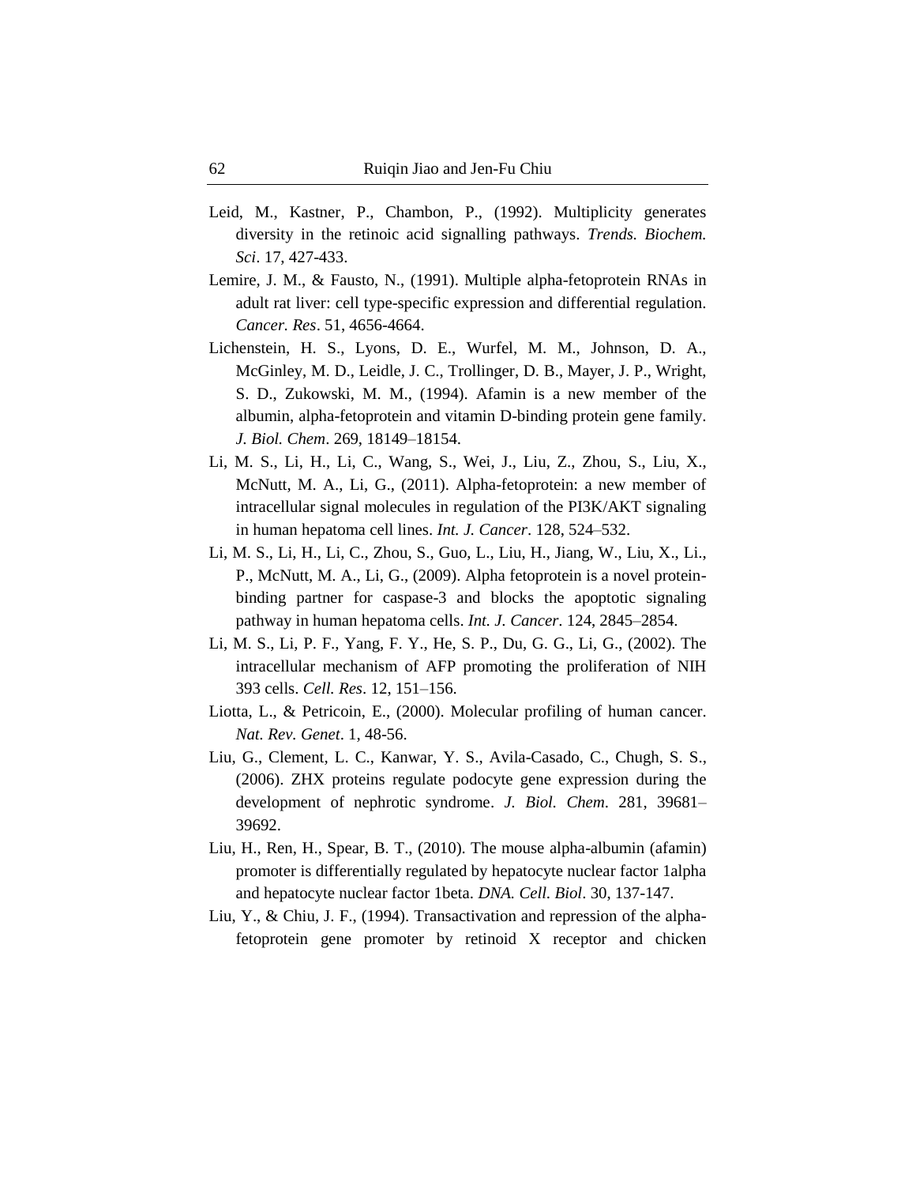Leid, M., Kastner, P., Chambon, P., (1992). Multiplicity generates diversity in the retinoic acid signalling pathways. *Trends. Biochem. Sci*. 17, 427-433.

Lemire, J. M., & Fausto, N., (1991). Multiple alpha-fetoprotein RNAs in adult rat liver: cell type-specific expression and differential regulation. *Cancer. Res*. 51, 4656-4664.

Lichenstein, H. S., Lyons, D. E., Wurfel, M. M., Johnson, D. A., McGinley, M. D., Leidle, J. C., Trollinger, D. B., Mayer, J. P., Wright, S. D., Zukowski, M. M., (1994). Afamin is a new member of the albumin, alpha-fetoprotein and vitamin D-binding protein gene family. *J. Biol. Chem*. 269, 18149–18154.

Li, M. S., Li, H., Li, C., Wang, S., Wei, J., Liu, Z., Zhou, S., Liu, X., McNutt, M. A., Li, G., (2011). Alpha-fetoprotein: a new member of intracellular signal molecules in regulation of the PI3K/AKT signaling in human hepatoma cell lines. *Int. J. Cancer*. 128, 524–532.

Li, M. S., Li, H., Li, C., Zhou, S., Guo, L., Liu, H., Jiang, W., Liu, X., Li., P., McNutt, M. A., Li, G., (2009). Alpha fetoprotein is a novel protein-binding partner for caspase-3 and blocks the apoptotic signaling pathway in human hepatoma cells. *Int. J. Cancer*. 124, 2845–2854.

Li, M. S., Li, P. F., Yang, F. Y., He, S. P., Du, G. G., Li, G., (2002). The intracellular mechanism of AFP promoting the proliferation of NIH 393 cells. *Cell. Res*. 12, 151–156.

Liotta, L., & Petricoin, E., (2000). Molecular profiling of human cancer. *Nat. Rev. Genet*. 1, 48-56.

Liu, G., Clement, L. C., Kanwar, Y. S., Avila-Casado, C., Chugh, S. S., (2006). ZHX proteins regulate podocyte gene expression during the development of nephrotic syndrome. *J. Biol. Chem*. 281, 39681–39692.

Liu, H., Ren, H., Spear, B. T., (2010). The mouse alpha-albumin (afamin) promoter is differentially regulated by hepatocyte nuclear factor 1alpha and hepatocyte nuclear factor 1beta. *DNA. Cell. Biol*. 30, 137-147.

Liu, Y., & Chiu, J. F., (1994). Transactivation and repression of the alpha-fetoprotein gene promoter by retinoid X receptor and chicken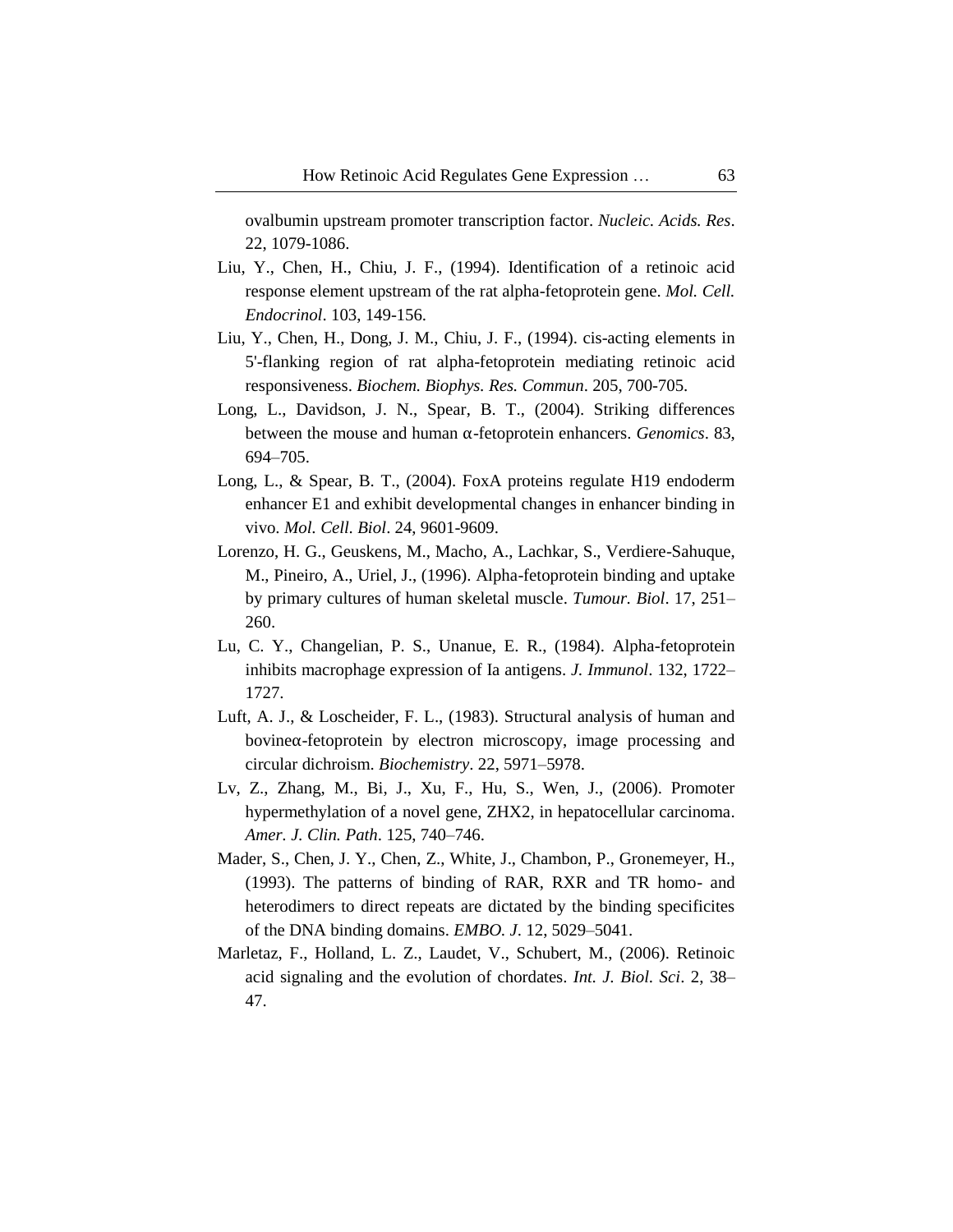ovalbumin upstream promoter transcription factor. *Nucleic. Acids. Res*. 22, 1079-1086.

Liu, Y., Chen, H., Chiu, J. F., (1994). Identification of a retinoic acid response element upstream of the rat alpha-fetoprotein gene. *Mol. Cell. Endocrinol*. 103, 149-156.

Liu, Y., Chen, H., Dong, J. M., Chiu, J. F., (1994). cis-acting elements in 5'-flanking region of rat alpha-fetoprotein mediating retinoic acid responsiveness. *Biochem. Biophys. Res. Commun*. 205, 700-705.

Long, L., Davidson, J. N., Spear, B. T., (2004). Striking differences between the mouse and human α-fetoprotein enhancers. *Genomics*. 83, 694–705.

Long, L., & Spear, B. T., (2004). FoxA proteins regulate H19 endoderm enhancer E1 and exhibit developmental changes in enhancer binding in vivo. *Mol. Cell. Biol*. 24, 9601-9609.

Lorenzo, H. G., Geuskens, M., Macho, A., Lachkar, S., Verdiere-Sahuque, M., Pineiro, A., Uriel, J., (1996). Alpha-fetoprotein binding and uptake by primary cultures of human skeletal muscle. *Tumour. Biol*. 17, 251–260.

Lu, C. Y., Changelian, P. S., Unanue, E. R., (1984). Alpha-fetoprotein inhibits macrophage expression of Ia antigens. *J. Immunol*. 132, 1722–1727.

Luft, A. J., & Loscheider, F. L., (1983). Structural analysis of human and bovineα-fetoprotein by electron microscopy, image processing and circular dichroism. *Biochemistry*. 22, 5971–5978.

Lv, Z., Zhang, M., Bi, J., Xu, F., Hu, S., Wen, J., (2006). Promoter hypermethylation of a novel gene, ZHX2, in hepatocellular carcinoma. *Amer. J. Clin. Path*. 125, 740–746.

Mader, S., Chen, J. Y., Chen, Z., White, J., Chambon, P., Gronemeyer, H., (1993). The patterns of binding of RAR, RXR and TR homo- and heterodimers to direct repeats are dictated by the binding specificites of the DNA binding domains. *EMBO. J*. 12, 5029–5041.

Marletaz, F., Holland, L. Z., Laudet, V., Schubert, M., (2006). Retinoic acid signaling and the evolution of chordates. *Int. J. Biol. Sci*. 2, 38–47.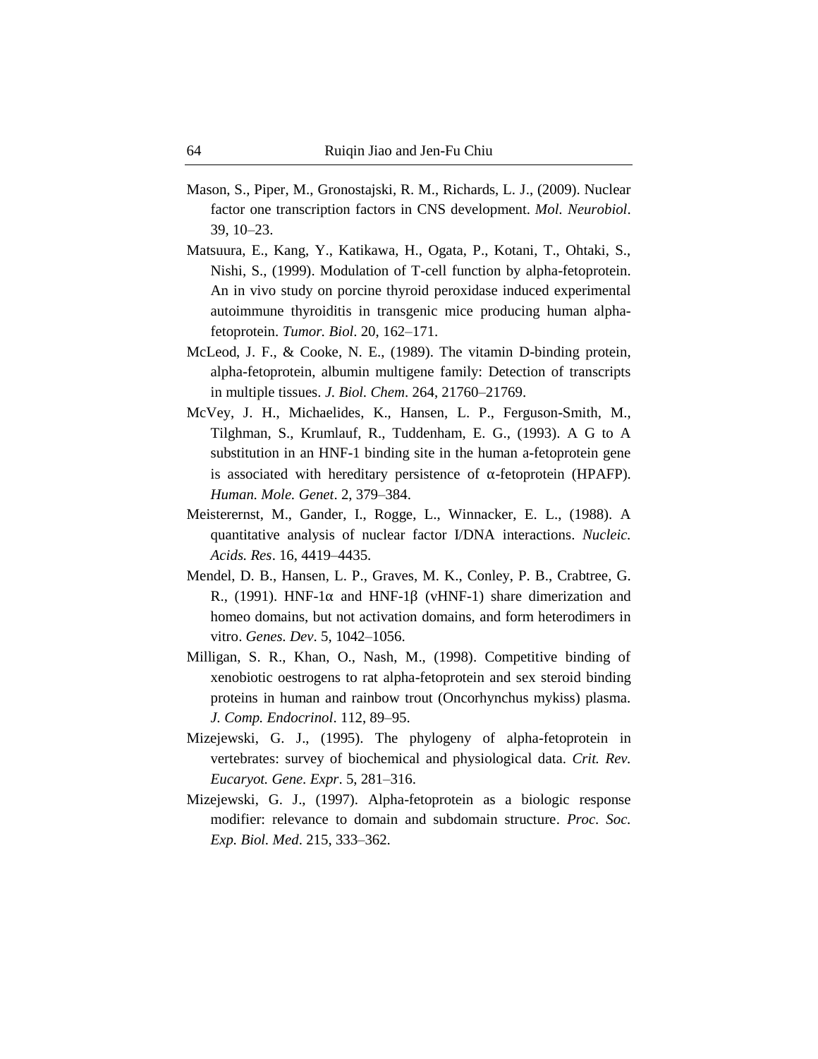Mason, S., Piper, M., Gronostajski, R. M., Richards, L. J., (2009). Nuclear factor one transcription factors in CNS development. *Mol. Neurobiol*. 39, 10–23.

Matsuura, E., Kang, Y., Katikawa, H., Ogata, P., Kotani, T., Ohtaki, S., Nishi, S., (1999). Modulation of T-cell function by alpha-fetoprotein. An in vivo study on porcine thyroid peroxidase induced experimental autoimmune thyroiditis in transgenic mice producing human alpha-fetoprotein. *Tumor. Biol*. 20, 162–171.

McLeod, J. F., & Cooke, N. E., (1989). The vitamin D-binding protein, alpha-fetoprotein, albumin multigene family: Detection of transcripts in multiple tissues. *J. Biol. Chem*. 264, 21760–21769.

McVey, J. H., Michaelides, K., Hansen, L. P., Ferguson-Smith, M., Tilghman, S., Krumlauf, R., Tuddenham, E. G., (1993). A G to A substitution in an HNF-1 binding site in the human a-fetoprotein gene is associated with hereditary persistence of α-fetoprotein (HPAFP). *Human. Mole. Genet*. 2, 379–384.

Meisterernst, M., Gander, I., Rogge, L., Winnacker, E. L., (1988). A quantitative analysis of nuclear factor I/DNA interactions. *Nucleic. Acids. Res*. 16, 4419–4435.

Mendel, D. B., Hansen, L. P., Graves, M. K., Conley, P. B., Crabtree, G. R., (1991). HNF-1α and HNF-1β (vHNF-1) share dimerization and homeo domains, but not activation domains, and form heterodimers in vitro. *Genes. Dev*. 5, 1042–1056.

Milligan, S. R., Khan, O., Nash, M., (1998). Competitive binding of xenobiotic oestrogens to rat alpha-fetoprotein and sex steroid binding proteins in human and rainbow trout (Oncorhynchus mykiss) plasma. *J. Comp. Endocrinol*. 112, 89–95.

Mizejewski, G. J., (1995). The phylogeny of alpha-fetoprotein in vertebrates: survey of biochemical and physiological data. *Crit. Rev. Eucaryot. Gene. Expr*. 5, 281–316.

Mizejewski, G. J., (1997). Alpha-fetoprotein as a biologic response modifier: relevance to domain and subdomain structure. *Proc. Soc. Exp. Biol. Med*. 215, 333–362.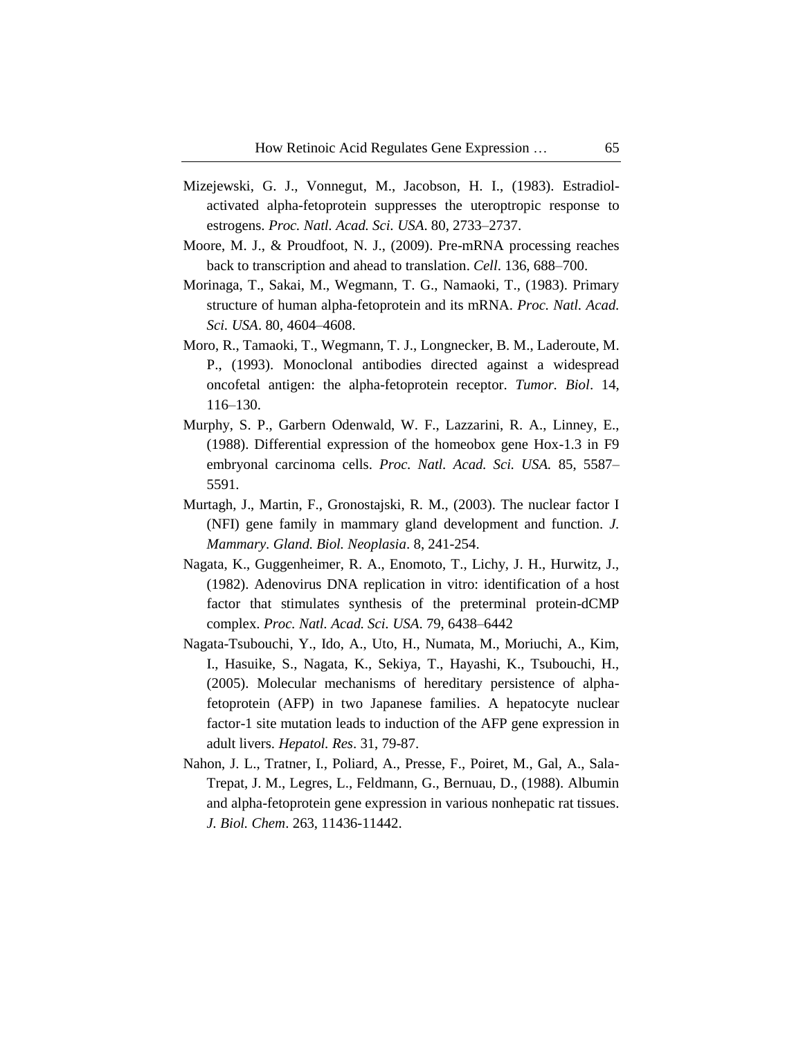Mizejewski, G. J., Vonnegut, M., Jacobson, H. I., (1983). Estradiol-activated alpha-fetoprotein suppresses the uteroptropic response to estrogens. *Proc. Natl. Acad. Sci. USA*. 80, 2733–2737.

Moore, M. J., & Proudfoot, N. J., (2009). Pre-mRNA processing reaches back to transcription and ahead to translation. *Cell*. 136, 688–700.

Morinaga, T., Sakai, M., Wegmann, T. G., Namaoki, T., (1983). Primary structure of human alpha-fetoprotein and its mRNA. *Proc. Natl. Acad. Sci. USA*. 80, 4604–4608.

Moro, R., Tamaoki, T., Wegmann, T. J., Longnecker, B. M., Laderoute, M. P., (1993). Monoclonal antibodies directed against a widespread oncofetal antigen: the alpha-fetoprotein receptor. *Tumor. Biol*. 14, 116–130.

Murphy, S. P., Garbern Odenwald, W. F., Lazzarini, R. A., Linney, E., (1988). Differential expression of the homeobox gene Hox-1.3 in F9 embryonal carcinoma cells. *Proc. Natl. Acad. Sci. USA.* 85, 5587–5591.

Murtagh, J., Martin, F., Gronostajski, R. M., (2003). The nuclear factor I (NFI) gene family in mammary gland development and function. *J. Mammary. Gland. Biol. Neoplasia*. 8, 241-254.

Nagata, K., Guggenheimer, R. A., Enomoto, T., Lichy, J. H., Hurwitz, J., (1982). Adenovirus DNA replication in vitro: identification of a host factor that stimulates synthesis of the preterminal protein-dCMP complex. *Proc. Natl. Acad. Sci. USA*. 79, 6438–6442

Nagata-Tsubouchi, Y., Ido, A., Uto, H., Numata, M., Moriuchi, A., Kim, I., Hasuike, S., Nagata, K., Sekiya, T., Hayashi, K., Tsubouchi, H., (2005). Molecular mechanisms of hereditary persistence of alpha-fetoprotein (AFP) in two Japanese families. A hepatocyte nuclear factor-1 site mutation leads to induction of the AFP gene expression in adult livers. *Hepatol. Res*. 31, 79-87.

Nahon, J. L., Tratner, I., Poliard, A., Presse, F., Poiret, M., Gal, A., Sala-Trepat, J. M., Legres, L., Feldmann, G., Bernuau, D., (1988). Albumin and alpha-fetoprotein gene expression in various nonhepatic rat tissues. *J. Biol. Chem*. 263, 11436-11442.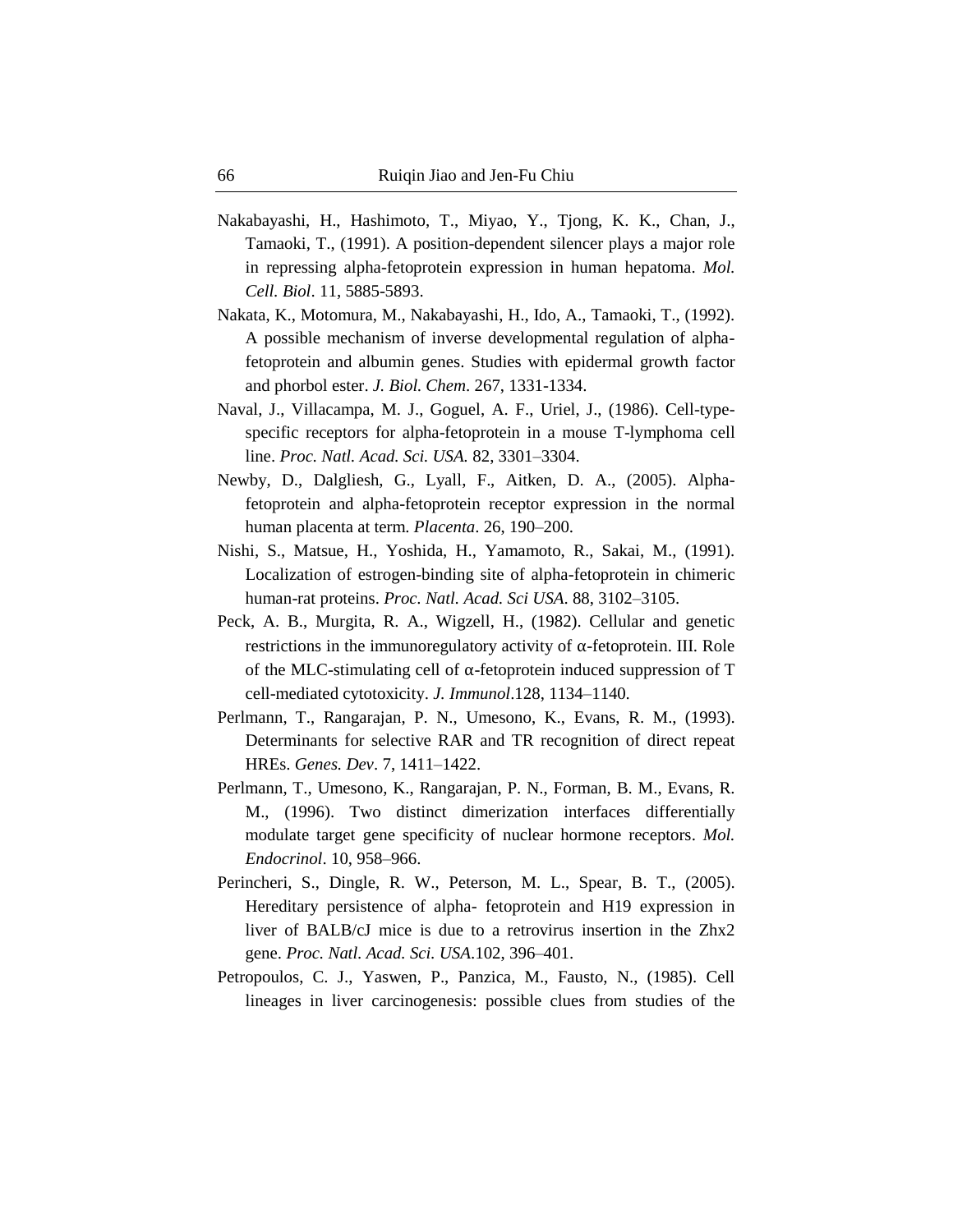Nakabayashi, H., Hashimoto, T., Miyao, Y., Tjong, K. K., Chan, J., Tamaoki, T., (1991). A position-dependent silencer plays a major role in repressing alpha-fetoprotein expression in human hepatoma. *Mol. Cell. Biol*. 11, 5885-5893.

Nakata, K., Motomura, M., Nakabayashi, H., Ido, A., Tamaoki, T., (1992). A possible mechanism of inverse developmental regulation of alpha-fetoprotein and albumin genes. Studies with epidermal growth factor and phorbol ester. *J. Biol. Chem*. 267, 1331-1334.

Naval, J., Villacampa, M. J., Goguel, A. F., Uriel, J., (1986). Cell-type-specific receptors for alpha-fetoprotein in a mouse T-lymphoma cell line. *Proc. Natl. Acad. Sci. USA.* 82, 3301–3304.

Newby, D., Dalgliesh, G., Lyall, F., Aitken, D. A., (2005). Alpha-fetoprotein and alpha-fetoprotein receptor expression in the normal human placenta at term. *Placenta*. 26, 190–200.

Nishi, S., Matsue, H., Yoshida, H., Yamamoto, R., Sakai, M., (1991). Localization of estrogen-binding site of alpha-fetoprotein in chimeric human-rat proteins. *Proc. Natl. Acad. Sci USA*. 88, 3102–3105.

Peck, A. B., Murgita, R. A., Wigzell, H., (1982). Cellular and genetic restrictions in the immunoregulatory activity of α-fetoprotein. III. Role of the MLC-stimulating cell of α-fetoprotein induced suppression of T cell-mediated cytotoxicity. *J. Immunol*.128, 1134–1140.

Perlmann, T., Rangarajan, P. N., Umesono, K., Evans, R. M., (1993). Determinants for selective RAR and TR recognition of direct repeat HREs. *Genes. Dev*. 7, 1411–1422.

Perlmann, T., Umesono, K., Rangarajan, P. N., Forman, B. M., Evans, R. M., (1996). Two distinct dimerization interfaces differentially modulate target gene specificity of nuclear hormone receptors. *Mol. Endocrinol*. 10, 958–966.

Perincheri, S., Dingle, R. W., Peterson, M. L., Spear, B. T., (2005). Hereditary persistence of alpha- fetoprotein and H19 expression in liver of BALB/cJ mice is due to a retrovirus insertion in the Zhx2 gene. *Proc. Natl. Acad. Sci. USA*.102, 396–401.

Petropoulos, C. J., Yaswen, P., Panzica, M., Fausto, N., (1985). Cell lineages in liver carcinogenesis: possible clues from studies of the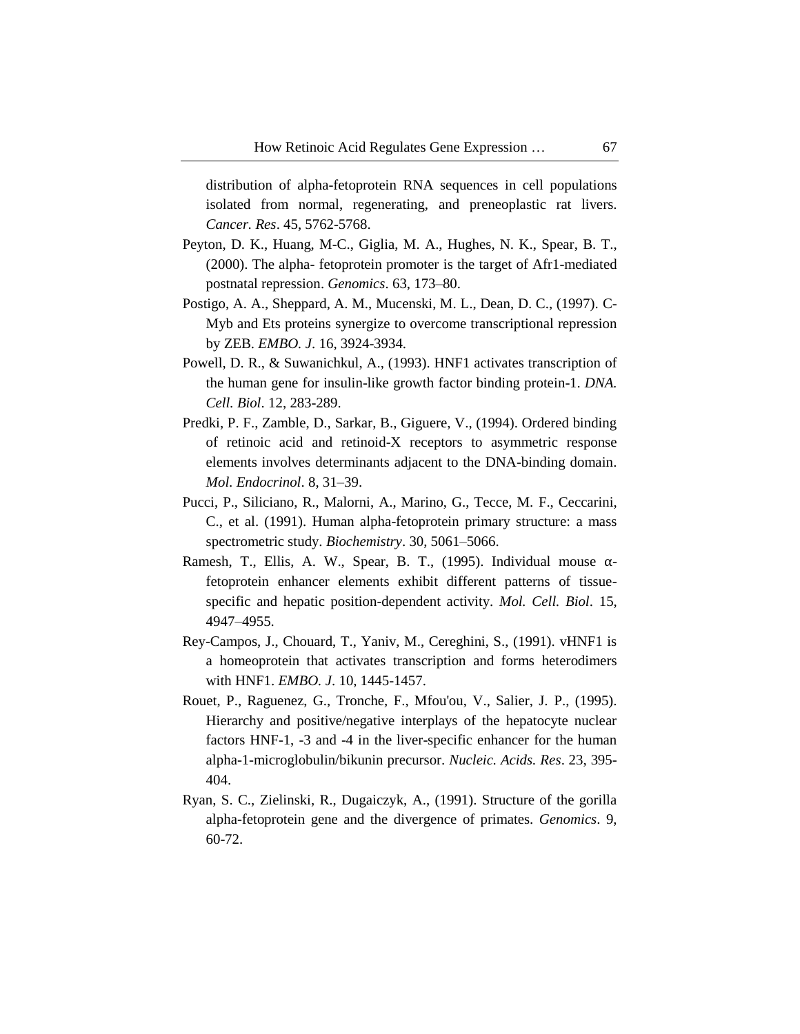distribution of alpha-fetoprotein RNA sequences in cell populations isolated from normal, regenerating, and preneoplastic rat livers. *Cancer. Res*. 45, 5762-5768.

Peyton, D. K., Huang, M-C., Giglia, M. A., Hughes, N. K., Spear, B. T., (2000). The alpha- fetoprotein promoter is the target of Afr1-mediated postnatal repression. *Genomics*. 63, 173–80.

Postigo, A. A., Sheppard, A. M., Mucenski, M. L., Dean, D. C., (1997). C-Myb and Ets proteins synergize to overcome transcriptional repression by ZEB. *EMBO. J*. 16, 3924-3934.

Powell, D. R., & Suwanichkul, A., (1993). HNF1 activates transcription of the human gene for insulin-like growth factor binding protein-1. *DNA. Cell. Biol*. 12, 283-289.

Predki, P. F., Zamble, D., Sarkar, B., Giguere, V., (1994). Ordered binding of retinoic acid and retinoid-X receptors to asymmetric response elements involves determinants adjacent to the DNA-binding domain. *Mol. Endocrinol*. 8, 31–39.

Pucci, P., Siliciano, R., Malorni, A., Marino, G., Tecce, M. F., Ceccarini, C., et al. (1991). Human alpha-fetoprotein primary structure: a mass spectrometric study. *Biochemistry*. 30, 5061–5066.

Ramesh, T., Ellis, A. W., Spear, B. T., (1995). Individual mouse α-fetoprotein enhancer elements exhibit different patterns of tissue-specific and hepatic position-dependent activity. *Mol. Cell. Biol*. 15, 4947–4955.

Rey-Campos, J., Chouard, T., Yaniv, M., Cereghini, S., (1991). vHNF1 is a homeoprotein that activates transcription and forms heterodimers with HNF1. *EMBO. J*. 10, 1445-1457.

Rouet, P., Raguenez, G., Tronche, F., Mfou'ou, V., Salier, J. P., (1995). Hierarchy and positive/negative interplays of the hepatocyte nuclear factors HNF-1, -3 and -4 in the liver-specific enhancer for the human alpha-1-microglobulin/bikunin precursor. *Nucleic. Acids. Res*. 23, 395-404.

Ryan, S. C., Zielinski, R., Dugaiczyk, A., (1991). Structure of the gorilla alpha-fetoprotein gene and the divergence of primates. *Genomics*. 9, 60-72.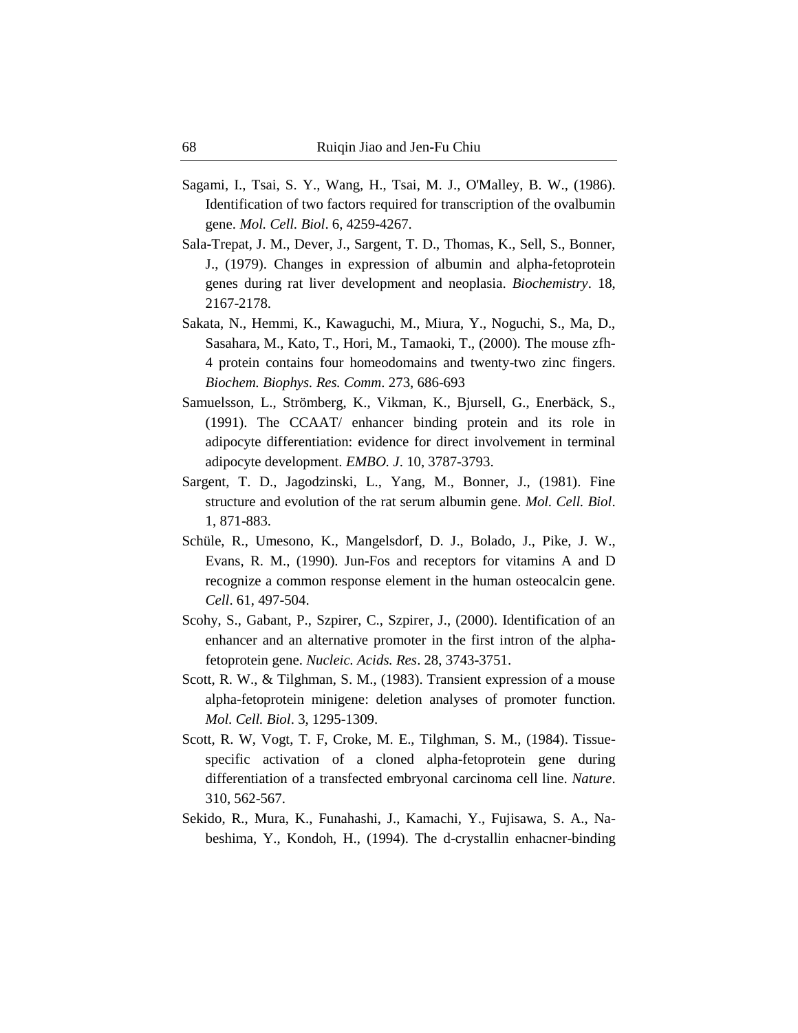Sagami, I., Tsai, S. Y., Wang, H., Tsai, M. J., O'Malley, B. W., (1986). Identification of two factors required for transcription of the ovalbumin gene. *Mol. Cell. Biol*. 6, 4259-4267.

Sala-Trepat, J. M., Dever, J., Sargent, T. D., Thomas, K., Sell, S., Bonner, J., (1979). Changes in expression of albumin and alpha-fetoprotein genes during rat liver development and neoplasia. *Biochemistry*. 18, 2167-2178.

Sakata, N., Hemmi, K., Kawaguchi, M., Miura, Y., Noguchi, S., Ma, D., Sasahara, M., Kato, T., Hori, M., Tamaoki, T., (2000). The mouse zfh-4 protein contains four homeodomains and twenty-two zinc fingers. *Biochem. Biophys. Res. Comm*. 273, 686-693

Samuelsson, L., Strömberg, K., Vikman, K., Bjursell, G., Enerbäck, S., (1991). The CCAAT/ enhancer binding protein and its role in adipocyte differentiation: evidence for direct involvement in terminal adipocyte development. *EMBO. J*. 10, 3787-3793.

Sargent, T. D., Jagodzinski, L., Yang, M., Bonner, J., (1981). Fine structure and evolution of the rat serum albumin gene. *Mol. Cell. Biol*. 1, 871-883.

Schüle, R., Umesono, K., Mangelsdorf, D. J., Bolado, J., Pike, J. W., Evans, R. M., (1990). Jun-Fos and receptors for vitamins A and D recognize a common response element in the human osteocalcin gene. *Cell*. 61, 497-504.

Scohy, S., Gabant, P., Szpirer, C., Szpirer, J., (2000). Identification of an enhancer and an alternative promoter in the first intron of the alpha-fetoprotein gene. *Nucleic. Acids. Res*. 28, 3743-3751.

Scott, R. W., & Tilghman, S. M., (1983). Transient expression of a mouse alpha-fetoprotein minigene: deletion analyses of promoter function. *Mol. Cell. Biol*. 3, 1295-1309.

Scott, R. W, Vogt, T. F, Croke, M. E., Tilghman, S. M., (1984). Tissue-specific activation of a cloned alpha-fetoprotein gene during differentiation of a transfected embryonal carcinoma cell line. *Nature*. 310, 562-567.

Sekido, R., Mura, K., Funahashi, J., Kamachi, Y., Fujisawa, S. A., Na-beshima, Y., Kondoh, H., (1994). The d-crystallin enhacner-binding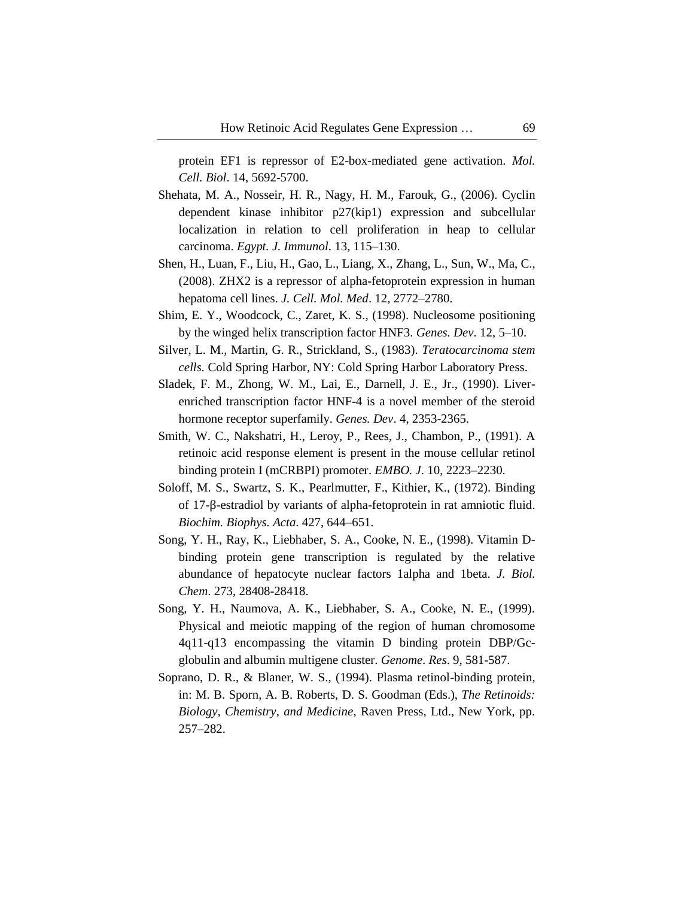protein EF1 is repressor of E2-box-mediated gene activation. *Mol. Cell. Biol*. 14, 5692-5700.

Shehata, M. A., Nosseir, H. R., Nagy, H. M., Farouk, G., (2006). Cyclin dependent kinase inhibitor p27(kip1) expression and subcellular localization in relation to cell proliferation in heap to cellular carcinoma. *Egypt. J. Immunol*. 13, 115–130.

Shen, H., Luan, F., Liu, H., Gao, L., Liang, X., Zhang, L., Sun, W., Ma, C., (2008). ZHX2 is a repressor of alpha-fetoprotein expression in human hepatoma cell lines. *J. Cell. Mol. Med*. 12, 2772–2780.

Shim, E. Y., Woodcock, C., Zaret, K. S., (1998). Nucleosome positioning by the winged helix transcription factor HNF3. *Genes. Dev*. 12, 5–10.

Silver, L. M., Martin, G. R., Strickland, S., (1983). *Teratocarcinoma stem cells*. Cold Spring Harbor, NY: Cold Spring Harbor Laboratory Press.

Sladek, F. M., Zhong, W. M., Lai, E., Darnell, J. E., Jr., (1990). Liver-enriched transcription factor HNF-4 is a novel member of the steroid hormone receptor superfamily. *Genes. Dev*. 4, 2353-2365.

Smith, W. C., Nakshatri, H., Leroy, P., Rees, J., Chambon, P., (1991). A retinoic acid response element is present in the mouse cellular retinol binding protein I (mCRBPI) promoter. *EMBO. J*. 10, 2223–2230.

Soloff, M. S., Swartz, S. K., Pearlmutter, F., Kithier, K., (1972). Binding of 17-β-estradiol by variants of alpha-fetoprotein in rat amniotic fluid. *Biochim. Biophys. Acta*. 427, 644–651.

Song, Y. H., Ray, K., Liebhaber, S. A., Cooke, N. E., (1998). Vitamin D-binding protein gene transcription is regulated by the relative abundance of hepatocyte nuclear factors 1alpha and 1beta. *J. Biol. Chem*. 273, 28408-28418.

Song, Y. H., Naumova, A. K., Liebhaber, S. A., Cooke, N. E., (1999). Physical and meiotic mapping of the region of human chromosome 4q11-q13 encompassing the vitamin D binding protein DBP/Gc-globulin and albumin multigene cluster. *Genome. Res*. 9, 581-587.

Soprano, D. R., & Blaner, W. S., (1994). Plasma retinol-binding protein, in: M. B. Sporn, A. B. Roberts, D. S. Goodman (Eds.), *The Retinoids: Biology, Chemistry, and Medicine*, Raven Press, Ltd., New York, pp. 257–282.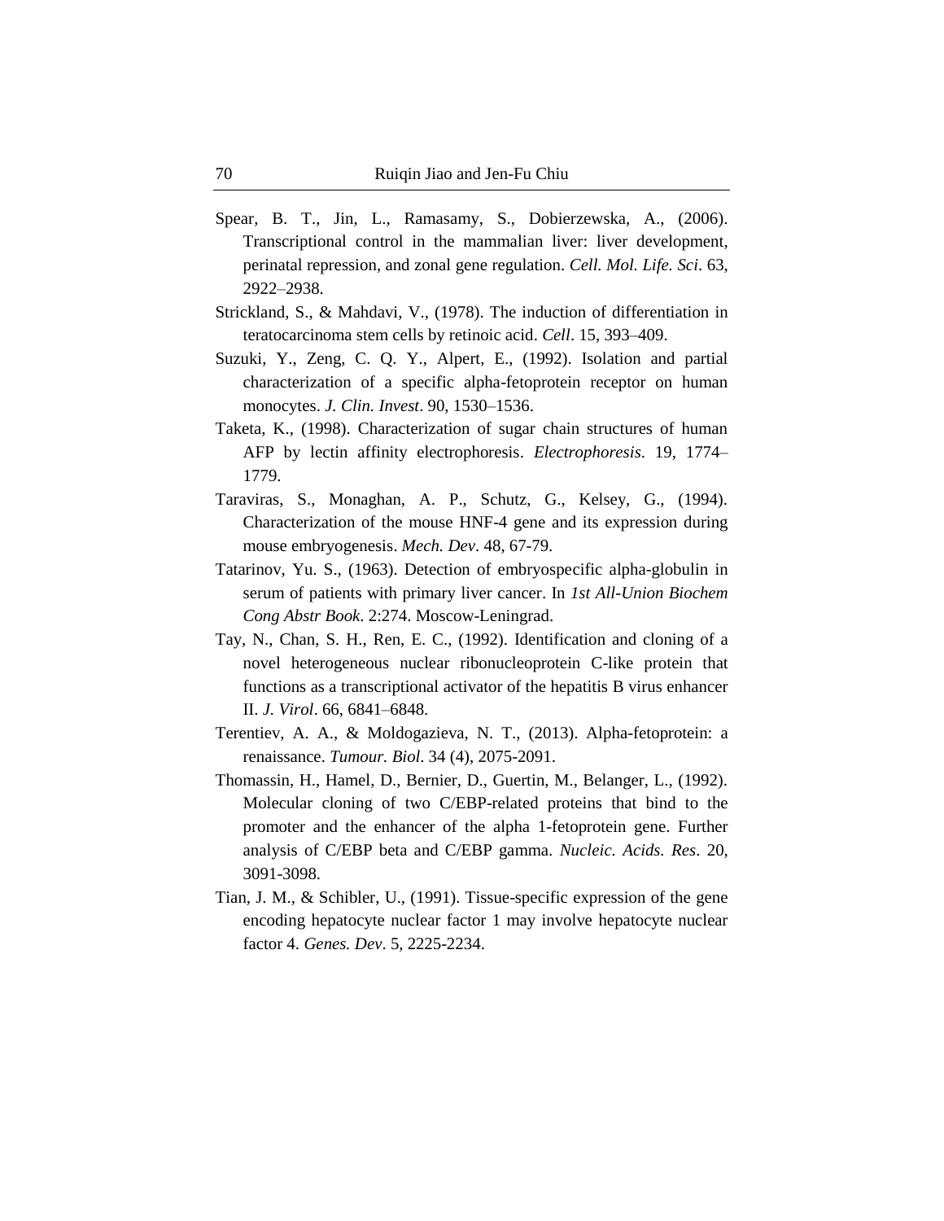Spear, B. T., Jin, L., Ramasamy, S., Dobierzewska, A., (2006). Transcriptional control in the mammalian liver: liver development, perinatal repression, and zonal gene regulation. *Cell. Mol. Life. Sci*. 63, 2922–2938.

Strickland, S., & Mahdavi, V., (1978). The induction of differentiation in teratocarcinoma stem cells by retinoic acid. *Cell*. 15, 393–409.

Suzuki, Y., Zeng, C. Q. Y., Alpert, E., (1992). Isolation and partial characterization of a specific alpha-fetoprotein receptor on human monocytes. *J. Clin. Invest*. 90, 1530–1536.

Taketa, K., (1998). Characterization of sugar chain structures of human AFP by lectin affinity electrophoresis. *Electrophoresis*. 19, 1774–1779.

Taraviras, S., Monaghan, A. P., Schutz, G., Kelsey, G., (1994). Characterization of the mouse HNF-4 gene and its expression during mouse embryogenesis. *Mech. Dev*. 48, 67-79.

Tatarinov, Yu. S., (1963). Detection of embryospecific alpha-globulin in serum of patients with primary liver cancer. In *1st All-Union Biochem Cong Abstr Book*. 2:274. Moscow-Leningrad.

Tay, N., Chan, S. H., Ren, E. C., (1992). Identification and cloning of a novel heterogeneous nuclear ribonucleoprotein C-like protein that functions as a transcriptional activator of the hepatitis B virus enhancer II. *J. Virol*. 66, 6841–6848.

Terentiev, A. A., & Moldogazieva, N. T., (2013). Alpha-fetoprotein: a renaissance. *Tumour. Biol*. 34 (4), 2075-2091.

Thomassin, H., Hamel, D., Bernier, D., Guertin, M., Belanger, L., (1992). Molecular cloning of two C/EBP-related proteins that bind to the promoter and the enhancer of the alpha 1-fetoprotein gene. Further analysis of C/EBP beta and C/EBP gamma. *Nucleic. Acids. Res*. 20, 3091-3098.

Tian, J. M., & Schibler, U., (1991). Tissue-specific expression of the gene encoding hepatocyte nuclear factor 1 may involve hepatocyte nuclear factor 4. *Genes. Dev*. 5, 2225-2234.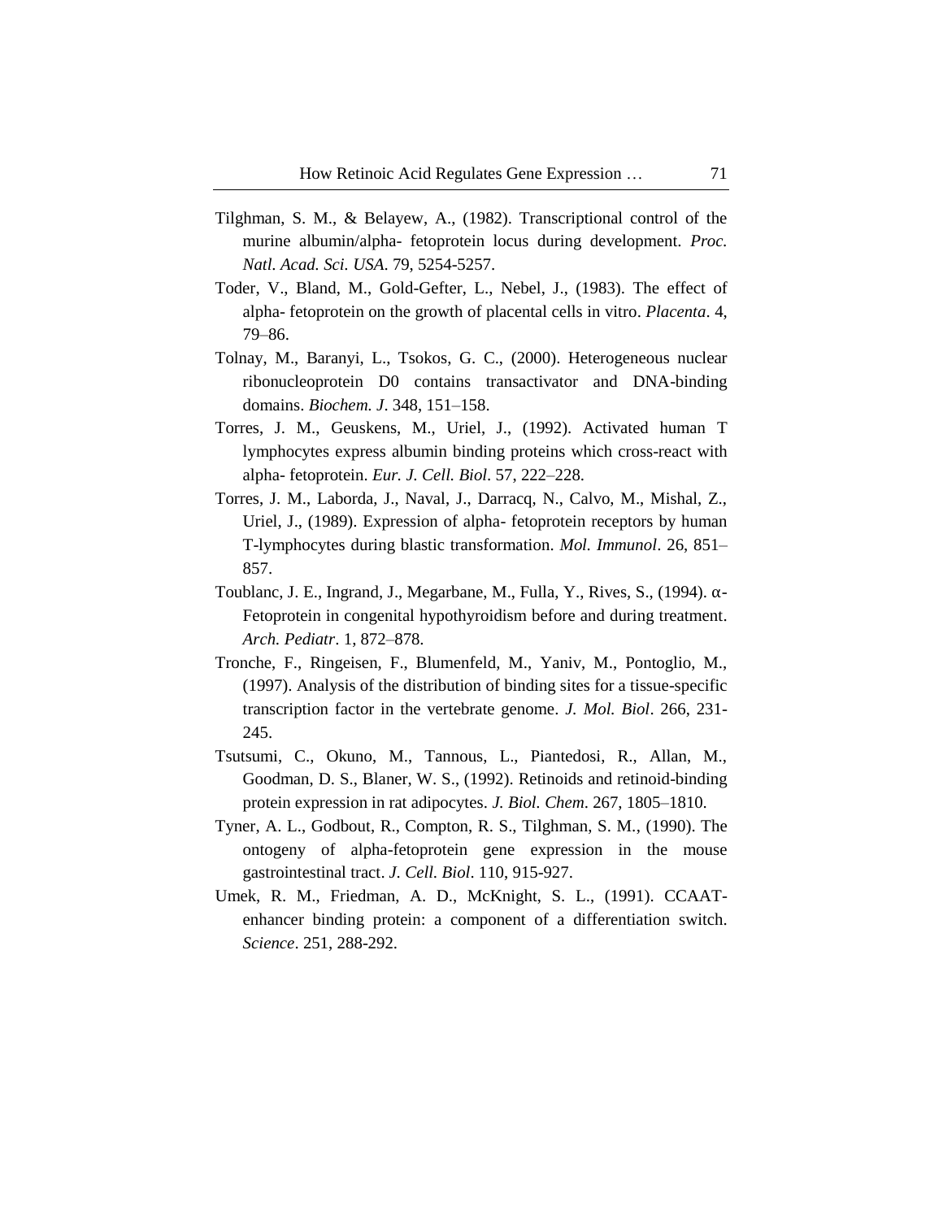Tilghman, S. M., & Belayew, A., (1982). Transcriptional control of the murine albumin/alpha- fetoprotein locus during development. *Proc. Natl. Acad. Sci. USA*. 79, 5254-5257.

Toder, V., Bland, M., Gold-Gefter, L., Nebel, J., (1983). The effect of alpha- fetoprotein on the growth of placental cells in vitro. *Placenta*. 4, 79–86.

Tolnay, M., Baranyi, L., Tsokos, G. C., (2000). Heterogeneous nuclear ribonucleoprotein D0 contains transactivator and DNA-binding domains. *Biochem. J*. 348, 151–158.

Torres, J. M., Geuskens, M., Uriel, J., (1992). Activated human T lymphocytes express albumin binding proteins which cross-react with alpha- fetoprotein. *Eur. J. Cell. Biol*. 57, 222–228.

Torres, J. M., Laborda, J., Naval, J., Darracq, N., Calvo, M., Mishal, Z., Uriel, J., (1989). Expression of alpha- fetoprotein receptors by human T-lymphocytes during blastic transformation. *Mol. Immunol*. 26, 851–857.

Toublanc, J. E., Ingrand, J., Megarbane, M., Fulla, Y., Rives, S., (1994). α-Fetoprotein in congenital hypothyroidism before and during treatment. *Arch. Pediatr*. 1, 872–878.

Tronche, F., Ringeisen, F., Blumenfeld, M., Yaniv, M., Pontoglio, M., (1997). Analysis of the distribution of binding sites for a tissue-specific transcription factor in the vertebrate genome. *J. Mol. Biol*. 266, 231-245.

Tsutsumi, C., Okuno, M., Tannous, L., Piantedosi, R., Allan, M., Goodman, D. S., Blaner, W. S., (1992). Retinoids and retinoid-binding protein expression in rat adipocytes. *J. Biol. Chem*. 267, 1805–1810.

Tyner, A. L., Godbout, R., Compton, R. S., Tilghman, S. M., (1990). The ontogeny of alpha-fetoprotein gene expression in the mouse gastrointestinal tract. *J. Cell. Biol*. 110, 915-927.

Umek, R. M., Friedman, A. D., McKnight, S. L., (1991). CCAAT-enhancer binding protein: a component of a differentiation switch. *Science*. 251, 288-292.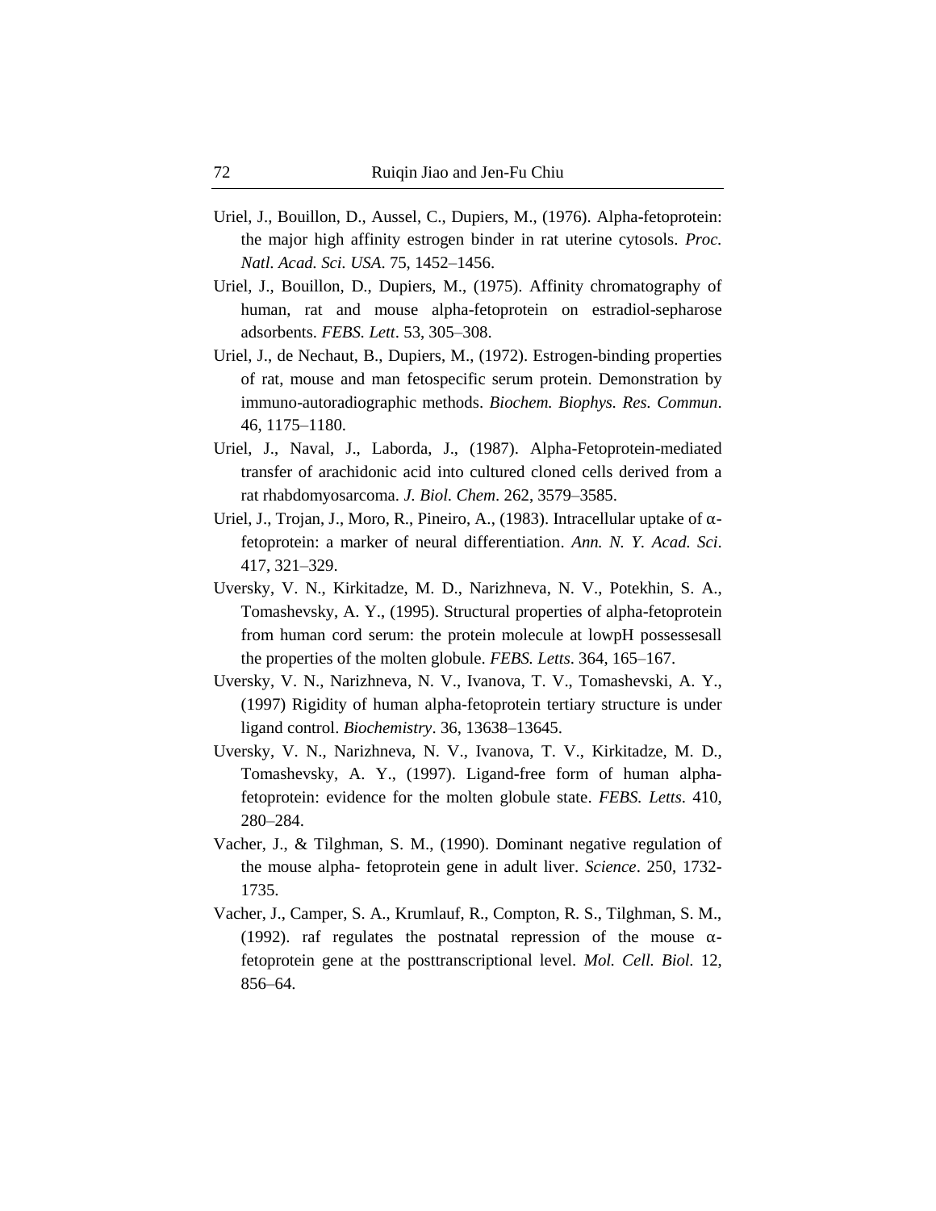Uriel, J., Bouillon, D., Aussel, C., Dupiers, M., (1976). Alpha-fetoprotein: the major high affinity estrogen binder in rat uterine cytosols. *Proc. Natl. Acad. Sci. USA*. 75, 1452–1456.

Uriel, J., Bouillon, D., Dupiers, M., (1975). Affinity chromatography of human, rat and mouse alpha-fetoprotein on estradiol-sepharose adsorbents. *FEBS. Lett*. 53, 305–308.

Uriel, J., de Nechaut, B., Dupiers, M., (1972). Estrogen-binding properties of rat, mouse and man fetospecific serum protein. Demonstration by immuno-autoradiographic methods. *Biochem. Biophys. Res. Commun*. 46, 1175–1180.

Uriel, J., Naval, J., Laborda, J., (1987). Alpha-Fetoprotein-mediated transfer of arachidonic acid into cultured cloned cells derived from a rat rhabdomyosarcoma. *J. Biol. Chem*. 262, 3579–3585.

Uriel, J., Trojan, J., Moro, R., Pineiro, A., (1983). Intracellular uptake of α-fetoprotein: a marker of neural differentiation. *Ann. N. Y. Acad. Sci*. 417, 321–329.

Uversky, V. N., Kirkitadze, M. D., Narizhneva, N. V., Potekhin, S. A., Tomashevsky, A. Y., (1995). Structural properties of alpha-fetoprotein from human cord serum: the protein molecule at lowpH possessesall the properties of the molten globule. *FEBS. Letts*. 364, 165–167.

Uversky, V. N., Narizhneva, N. V., Ivanova, T. V., Tomashevski, A. Y., (1997) Rigidity of human alpha-fetoprotein tertiary structure is under ligand control. *Biochemistry*. 36, 13638–13645.

Uversky, V. N., Narizhneva, N. V., Ivanova, T. V., Kirkitadze, M. D., Tomashevsky, A. Y., (1997). Ligand-free form of human alpha-fetoprotein: evidence for the molten globule state. *FEBS. Letts*. 410, 280–284.

Vacher, J., & Tilghman, S. M., (1990). Dominant negative regulation of the mouse alpha- fetoprotein gene in adult liver. *Science*. 250, 1732-1735.

Vacher, J., Camper, S. A., Krumlauf, R., Compton, R. S., Tilghman, S. M., (1992). raf regulates the postnatal repression of the mouse α-fetoprotein gene at the posttranscriptional level. *Mol. Cell. Biol*. 12, 856–64.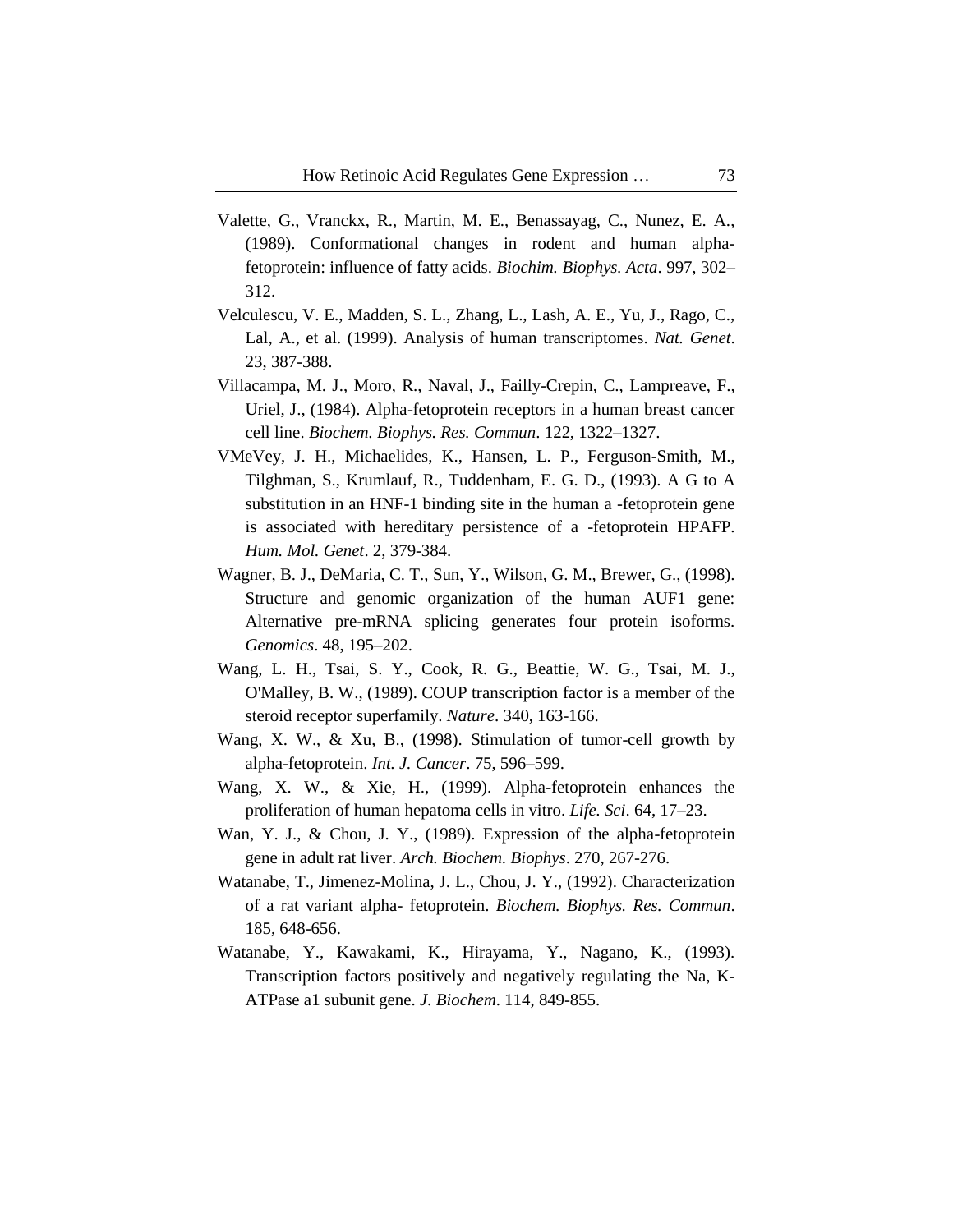Valette, G., Vranckx, R., Martin, M. E., Benassayag, C., Nunez, E. A., (1989). Conformational changes in rodent and human alpha-fetoprotein: influence of fatty acids. *Biochim. Biophys. Acta*. 997, 302–312.

Velculescu, V. E., Madden, S. L., Zhang, L., Lash, A. E., Yu, J., Rago, C., Lal, A., et al. (1999). Analysis of human transcriptomes. *Nat. Genet*. 23, 387-388.

Villacampa, M. J., Moro, R., Naval, J., Failly-Crepin, C., Lampreave, F., Uriel, J., (1984). Alpha-fetoprotein receptors in a human breast cancer cell line. *Biochem. Biophys. Res. Commun*. 122, 1322–1327.

VMeVey, J. H., Michaelides, K., Hansen, L. P., Ferguson-Smith, M., Tilghman, S., Krumlauf, R., Tuddenham, E. G. D., (1993). A G to A substitution in an HNF-1 binding site in the human a -fetoprotein gene is associated with hereditary persistence of a -fetoprotein HPAFP. *Hum. Mol. Genet*. 2, 379-384.

Wagner, B. J., DeMaria, C. T., Sun, Y., Wilson, G. M., Brewer, G., (1998). Structure and genomic organization of the human AUF1 gene: Alternative pre-mRNA splicing generates four protein isoforms. *Genomics*. 48, 195–202.

Wang, L. H., Tsai, S. Y., Cook, R. G., Beattie, W. G., Tsai, M. J., O'Malley, B. W., (1989). COUP transcription factor is a member of the steroid receptor superfamily. *Nature*. 340, 163-166.

Wang, X. W., & Xu, B., (1998). Stimulation of tumor-cell growth by alpha-fetoprotein. *Int. J. Cancer*. 75, 596–599.

Wang, X. W., & Xie, H., (1999). Alpha-fetoprotein enhances the proliferation of human hepatoma cells in vitro. *Life. Sci*. 64, 17–23.

Wan, Y. J., & Chou, J. Y., (1989). Expression of the alpha-fetoprotein gene in adult rat liver. *Arch. Biochem. Biophys*. 270, 267-276.

Watanabe, T., Jimenez-Molina, J. L., Chou, J. Y., (1992). Characterization of a rat variant alpha- fetoprotein. *Biochem. Biophys. Res. Commun*. 185, 648-656.

Watanabe, Y., Kawakami, K., Hirayama, Y., Nagano, K., (1993). Transcription factors positively and negatively regulating the Na, K-ATPase a1 subunit gene. *J. Biochem*. 114, 849-855.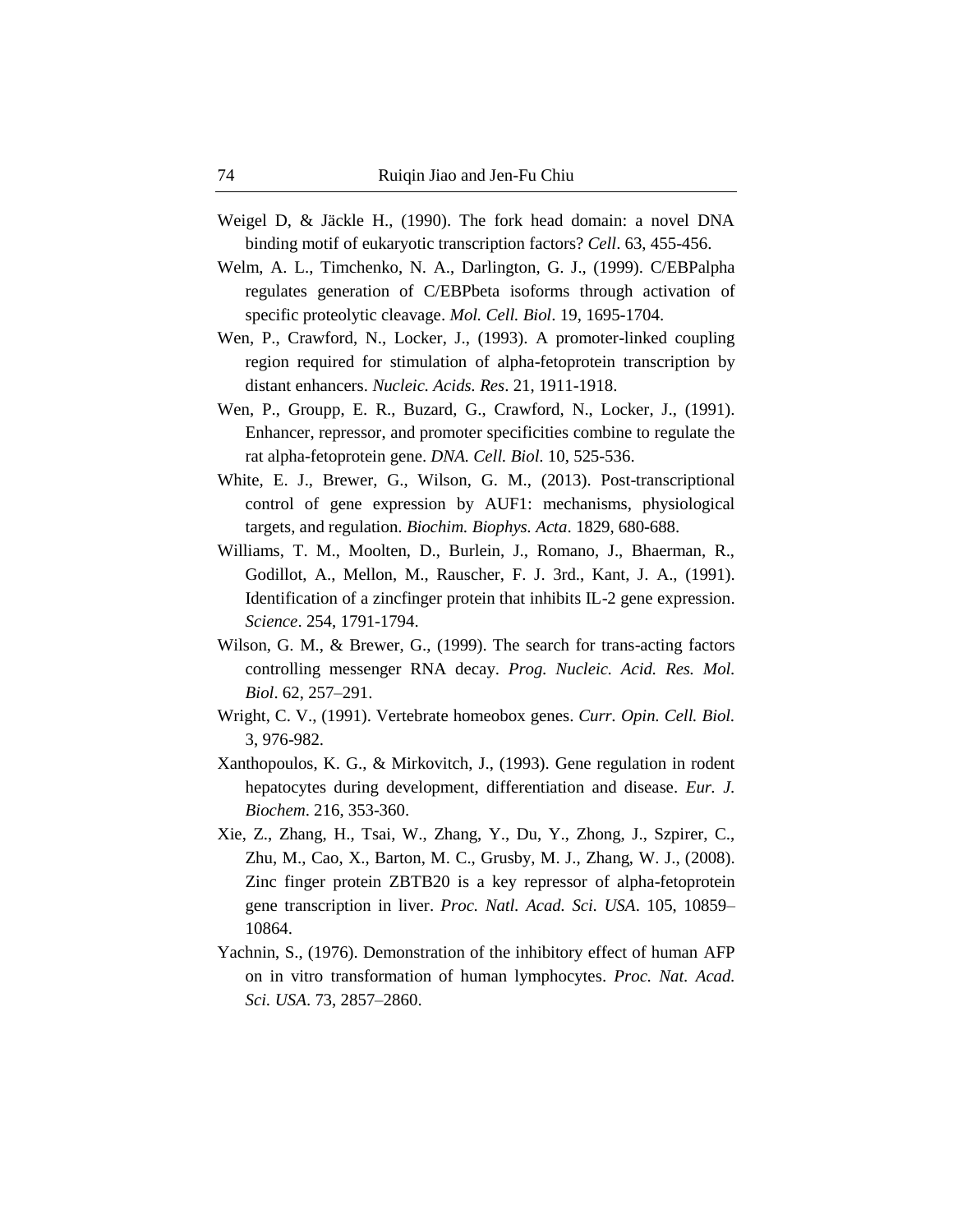Weigel D, & Jäckle H., (1990). The fork head domain: a novel DNA binding motif of eukaryotic transcription factors? *Cell*. 63, 455-456.

Welm, A. L., Timchenko, N. A., Darlington, G. J., (1999). C/EBPalpha regulates generation of C/EBPbeta isoforms through activation of specific proteolytic cleavage. *Mol. Cell. Biol*. 19, 1695-1704.

Wen, P., Crawford, N., Locker, J., (1993). A promoter-linked coupling region required for stimulation of alpha-fetoprotein transcription by distant enhancers. *Nucleic. Acids. Res*. 21, 1911-1918.

Wen, P., Groupp, E. R., Buzard, G., Crawford, N., Locker, J., (1991). Enhancer, repressor, and promoter specificities combine to regulate the rat alpha-fetoprotein gene. *DNA. Cell. Biol.* 10, 525-536.

White, E. J., Brewer, G., Wilson, G. M., (2013). Post-transcriptional control of gene expression by AUF1: mechanisms, physiological targets, and regulation. *Biochim. Biophys. Acta*. 1829, 680-688.

Williams, T. M., Moolten, D., Burlein, J., Romano, J., Bhaerman, R., Godillot, A., Mellon, M., Rauscher, F. J. 3rd., Kant, J. A., (1991). Identification of a zincfinger protein that inhibits IL-2 gene expression. *Science*. 254, 1791-1794.

Wilson, G. M., & Brewer, G., (1999). The search for trans-acting factors controlling messenger RNA decay. *Prog. Nucleic. Acid. Res. Mol. Biol*. 62, 257–291.

Wright, C. V., (1991). Vertebrate homeobox genes. *Curr. Opin. Cell. Biol.* 3, 976-982.

Xanthopoulos, K. G., & Mirkovitch, J., (1993). Gene regulation in rodent hepatocytes during development, differentiation and disease. *Eur. J. Biochem*. 216, 353-360.

Xie, Z., Zhang, H., Tsai, W., Zhang, Y., Du, Y., Zhong, J., Szpirer, C., Zhu, M., Cao, X., Barton, M. C., Grusby, M. J., Zhang, W. J., (2008). Zinc finger protein ZBTB20 is a key repressor of alpha-fetoprotein gene transcription in liver. *Proc. Natl. Acad. Sci. USA*. 105, 10859–10864.

Yachnin, S., (1976). Demonstration of the inhibitory effect of human AFP on in vitro transformation of human lymphocytes. *Proc. Nat. Acad. Sci. USA*. 73, 2857–2860.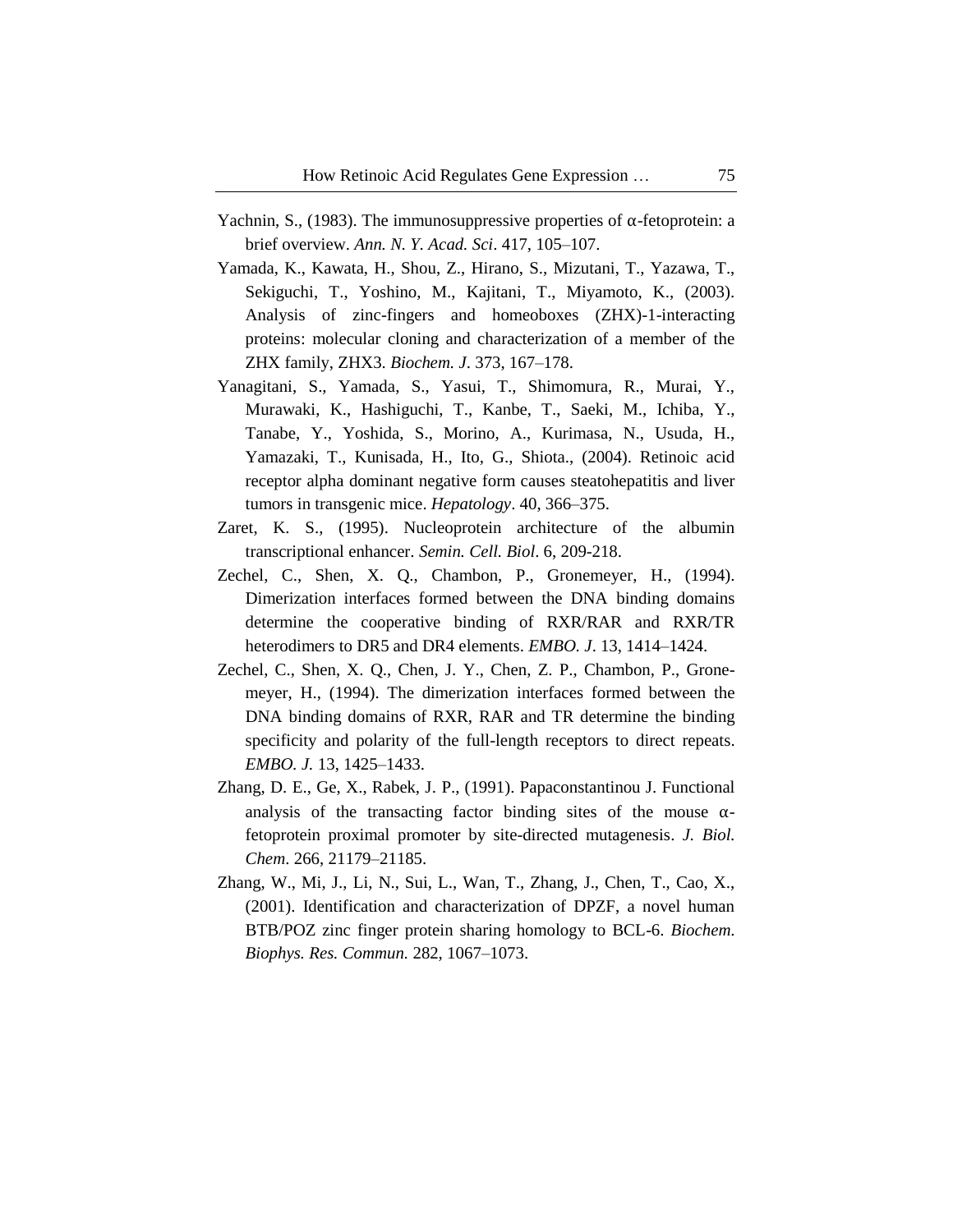Yachnin, S., (1983). The immunosuppressive properties of α-fetoprotein: a brief overview. *Ann. N. Y. Acad. Sci*. 417, 105–107.

Yamada, K., Kawata, H., Shou, Z., Hirano, S., Mizutani, T., Yazawa, T., Sekiguchi, T., Yoshino, M., Kajitani, T., Miyamoto, K., (2003). Analysis of zinc-fingers and homeoboxes (ZHX)-1-interacting proteins: molecular cloning and characterization of a member of the ZHX family, ZHX3. *Biochem. J*. 373, 167–178.

Yanagitani, S., Yamada, S., Yasui, T., Shimomura, R., Murai, Y., Murawaki, K., Hashiguchi, T., Kanbe, T., Saeki, M., Ichiba, Y., Tanabe, Y., Yoshida, S., Morino, A., Kurimasa, N., Usuda, H., Yamazaki, T., Kunisada, H., Ito, G., Shiota., (2004). Retinoic acid receptor alpha dominant negative form causes steatohepatitis and liver tumors in transgenic mice. *Hepatology*. 40, 366–375.

Zaret, K. S., (1995). Nucleoprotein architecture of the albumin transcriptional enhancer. *Semin. Cell. Biol*. 6, 209-218.

Zechel, C., Shen, X. Q., Chambon, P., Gronemeyer, H., (1994). Dimerization interfaces formed between the DNA binding domains determine the cooperative binding of RXR/RAR and RXR/TR heterodimers to DR5 and DR4 elements. *EMBO. J*. 13, 1414–1424.

Zechel, C., Shen, X. Q., Chen, J. Y., Chen, Z. P., Chambon, P., Gronemeyer, H., (1994). The dimerization interfaces formed between the DNA binding domains of RXR, RAR and TR determine the binding specificity and polarity of the full-length receptors to direct repeats. *EMBO. J.* 13, 1425–1433.

Zhang, D. E., Ge, X., Rabek, J. P., (1991). Papaconstantinou J. Functional analysis of the transacting factor binding sites of the mouse α-fetoprotein proximal promoter by site-directed mutagenesis. *J. Biol. Chem*. 266, 21179–21185.

Zhang, W., Mi, J., Li, N., Sui, L., Wan, T., Zhang, J., Chen, T., Cao, X., (2001). Identification and characterization of DPZF, a novel human BTB/POZ zinc finger protein sharing homology to BCL-6. *Biochem. Biophys. Res. Commun.* 282, 1067–1073.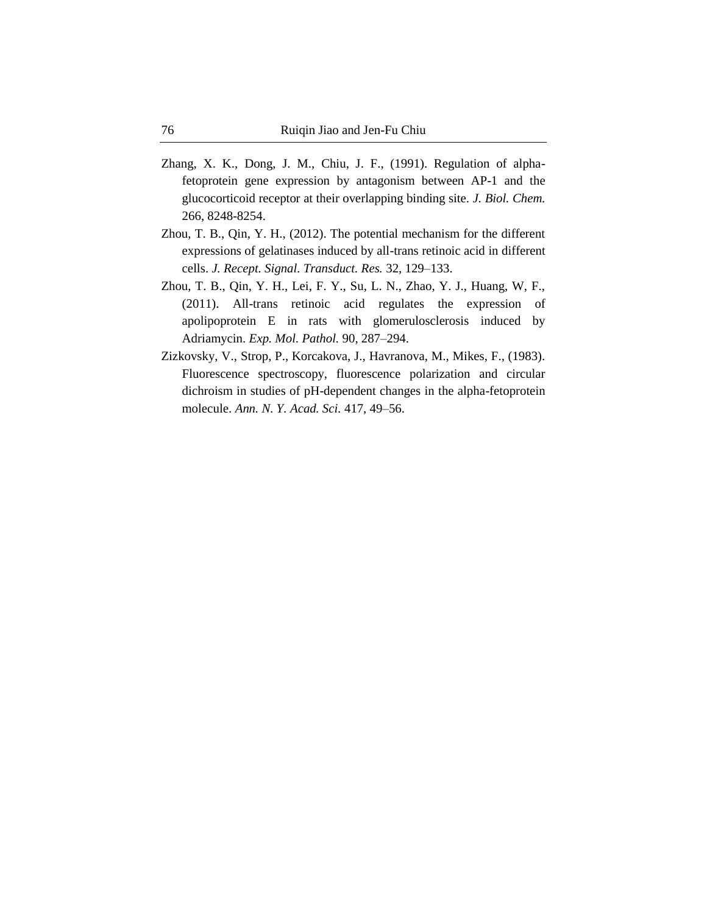Zhang, X. K., Dong, J. M., Chiu, J. F., (1991). Regulation of alpha-fetoprotein gene expression by antagonism between AP-1 and the glucocorticoid receptor at their overlapping binding site. *J. Biol. Chem.* 266, 8248-8254.

Zhou, T. B., Qin, Y. H., (2012). The potential mechanism for the different expressions of gelatinases induced by all-trans retinoic acid in different cells. *J. Recept. Signal. Transduct. Res.* 32, 129–133.

Zhou, T. B., Qin, Y. H., Lei, F. Y., Su, L. N., Zhao, Y. J., Huang, W, F., (2011). All-trans retinoic acid regulates the expression of apolipoprotein E in rats with glomerulosclerosis induced by Adriamycin. *Exp. Mol. Pathol.* 90, 287–294.

Zizkovsky, V., Strop, P., Korcakova, J., Havranova, M., Mikes, F., (1983). Fluorescence spectroscopy, fluorescence polarization and circular dichroism in studies of pH-dependent changes in the alpha-fetoprotein molecule. *Ann. N. Y. Acad. Sci.* 417, 49–56.